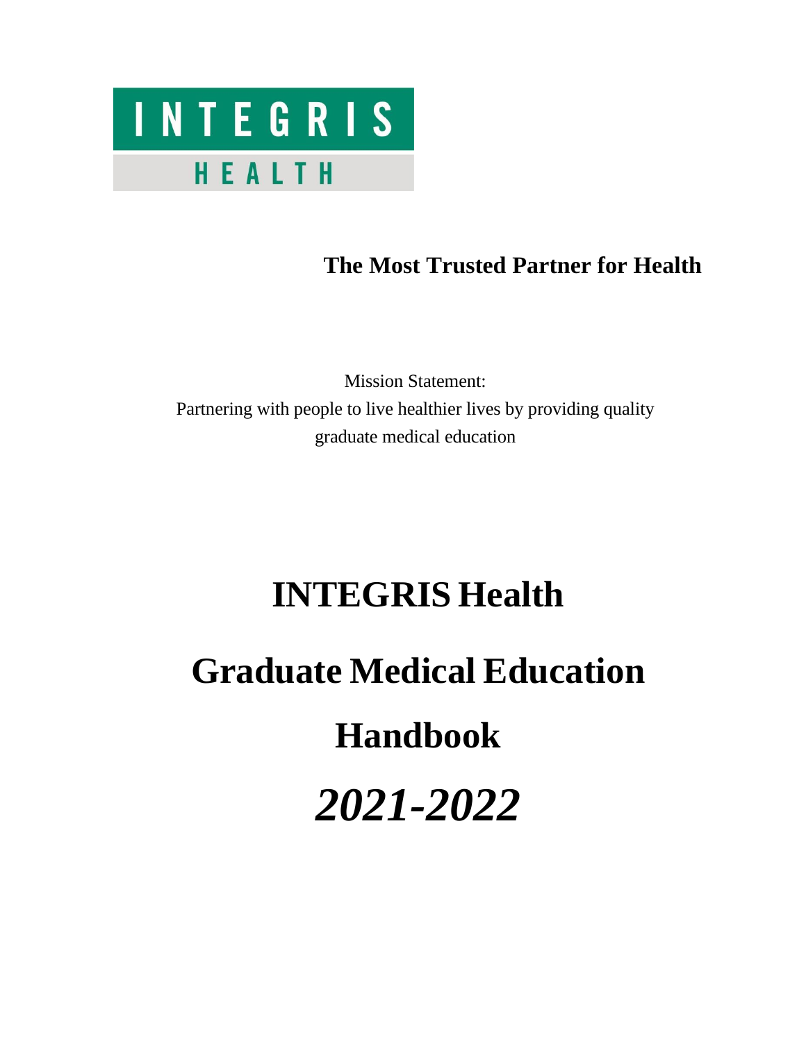INTEGRIS

HEALTH

**The Most Trusted Partner for Health**

Mission Statement:
Partnering with people to live healthier lives by providing quality graduate medical education

# INTEGRIS Health

# Graduate Medical Education

# Handbook

# *2021-2022*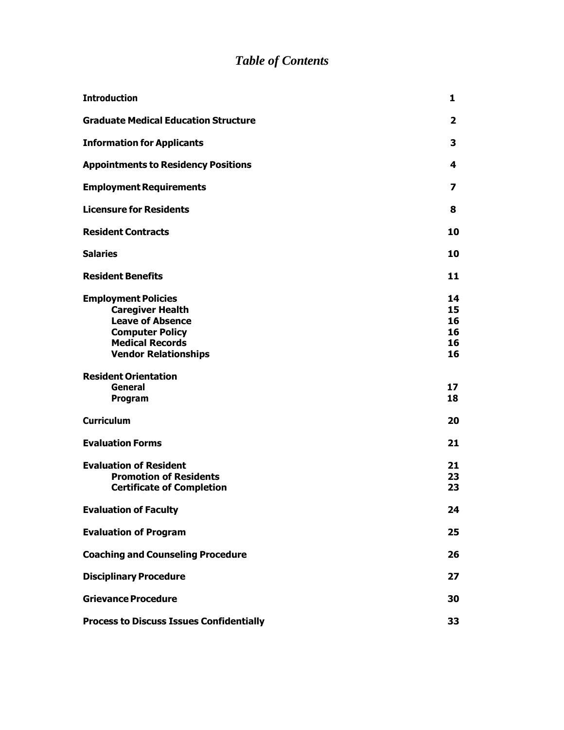# *Table of Contents*

| | |
|---|---|
| **Introduction** | **1** |
| **Graduate Medical Education Structure** | **2** |
| **Information for Applicants** | **3** |
| **Appointments to Residency Positions** | **4** |
| **Employment Requirements** | **7** |
| **Licensure for Residents** | **8** |
| **Resident Contracts** | **10** |
| **Salaries** | **10** |
| **Resident Benefits** | **11** |
| **Employment Policies** | **14** |
| **Caregiver Health** | **15** |
| **Leave of Absence** | **16** |
| **Computer Policy** | **16** |
| **Medical Records** | **16** |
| **Vendor Relationships** | **16** |
| **Resident Orientation** | |
| **General** | **17** |
| **Program** | **18** |
| **Curriculum** | **20** |
| **Evaluation Forms** | **21** |
| **Evaluation of Resident** | **21** |
| **Promotion of Residents** | **23** |
| **Certificate of Completion** | **23** |
| **Evaluation of Faculty** | **24** |
| **Evaluation of Program** | **25** |
| **Coaching and Counseling Procedure** | **26** |
| **Disciplinary Procedure** | **27** |
| **Grievance Procedure** | **30** |
| **Process to Discuss Issues Confidentially** | **33** |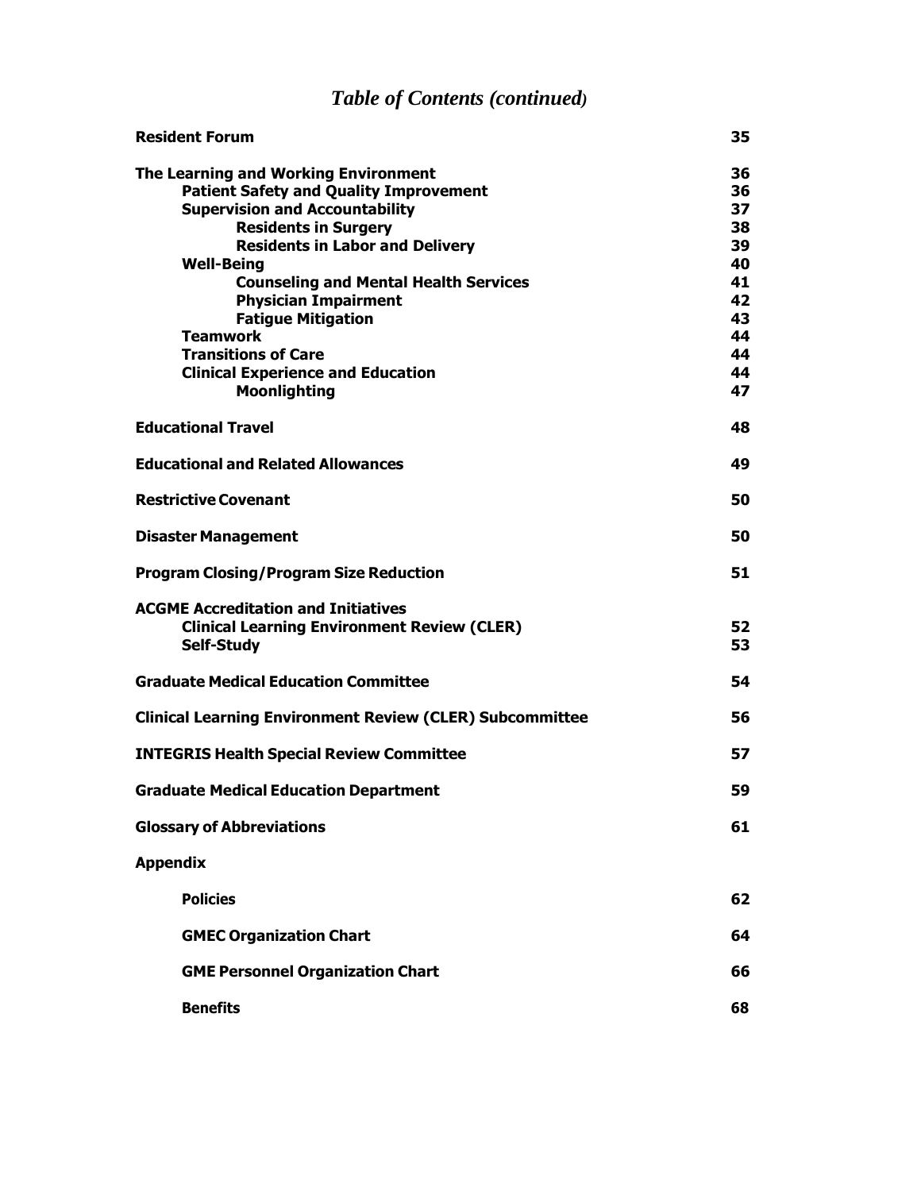# *Table of Contents (continued)*

| | |
|---|---|
| **Resident Forum** | **35** |
| **The Learning and Working Environment** | **36** |
| **Patient Safety and Quality Improvement** | **36** |
| **Supervision and Accountability** | **37** |
| **Residents in Surgery** | **38** |
| **Residents in Labor and Delivery** | **39** |
| **Well-Being** | **40** |
| **Counseling and Mental Health Services** | **41** |
| **Physician Impairment** | **42** |
| **Fatigue Mitigation** | **43** |
| **Teamwork** | **44** |
| **Transitions of Care** | **44** |
| **Clinical Experience and Education** | **44** |
| **Moonlighting** | **47** |
| **Educational Travel** | **48** |
| **Educational and Related Allowances** | **49** |
| **Restrictive Covenant** | **50** |
| **Disaster Management** | **50** |
| **Program Closing/Program Size Reduction** | **51** |
| **ACGME Accreditation and Initiatives** | |
| **Clinical Learning Environment Review (CLER)** | **52** |
| **Self-Study** | **53** |
| **Graduate Medical Education Committee** | **54** |
| **Clinical Learning Environment Review (CLER) Subcommittee** | **56** |
| **INTEGRIS Health Special Review Committee** | **57** |
| **Graduate Medical Education Department** | **59** |
| **Glossary of Abbreviations** | **61** |
| **Appendix** | |
| **Policies** | **62** |
| **GMEC Organization Chart** | **64** |
| **GME Personnel Organization Chart** | **66** |
| **Benefits** | **68** |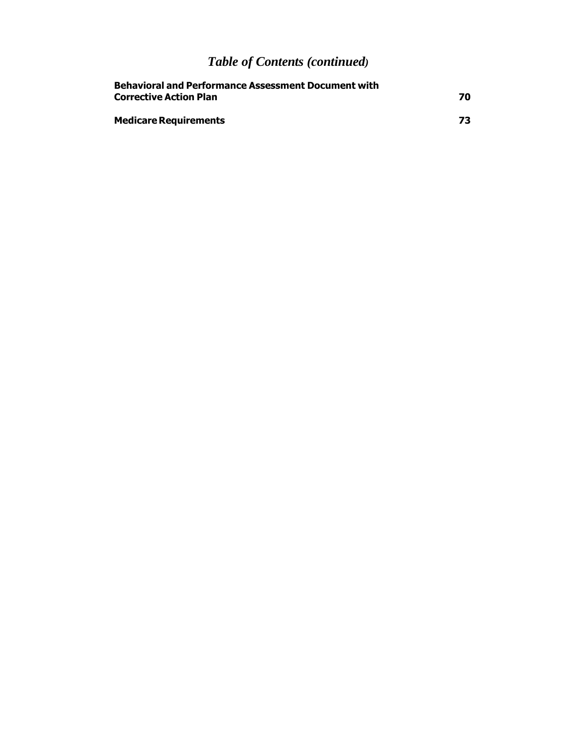# *Table of Contents (continued)*

| | |
|---|---|
| **Behavioral and Performance Assessment Document with Corrective Action Plan** | **70** |
| **Medicare Requirements** | **73** |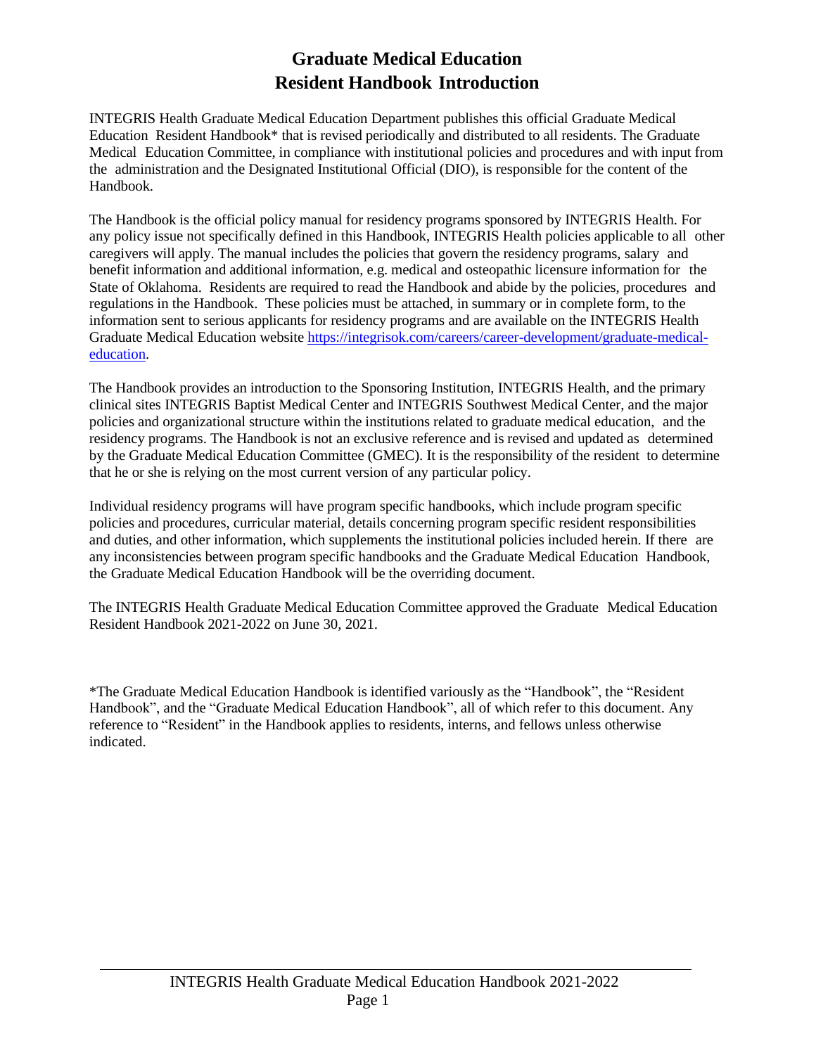# Graduate Medical Education
# Resident Handbook Introduction

INTEGRIS Health Graduate Medical Education Department publishes this official Graduate Medical Education Resident Handbook* that is revised periodically and distributed to all residents. The Graduate Medical Education Committee, in compliance with institutional policies and procedures and with input from the administration and the Designated Institutional Official (DIO), is responsible for the content of the Handbook.

The Handbook is the official policy manual for residency programs sponsored by INTEGRIS Health. For any policy issue not specifically defined in this Handbook, INTEGRIS Health policies applicable to all other caregivers will apply. The manual includes the policies that govern the residency programs, salary and benefit information and additional information, e.g. medical and osteopathic licensure information for the State of Oklahoma. Residents are required to read the Handbook and abide by the policies, procedures and regulations in the Handbook. These policies must be attached, in summary or in complete form, to the information sent to serious applicants for residency programs and are available on the INTEGRIS Health Graduate Medical Education website [https://integrisok.com/careers/career-development/graduate-medical-education](https://integrisok.com/careers/career-development/graduate-medical-education).

The Handbook provides an introduction to the Sponsoring Institution, INTEGRIS Health, and the primary clinical sites INTEGRIS Baptist Medical Center and INTEGRIS Southwest Medical Center, and the major policies and organizational structure within the institutions related to graduate medical education, and the residency programs. The Handbook is not an exclusive reference and is revised and updated as determined by the Graduate Medical Education Committee (GMEC). It is the responsibility of the resident to determine that he or she is relying on the most current version of any particular policy.

Individual residency programs will have program specific handbooks, which include program specific policies and procedures, curricular material, details concerning program specific resident responsibilities and duties, and other information, which supplements the institutional policies included herein. If there are any inconsistencies between program specific handbooks and the Graduate Medical Education Handbook, the Graduate Medical Education Handbook will be the overriding document.

The INTEGRIS Health Graduate Medical Education Committee approved the Graduate Medical Education Resident Handbook 2021-2022 on June 30, 2021.

*The Graduate Medical Education Handbook is identified variously as the "Handbook", the "Resident Handbook", and the "Graduate Medical Education Handbook", all of which refer to this document. Any reference to "Resident" in the Handbook applies to residents, interns, and fellows unless otherwise indicated.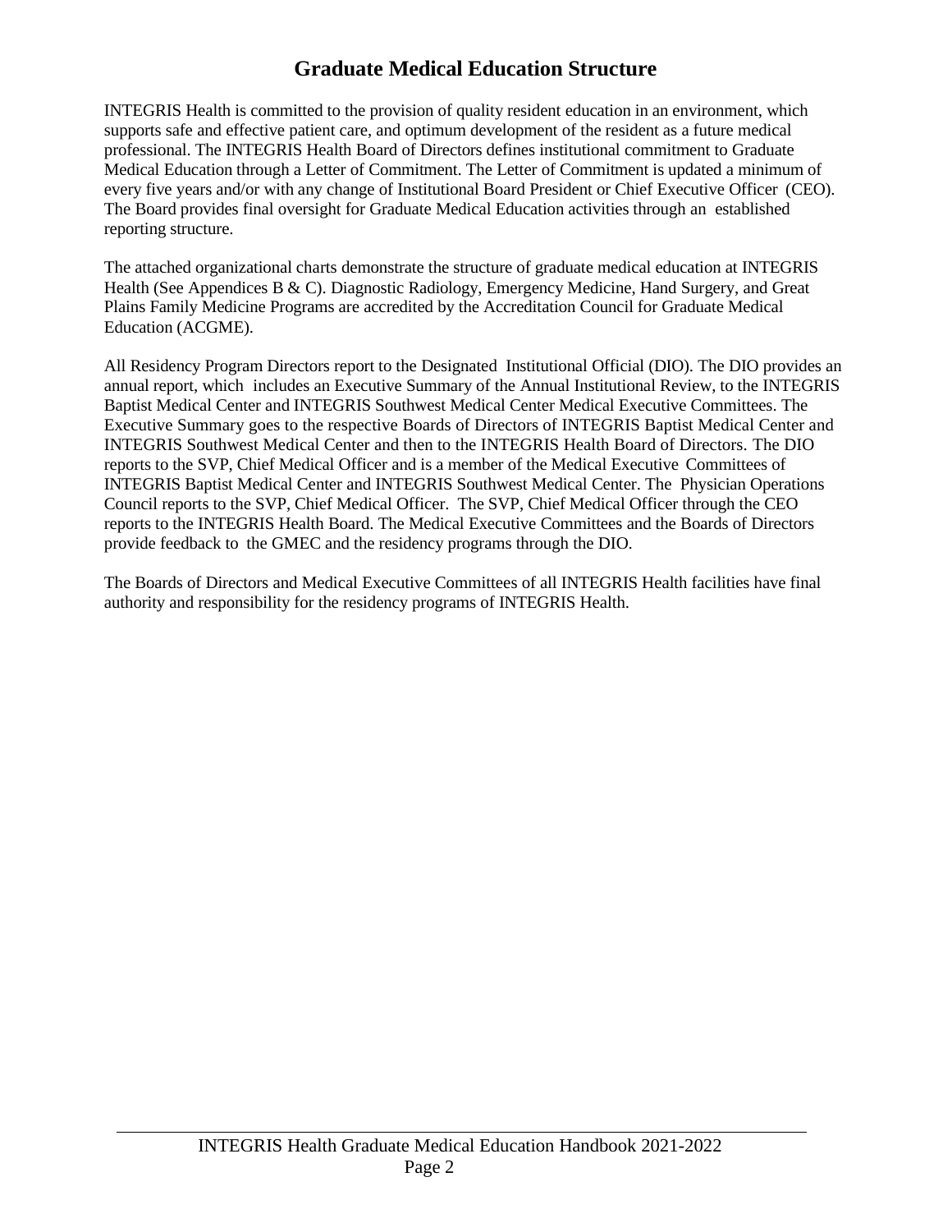# Graduate Medical Education Structure

INTEGRIS Health is committed to the provision of quality resident education in an environment, which supports safe and effective patient care, and optimum development of the resident as a future medical professional. The INTEGRIS Health Board of Directors defines institutional commitment to Graduate Medical Education through a Letter of Commitment. The Letter of Commitment is updated a minimum of every five years and/or with any change of Institutional Board President or Chief Executive Officer (CEO). The Board provides final oversight for Graduate Medical Education activities through an established reporting structure.

The attached organizational charts demonstrate the structure of graduate medical education at INTEGRIS Health (See Appendices B & C). Diagnostic Radiology, Emergency Medicine, Hand Surgery, and Great Plains Family Medicine Programs are accredited by the Accreditation Council for Graduate Medical Education (ACGME).

All Residency Program Directors report to the Designated Institutional Official (DIO). The DIO provides an annual report, which includes an Executive Summary of the Annual Institutional Review, to the INTEGRIS Baptist Medical Center and INTEGRIS Southwest Medical Center Medical Executive Committees. The Executive Summary goes to the respective Boards of Directors of INTEGRIS Baptist Medical Center and INTEGRIS Southwest Medical Center and then to the INTEGRIS Health Board of Directors. The DIO reports to the SVP, Chief Medical Officer and is a member of the Medical Executive Committees of INTEGRIS Baptist Medical Center and INTEGRIS Southwest Medical Center. The Physician Operations Council reports to the SVP, Chief Medical Officer. The SVP, Chief Medical Officer through the CEO reports to the INTEGRIS Health Board. The Medical Executive Committees and the Boards of Directors provide feedback to the GMEC and the residency programs through the DIO.

The Boards of Directors and Medical Executive Committees of all INTEGRIS Health facilities have final authority and responsibility for the residency programs of INTEGRIS Health.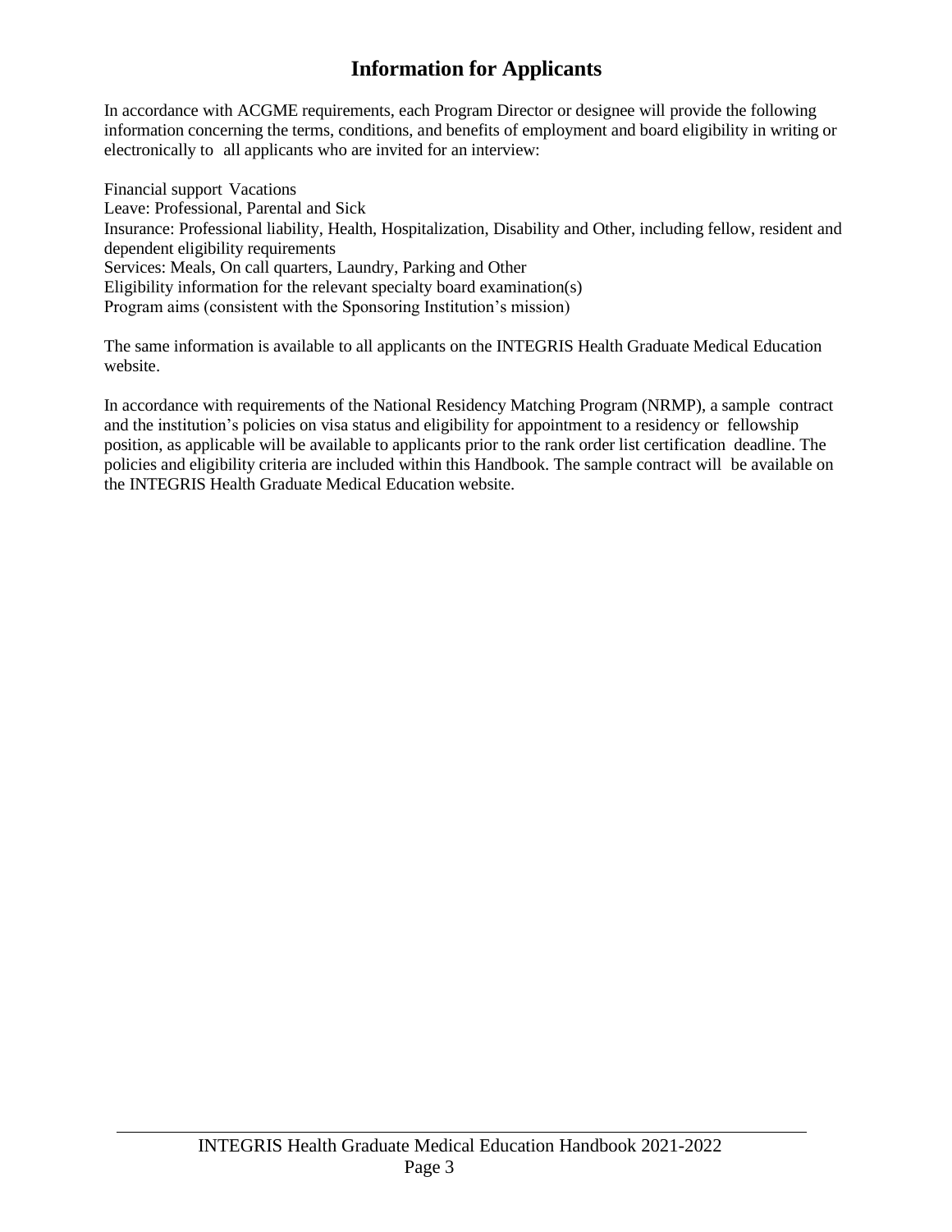# Information for Applicants

In accordance with ACGME requirements, each Program Director or designee will provide the following information concerning the terms, conditions, and benefits of employment and board eligibility in writing or electronically to all applicants who are invited for an interview:

Financial support Vacations
Leave: Professional, Parental and Sick
Insurance: Professional liability, Health, Hospitalization, Disability and Other, including fellow, resident and dependent eligibility requirements
Services: Meals, On call quarters, Laundry, Parking and Other
Eligibility information for the relevant specialty board examination(s)
Program aims (consistent with the Sponsoring Institution's mission)

The same information is available to all applicants on the INTEGRIS Health Graduate Medical Education website.

In accordance with requirements of the National Residency Matching Program (NRMP), a sample contract and the institution's policies on visa status and eligibility for appointment to a residency or fellowship position, as applicable will be available to applicants prior to the rank order list certification deadline. The policies and eligibility criteria are included within this Handbook. The sample contract will be available on the INTEGRIS Health Graduate Medical Education website.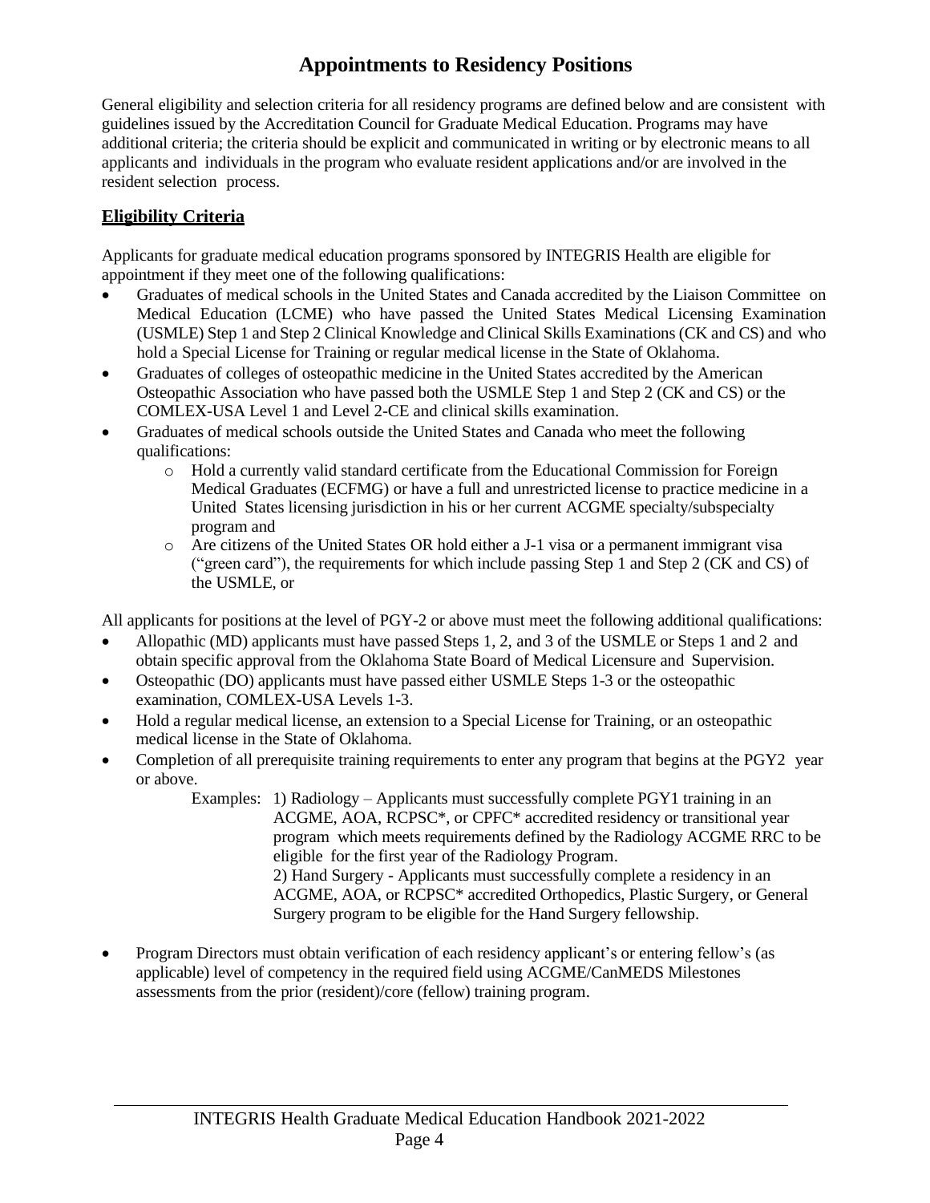# Appointments to Residency Positions

General eligibility and selection criteria for all residency programs are defined below and are consistent with guidelines issued by the Accreditation Council for Graduate Medical Education. Programs may have additional criteria; the criteria should be explicit and communicated in writing or by electronic means to all applicants and individuals in the program who evaluate resident applications and/or are involved in the resident selection process.

## **Eligibility Criteria**

Applicants for graduate medical education programs sponsored by INTEGRIS Health are eligible for appointment if they meet one of the following qualifications:

- Graduates of medical schools in the United States and Canada accredited by the Liaison Committee on Medical Education (LCME) who have passed the United States Medical Licensing Examination (USMLE) Step 1 and Step 2 Clinical Knowledge and Clinical Skills Examinations (CK and CS) and who hold a Special License for Training or regular medical license in the State of Oklahoma.
- Graduates of colleges of osteopathic medicine in the United States accredited by the American Osteopathic Association who have passed both the USMLE Step 1 and Step 2 (CK and CS) or the COMLEX-USA Level 1 and Level 2-CE and clinical skills examination.
- Graduates of medical schools outside the United States and Canada who meet the following qualifications:
  - Hold a currently valid standard certificate from the Educational Commission for Foreign Medical Graduates (ECFMG) or have a full and unrestricted license to practice medicine in a United States licensing jurisdiction in his or her current ACGME specialty/subspecialty program and
  - Are citizens of the United States OR hold either a J-1 visa or a permanent immigrant visa ("green card"), the requirements for which include passing Step 1 and Step 2 (CK and CS) of the USMLE, or

All applicants for positions at the level of PGY-2 or above must meet the following additional qualifications:

- Allopathic (MD) applicants must have passed Steps 1, 2, and 3 of the USMLE or Steps 1 and 2 and obtain specific approval from the Oklahoma State Board of Medical Licensure and Supervision.
- Osteopathic (DO) applicants must have passed either USMLE Steps 1-3 or the osteopathic examination, COMLEX-USA Levels 1-3.
- Hold a regular medical license, an extension to a Special License for Training, or an osteopathic medical license in the State of Oklahoma.
- Completion of all prerequisite training requirements to enter any program that begins at the PGY2 year or above.

  Examples: 1) Radiology – Applicants must successfully complete PGY1 training in an ACGME, AOA, RCPSC*, or CPFC* accredited residency or transitional year program which meets requirements defined by the Radiology ACGME RRC to be eligible for the first year of the Radiology Program.
  2) Hand Surgery - Applicants must successfully complete a residency in an ACGME, AOA, or RCPSC* accredited Orthopedics, Plastic Surgery, or General Surgery program to be eligible for the Hand Surgery fellowship.

- Program Directors must obtain verification of each residency applicant's or entering fellow's (as applicable) level of competency in the required field using ACGME/CanMEDS Milestones assessments from the prior (resident)/core (fellow) training program.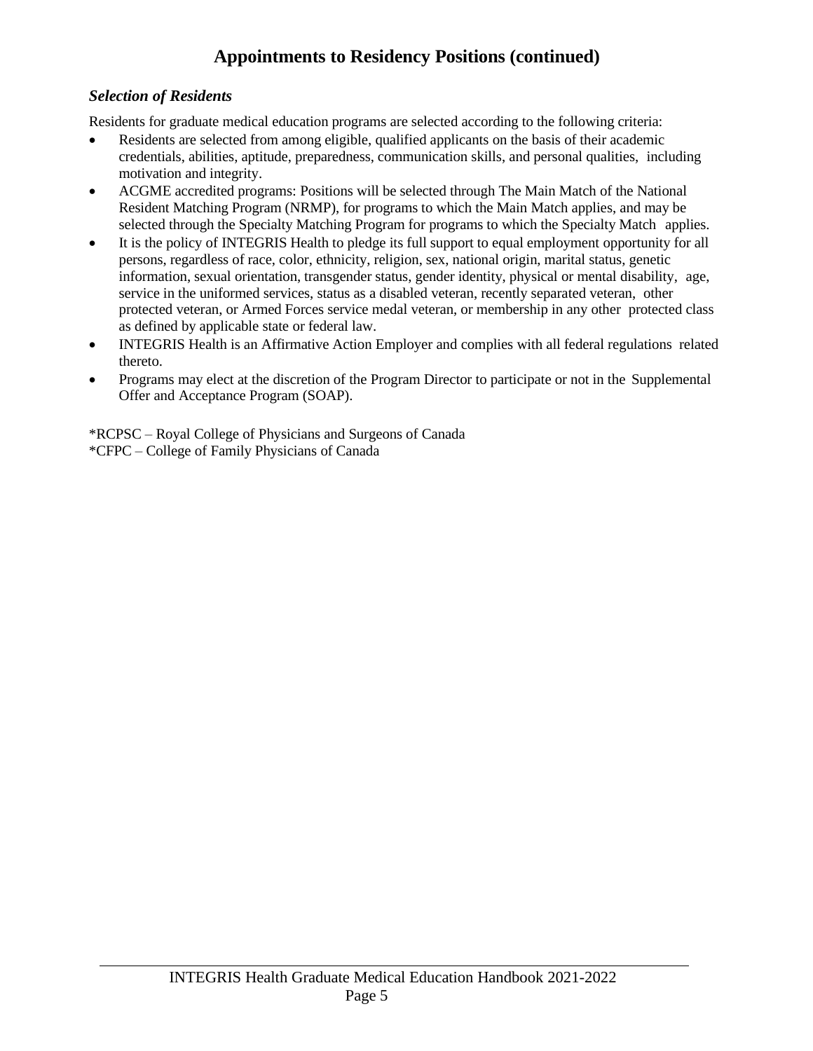# Appointments to Residency Positions (continued)

### *Selection of Residents*

Residents for graduate medical education programs are selected according to the following criteria:

- Residents are selected from among eligible, qualified applicants on the basis of their academic credentials, abilities, aptitude, preparedness, communication skills, and personal qualities, including motivation and integrity.
- ACGME accredited programs: Positions will be selected through The Main Match of the National Resident Matching Program (NRMP), for programs to which the Main Match applies, and may be selected through the Specialty Matching Program for programs to which the Specialty Match applies.
- It is the policy of INTEGRIS Health to pledge its full support to equal employment opportunity for all persons, regardless of race, color, ethnicity, religion, sex, national origin, marital status, genetic information, sexual orientation, transgender status, gender identity, physical or mental disability, age, service in the uniformed services, status as a disabled veteran, recently separated veteran, other protected veteran, or Armed Forces service medal veteran, or membership in any other protected class as defined by applicable state or federal law.
- INTEGRIS Health is an Affirmative Action Employer and complies with all federal regulations related thereto.
- Programs may elect at the discretion of the Program Director to participate or not in the Supplemental Offer and Acceptance Program (SOAP).

*RCPSC – Royal College of Physicians and Surgeons of Canada
*CFPC – College of Family Physicians of Canada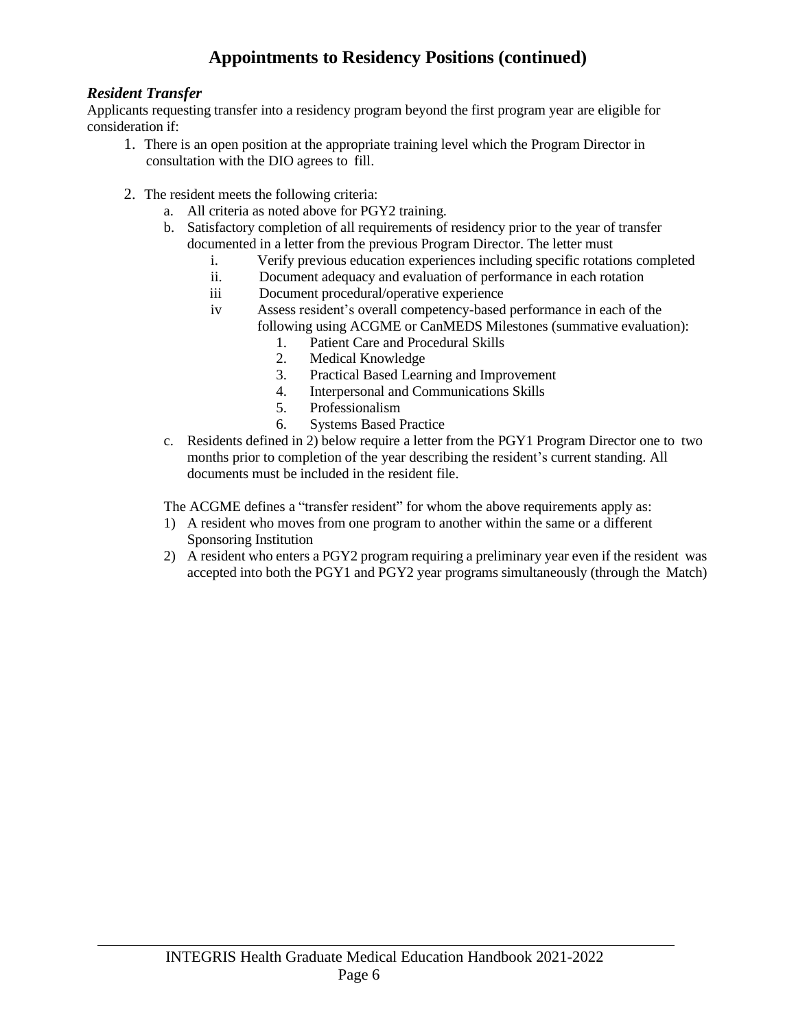# Appointments to Residency Positions (continued)

### *Resident Transfer*

Applicants requesting transfer into a residency program beyond the first program year are eligible for consideration if:

1. There is an open position at the appropriate training level which the Program Director in consultation with the DIO agrees to fill.

2. The resident meets the following criteria:
   a. All criteria as noted above for PGY2 training.
   b. Satisfactory completion of all requirements of residency prior to the year of transfer documented in a letter from the previous Program Director. The letter must
      i. Verify previous education experiences including specific rotations completed
      ii. Document adequacy and evaluation of performance in each rotation
      iii Document procedural/operative experience
      iv Assess resident's overall competency-based performance in each of the following using ACGME or CanMEDS Milestones (summative evaluation):
         1. Patient Care and Procedural Skills
         2. Medical Knowledge
         3. Practical Based Learning and Improvement
         4. Interpersonal and Communications Skills
         5. Professionalism
         6. Systems Based Practice
   c. Residents defined in 2) below require a letter from the PGY1 Program Director one to two months prior to completion of the year describing the resident's current standing. All documents must be included in the resident file.

   The ACGME defines a "transfer resident" for whom the above requirements apply as:
   1) A resident who moves from one program to another within the same or a different Sponsoring Institution
   2) A resident who enters a PGY2 program requiring a preliminary year even if the resident was accepted into both the PGY1 and PGY2 year programs simultaneously (through the Match)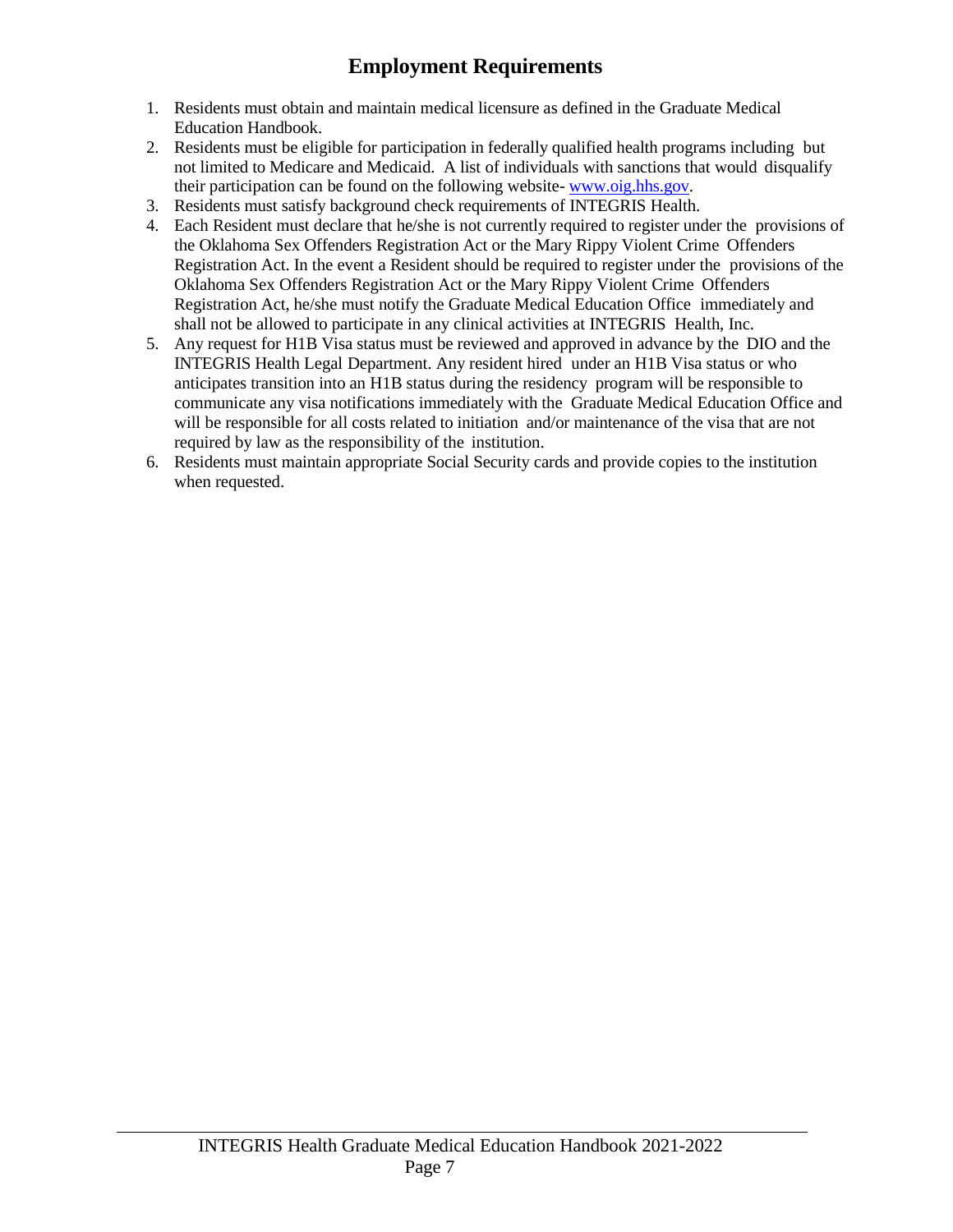# Employment Requirements

1. Residents must obtain and maintain medical licensure as defined in the Graduate Medical Education Handbook.
2. Residents must be eligible for participation in federally qualified health programs including but not limited to Medicare and Medicaid. A list of individuals with sanctions that would disqualify their participation can be found on the following website- [www.oig.hhs.gov](http://www.oig.hhs.gov).
3. Residents must satisfy background check requirements of INTEGRIS Health.
4. Each Resident must declare that he/she is not currently required to register under the provisions of the Oklahoma Sex Offenders Registration Act or the Mary Rippy Violent Crime Offenders Registration Act. In the event a Resident should be required to register under the provisions of the Oklahoma Sex Offenders Registration Act or the Mary Rippy Violent Crime Offenders Registration Act, he/she must notify the Graduate Medical Education Office immediately and shall not be allowed to participate in any clinical activities at INTEGRIS Health, Inc.
5. Any request for H1B Visa status must be reviewed and approved in advance by the DIO and the INTEGRIS Health Legal Department. Any resident hired under an H1B Visa status or who anticipates transition into an H1B status during the residency program will be responsible to communicate any visa notifications immediately with the Graduate Medical Education Office and will be responsible for all costs related to initiation and/or maintenance of the visa that are not required by law as the responsibility of the institution.
6. Residents must maintain appropriate Social Security cards and provide copies to the institution when requested.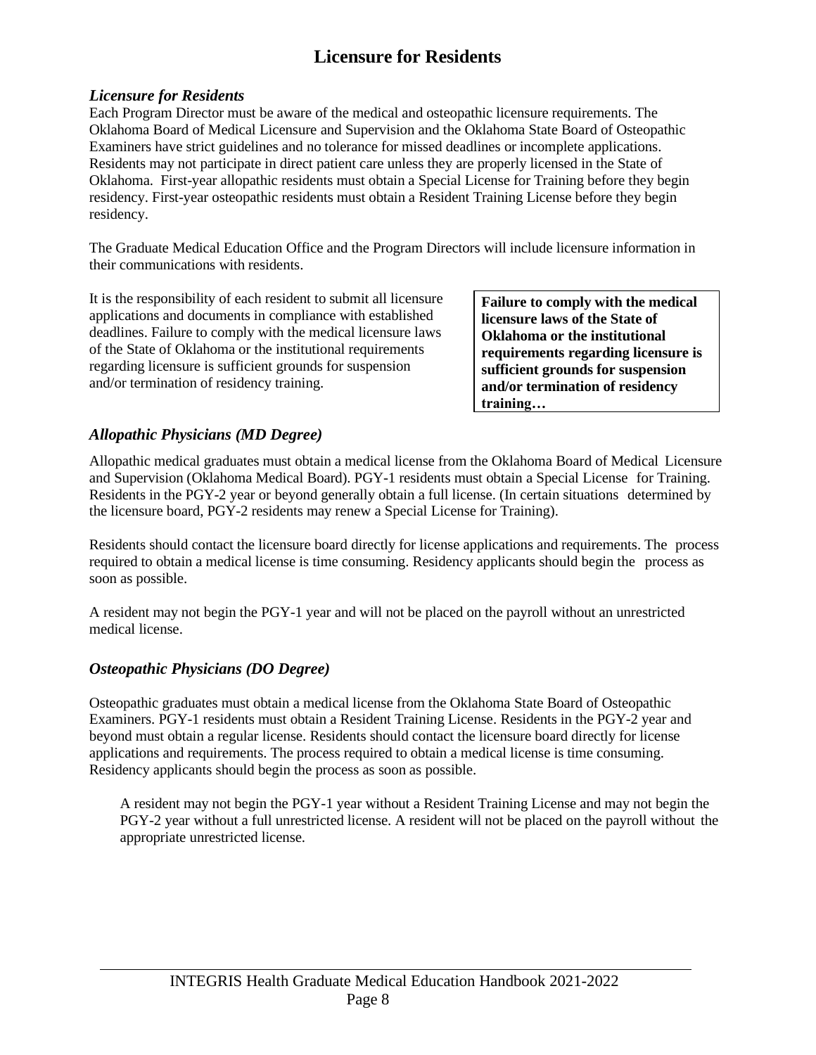# Licensure for Residents

### *Licensure for Residents*

Each Program Director must be aware of the medical and osteopathic licensure requirements. The Oklahoma Board of Medical Licensure and Supervision and the Oklahoma State Board of Osteopathic Examiners have strict guidelines and no tolerance for missed deadlines or incomplete applications. Residents may not participate in direct patient care unless they are properly licensed in the State of Oklahoma. First-year allopathic residents must obtain a Special License for Training before they begin residency. First-year osteopathic residents must obtain a Resident Training License before they begin residency.

The Graduate Medical Education Office and the Program Directors will include licensure information in their communications with residents.

It is the responsibility of each resident to submit all licensure applications and documents in compliance with established deadlines. Failure to comply with the medical licensure laws of the State of Oklahoma or the institutional requirements regarding licensure is sufficient grounds for suspension and/or termination of residency training.

**Failure to comply with the medical licensure laws of the State of Oklahoma or the institutional requirements regarding licensure is sufficient grounds for suspension and/or termination of residency training…**

### *Allopathic Physicians (MD Degree)*

Allopathic medical graduates must obtain a medical license from the Oklahoma Board of Medical Licensure and Supervision (Oklahoma Medical Board). PGY-1 residents must obtain a Special License for Training. Residents in the PGY-2 year or beyond generally obtain a full license. (In certain situations determined by the licensure board, PGY-2 residents may renew a Special License for Training).

Residents should contact the licensure board directly for license applications and requirements. The process required to obtain a medical license is time consuming. Residency applicants should begin the process as soon as possible.

A resident may not begin the PGY-1 year and will not be placed on the payroll without an unrestricted medical license.

### *Osteopathic Physicians (DO Degree)*

Osteopathic graduates must obtain a medical license from the Oklahoma State Board of Osteopathic Examiners. PGY-1 residents must obtain a Resident Training License. Residents in the PGY-2 year and beyond must obtain a regular license. Residents should contact the licensure board directly for license applications and requirements. The process required to obtain a medical license is time consuming. Residency applicants should begin the process as soon as possible.

A resident may not begin the PGY-1 year without a Resident Training License and may not begin the PGY-2 year without a full unrestricted license. A resident will not be placed on the payroll without the appropriate unrestricted license.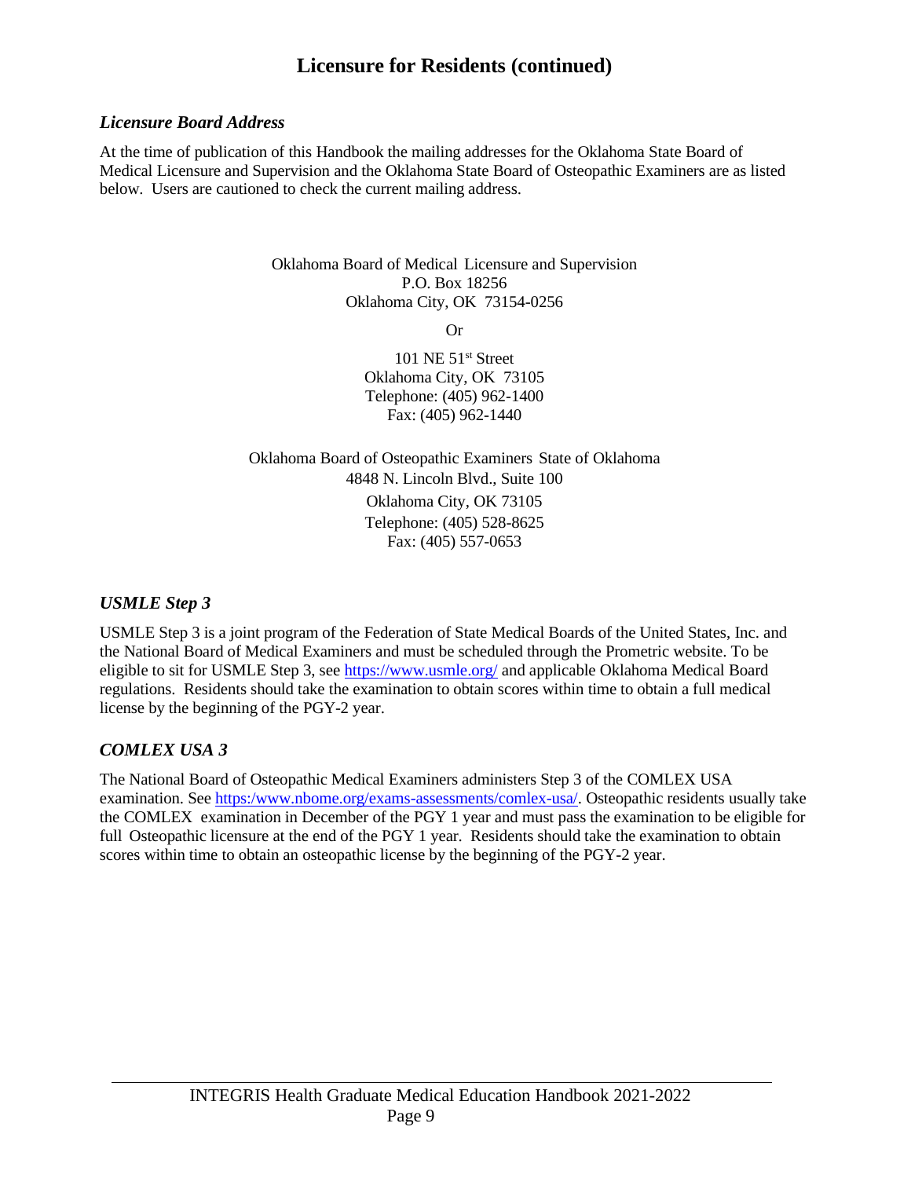# Licensure for Residents (continued)

### *Licensure Board Address*

At the time of publication of this Handbook the mailing addresses for the Oklahoma State Board of Medical Licensure and Supervision and the Oklahoma State Board of Osteopathic Examiners are as listed below. Users are cautioned to check the current mailing address.

Oklahoma Board of Medical Licensure and Supervision
P.O. Box 18256
Oklahoma City, OK 73154-0256

Or

101 NE 51st Street
Oklahoma City, OK 73105
Telephone: (405) 962-1400
Fax: (405) 962-1440

Oklahoma Board of Osteopathic Examiners State of Oklahoma
4848 N. Lincoln Blvd., Suite 100
Oklahoma City, OK 73105
Telephone: (405) 528-8625
Fax: (405) 557-0653

### *USMLE Step 3*

USMLE Step 3 is a joint program of the Federation of State Medical Boards of the United States, Inc. and the National Board of Medical Examiners and must be scheduled through the Prometric website. To be eligible to sit for USMLE Step 3, see https://www.usmle.org/ and applicable Oklahoma Medical Board regulations. Residents should take the examination to obtain scores within time to obtain a full medical license by the beginning of the PGY-2 year.

### *COMLEX USA 3*

The National Board of Osteopathic Medical Examiners administers Step 3 of the COMLEX USA examination. See https:/www.nbome.org/exams-assessments/comlex-usa/. Osteopathic residents usually take the COMLEX examination in December of the PGY 1 year and must pass the examination to be eligible for full Osteopathic licensure at the end of the PGY 1 year. Residents should take the examination to obtain scores within time to obtain an osteopathic license by the beginning of the PGY-2 year.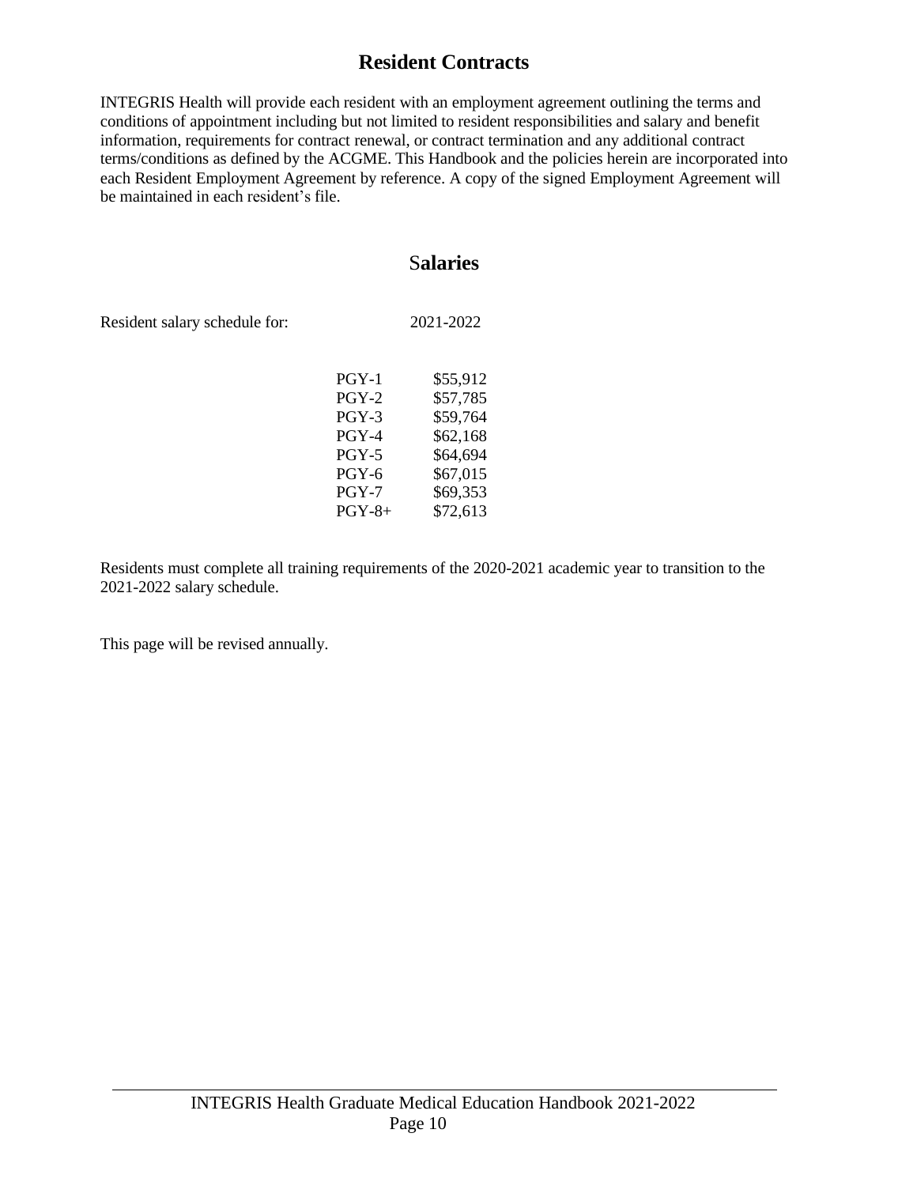## Resident Contracts

INTEGRIS Health will provide each resident with an employment agreement outlining the terms and conditions of appointment including but not limited to resident responsibilities and salary and benefit information, requirements for contract renewal, or contract termination and any additional contract terms/conditions as defined by the ACGME. This Handbook and the policies herein are incorporated into each Resident Employment Agreement by reference. A copy of the signed Employment Agreement will be maintained in each resident's file.

## Salaries

Resident salary schedule for: 2021-2022

| | |
|---|---|
| PGY-1 | $55,912 |
| PGY-2 | $57,785 |
| PGY-3 | $59,764 |
| PGY-4 | $62,168 |
| PGY-5 | $64,694 |
| PGY-6 | $67,015 |
| PGY-7 | $69,353 |
| PGY-8+ | $72,613 |

Residents must complete all training requirements of the 2020-2021 academic year to transition to the 2021-2022 salary schedule.

This page will be revised annually.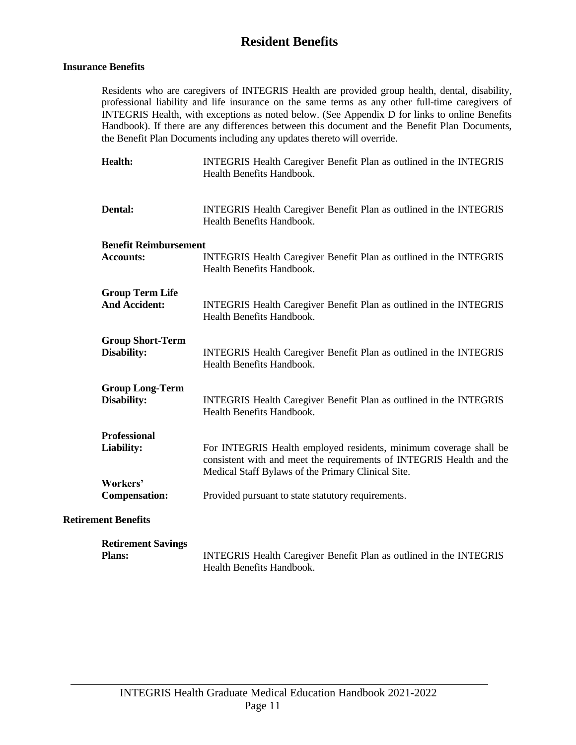# Resident Benefits

## Insurance Benefits

Residents who are caregivers of INTEGRIS Health are provided group health, dental, disability, professional liability and life insurance on the same terms as any other full-time caregivers of INTEGRIS Health, with exceptions as noted below. (See Appendix D for links to online Benefits Handbook). If there are any differences between this document and the Benefit Plan Documents, the Benefit Plan Documents including any updates thereto will override.

**Health:** INTEGRIS Health Caregiver Benefit Plan as outlined in the INTEGRIS Health Benefits Handbook.

**Dental:** INTEGRIS Health Caregiver Benefit Plan as outlined in the INTEGRIS Health Benefits Handbook.

**Benefit Reimbursement Accounts:** INTEGRIS Health Caregiver Benefit Plan as outlined in the INTEGRIS Health Benefits Handbook.

**Group Term Life And Accident:** INTEGRIS Health Caregiver Benefit Plan as outlined in the INTEGRIS Health Benefits Handbook.

**Group Short-Term Disability:** INTEGRIS Health Caregiver Benefit Plan as outlined in the INTEGRIS Health Benefits Handbook.

**Group Long-Term Disability:** INTEGRIS Health Caregiver Benefit Plan as outlined in the INTEGRIS Health Benefits Handbook.

**Professional Liability:** For INTEGRIS Health employed residents, minimum coverage shall be consistent with and meet the requirements of INTEGRIS Health and the Medical Staff Bylaws of the Primary Clinical Site.

**Workers' Compensation:** Provided pursuant to state statutory requirements.

## Retirement Benefits

**Retirement Savings Plans:** INTEGRIS Health Caregiver Benefit Plan as outlined in the INTEGRIS Health Benefits Handbook.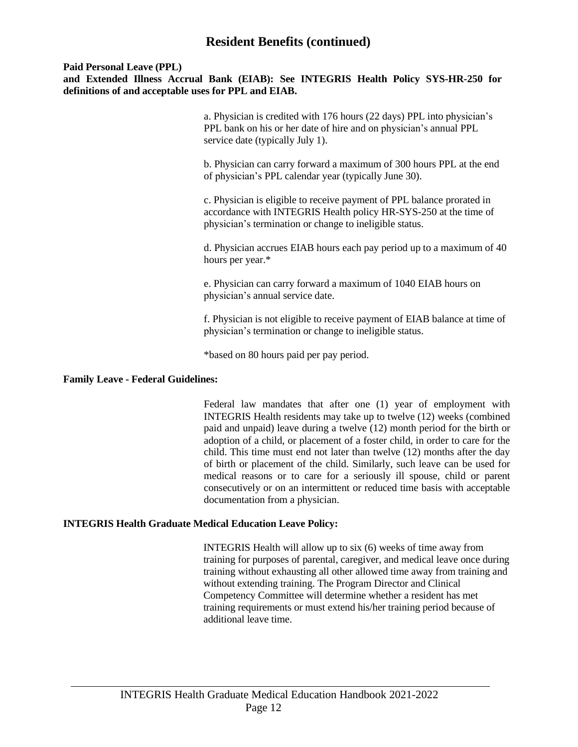# Resident Benefits (continued)

**Paid Personal Leave (PPL)**
**and Extended Illness Accrual Bank (EIAB): See INTEGRIS Health Policy SYS-HR-250 for definitions of and acceptable uses for PPL and EIAB.**

a. Physician is credited with 176 hours (22 days) PPL into physician's PPL bank on his or her date of hire and on physician's annual PPL service date (typically July 1).

b. Physician can carry forward a maximum of 300 hours PPL at the end of physician's PPL calendar year (typically June 30).

c. Physician is eligible to receive payment of PPL balance prorated in accordance with INTEGRIS Health policy HR-SYS-250 at the time of physician's termination or change to ineligible status.

d. Physician accrues EIAB hours each pay period up to a maximum of 40 hours per year.*

e. Physician can carry forward a maximum of 1040 EIAB hours on physician's annual service date.

f. Physician is not eligible to receive payment of EIAB balance at time of physician's termination or change to ineligible status.

*based on 80 hours paid per pay period.

**Family Leave - Federal Guidelines:**

Federal law mandates that after one (1) year of employment with INTEGRIS Health residents may take up to twelve (12) weeks (combined paid and unpaid) leave during a twelve (12) month period for the birth or adoption of a child, or placement of a foster child, in order to care for the child. This time must end not later than twelve (12) months after the day of birth or placement of the child. Similarly, such leave can be used for medical reasons or to care for a seriously ill spouse, child or parent consecutively or on an intermittent or reduced time basis with acceptable documentation from a physician.

**INTEGRIS Health Graduate Medical Education Leave Policy:**

INTEGRIS Health will allow up to six (6) weeks of time away from training for purposes of parental, caregiver, and medical leave once during training without exhausting all other allowed time away from training and without extending training. The Program Director and Clinical Competency Committee will determine whether a resident has met training requirements or must extend his/her training period because of additional leave time.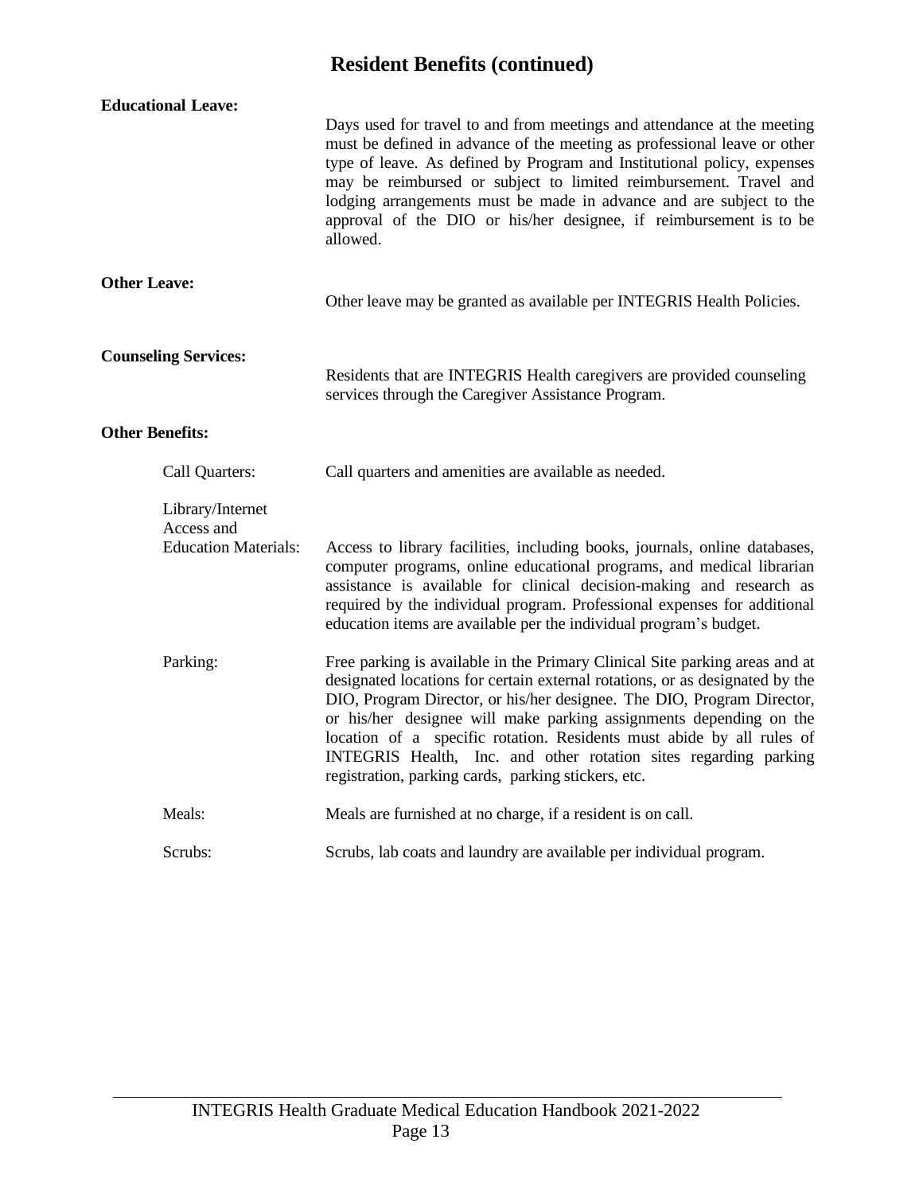# Resident Benefits (continued)

**Educational Leave:**

Days used for travel to and from meetings and attendance at the meeting must be defined in advance of the meeting as professional leave or other type of leave. As defined by Program and Institutional policy, expenses may be reimbursed or subject to limited reimbursement. Travel and lodging arrangements must be made in advance and are subject to the approval of the DIO or his/her designee, if reimbursement is to be allowed.

**Other Leave:**

Other leave may be granted as available per INTEGRIS Health Policies.

**Counseling Services:**

Residents that are INTEGRIS Health caregivers are provided counseling services through the Caregiver Assistance Program.

**Other Benefits:**

Call Quarters: Call quarters and amenities are available as needed.

Library/Internet Access and Education Materials: Access to library facilities, including books, journals, online databases, computer programs, online educational programs, and medical librarian assistance is available for clinical decision-making and research as required by the individual program. Professional expenses for additional education items are available per the individual program's budget.

Parking: Free parking is available in the Primary Clinical Site parking areas and at designated locations for certain external rotations, or as designated by the DIO, Program Director, or his/her designee. The DIO, Program Director, or his/her designee will make parking assignments depending on the location of a specific rotation. Residents must abide by all rules of INTEGRIS Health, Inc. and other rotation sites regarding parking registration, parking cards, parking stickers, etc.

Meals: Meals are furnished at no charge, if a resident is on call.

Scrubs: Scrubs, lab coats and laundry are available per individual program.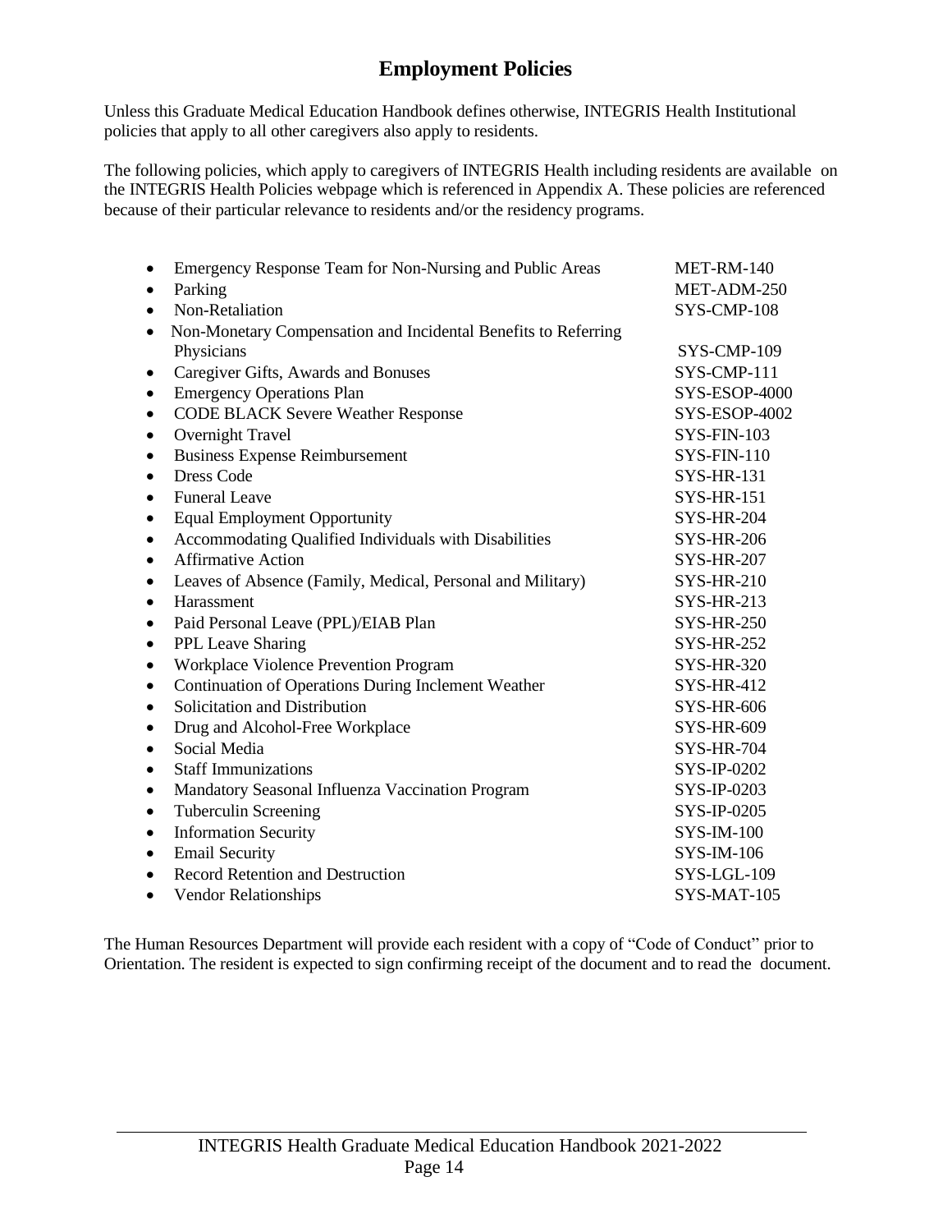# Employment Policies

Unless this Graduate Medical Education Handbook defines otherwise, INTEGRIS Health Institutional policies that apply to all other caregivers also apply to residents.

The following policies, which apply to caregivers of INTEGRIS Health including residents are available on the INTEGRIS Health Policies webpage which is referenced in Appendix A. These policies are referenced because of their particular relevance to residents and/or the residency programs.

- Emergency Response Team for Non-Nursing and Public Areas — MET-RM-140
- Parking — MET-ADM-250
- Non-Retaliation — SYS-CMP-108
- Non-Monetary Compensation and Incidental Benefits to Referring Physicians — SYS-CMP-109
- Caregiver Gifts, Awards and Bonuses — SYS-CMP-111
- Emergency Operations Plan — SYS-ESOP-4000
- CODE BLACK Severe Weather Response — SYS-ESOP-4002
- Overnight Travel — SYS-FIN-103
- Business Expense Reimbursement — SYS-FIN-110
- Dress Code — SYS-HR-131
- Funeral Leave — SYS-HR-151
- Equal Employment Opportunity — SYS-HR-204
- Accommodating Qualified Individuals with Disabilities — SYS-HR-206
- Affirmative Action — SYS-HR-207
- Leaves of Absence (Family, Medical, Personal and Military) — SYS-HR-210
- Harassment — SYS-HR-213
- Paid Personal Leave (PPL)/EIAB Plan — SYS-HR-250
- PPL Leave Sharing — SYS-HR-252
- Workplace Violence Prevention Program — SYS-HR-320
- Continuation of Operations During Inclement Weather — SYS-HR-412
- Solicitation and Distribution — SYS-HR-606
- Drug and Alcohol-Free Workplace — SYS-HR-609
- Social Media — SYS-HR-704
- Staff Immunizations — SYS-IP-0202
- Mandatory Seasonal Influenza Vaccination Program — SYS-IP-0203
- Tuberculin Screening — SYS-IP-0205
- Information Security — SYS-IM-100
- Email Security — SYS-IM-106
- Record Retention and Destruction — SYS-LGL-109
- Vendor Relationships — SYS-MAT-105

The Human Resources Department will provide each resident with a copy of "Code of Conduct" prior to Orientation. The resident is expected to sign confirming receipt of the document and to read the document.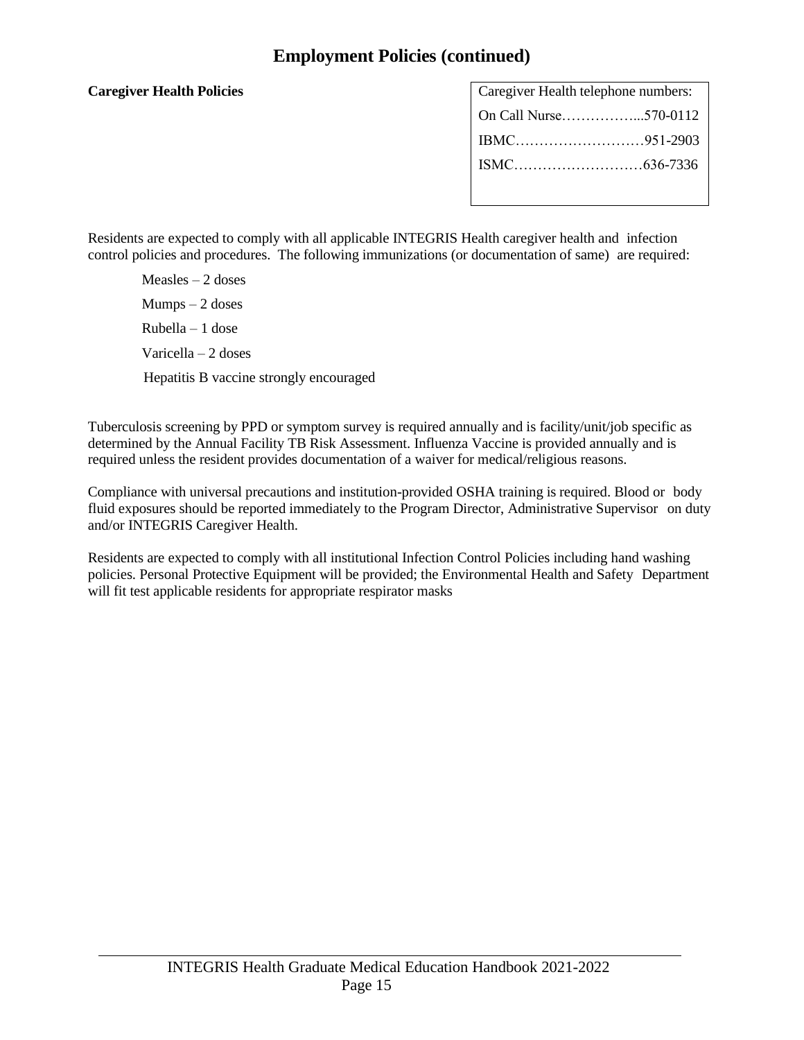# Employment Policies (continued)

**Caregiver Health Policies**

| Caregiver Health telephone numbers: |
|---|
| On Call Nurse……………...570-0112 |
| IBMC………………………951-2903 |
| ISMC………………………636-7336 |

Residents are expected to comply with all applicable INTEGRIS Health caregiver health and infection control policies and procedures. The following immunizations (or documentation of same) are required:

- Measles – 2 doses
- Mumps – 2 doses
- Rubella – 1 dose
- Varicella – 2 doses
- Hepatitis B vaccine strongly encouraged

Tuberculosis screening by PPD or symptom survey is required annually and is facility/unit/job specific as determined by the Annual Facility TB Risk Assessment. Influenza Vaccine is provided annually and is required unless the resident provides documentation of a waiver for medical/religious reasons.

Compliance with universal precautions and institution-provided OSHA training is required. Blood or body fluid exposures should be reported immediately to the Program Director, Administrative Supervisor on duty and/or INTEGRIS Caregiver Health.

Residents are expected to comply with all institutional Infection Control Policies including hand washing policies. Personal Protective Equipment will be provided; the Environmental Health and Safety Department will fit test applicable residents for appropriate respirator masks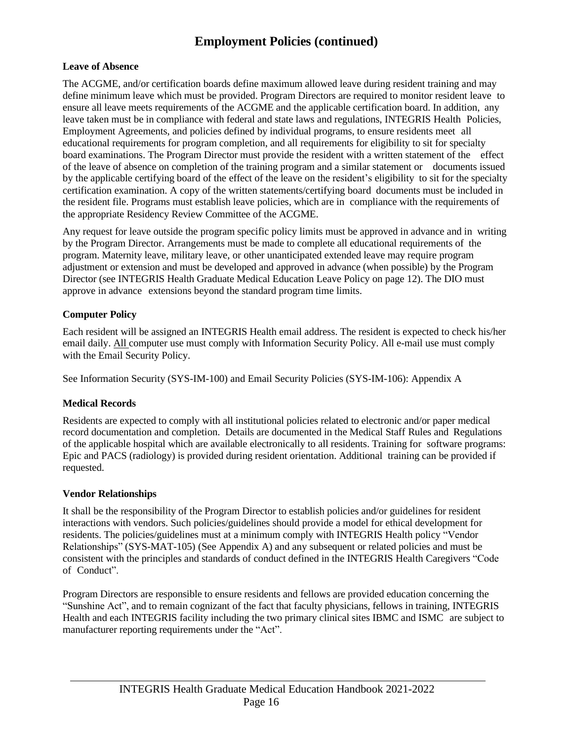# Employment Policies (continued)

**Leave of Absence**

The ACGME, and/or certification boards define maximum allowed leave during resident training and may define minimum leave which must be provided. Program Directors are required to monitor resident leave to ensure all leave meets requirements of the ACGME and the applicable certification board. In addition, any leave taken must be in compliance with federal and state laws and regulations, INTEGRIS Health Policies, Employment Agreements, and policies defined by individual programs, to ensure residents meet all educational requirements for program completion, and all requirements for eligibility to sit for specialty board examinations. The Program Director must provide the resident with a written statement of the effect of the leave of absence on completion of the training program and a similar statement or documents issued by the applicable certifying board of the effect of the leave on the resident's eligibility to sit for the specialty certification examination. A copy of the written statements/certifying board documents must be included in the resident file. Programs must establish leave policies, which are in compliance with the requirements of the appropriate Residency Review Committee of the ACGME.

Any request for leave outside the program specific policy limits must be approved in advance and in writing by the Program Director. Arrangements must be made to complete all educational requirements of the program. Maternity leave, military leave, or other unanticipated extended leave may require program adjustment or extension and must be developed and approved in advance (when possible) by the Program Director (see INTEGRIS Health Graduate Medical Education Leave Policy on page 12). The DIO must approve in advance extensions beyond the standard program time limits.

**Computer Policy**

Each resident will be assigned an INTEGRIS Health email address. The resident is expected to check his/her email daily. <u>All</u> computer use must comply with Information Security Policy. All e-mail use must comply with the Email Security Policy.

See Information Security (SYS-IM-100) and Email Security Policies (SYS-IM-106): Appendix A

**Medical Records**

Residents are expected to comply with all institutional policies related to electronic and/or paper medical record documentation and completion. Details are documented in the Medical Staff Rules and Regulations of the applicable hospital which are available electronically to all residents. Training for software programs: Epic and PACS (radiology) is provided during resident orientation. Additional training can be provided if requested.

**Vendor Relationships**

It shall be the responsibility of the Program Director to establish policies and/or guidelines for resident interactions with vendors. Such policies/guidelines should provide a model for ethical development for residents. The policies/guidelines must at a minimum comply with INTEGRIS Health policy "Vendor Relationships" (SYS-MAT-105) (See Appendix A) and any subsequent or related policies and must be consistent with the principles and standards of conduct defined in the INTEGRIS Health Caregivers "Code of Conduct".

Program Directors are responsible to ensure residents and fellows are provided education concerning the "Sunshine Act", and to remain cognizant of the fact that faculty physicians, fellows in training, INTEGRIS Health and each INTEGRIS facility including the two primary clinical sites IBMC and ISMC are subject to manufacturer reporting requirements under the "Act".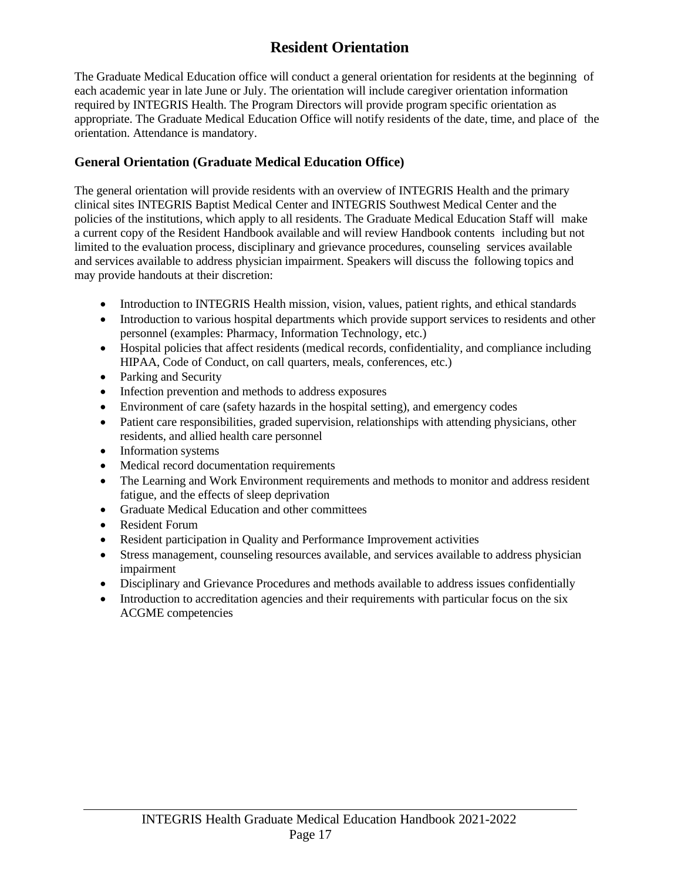# Resident Orientation

The Graduate Medical Education office will conduct a general orientation for residents at the beginning of each academic year in late June or July. The orientation will include caregiver orientation information required by INTEGRIS Health. The Program Directors will provide program specific orientation as appropriate. The Graduate Medical Education Office will notify residents of the date, time, and place of the orientation. Attendance is mandatory.

## General Orientation (Graduate Medical Education Office)

The general orientation will provide residents with an overview of INTEGRIS Health and the primary clinical sites INTEGRIS Baptist Medical Center and INTEGRIS Southwest Medical Center and the policies of the institutions, which apply to all residents. The Graduate Medical Education Staff will make a current copy of the Resident Handbook available and will review Handbook contents including but not limited to the evaluation process, disciplinary and grievance procedures, counseling services available and services available to address physician impairment. Speakers will discuss the following topics and may provide handouts at their discretion:

- Introduction to INTEGRIS Health mission, vision, values, patient rights, and ethical standards
- Introduction to various hospital departments which provide support services to residents and other personnel (examples: Pharmacy, Information Technology, etc.)
- Hospital policies that affect residents (medical records, confidentiality, and compliance including HIPAA, Code of Conduct, on call quarters, meals, conferences, etc.)
- Parking and Security
- Infection prevention and methods to address exposures
- Environment of care (safety hazards in the hospital setting), and emergency codes
- Patient care responsibilities, graded supervision, relationships with attending physicians, other residents, and allied health care personnel
- Information systems
- Medical record documentation requirements
- The Learning and Work Environment requirements and methods to monitor and address resident fatigue, and the effects of sleep deprivation
- Graduate Medical Education and other committees
- Resident Forum
- Resident participation in Quality and Performance Improvement activities
- Stress management, counseling resources available, and services available to address physician impairment
- Disciplinary and Grievance Procedures and methods available to address issues confidentially
- Introduction to accreditation agencies and their requirements with particular focus on the six ACGME competencies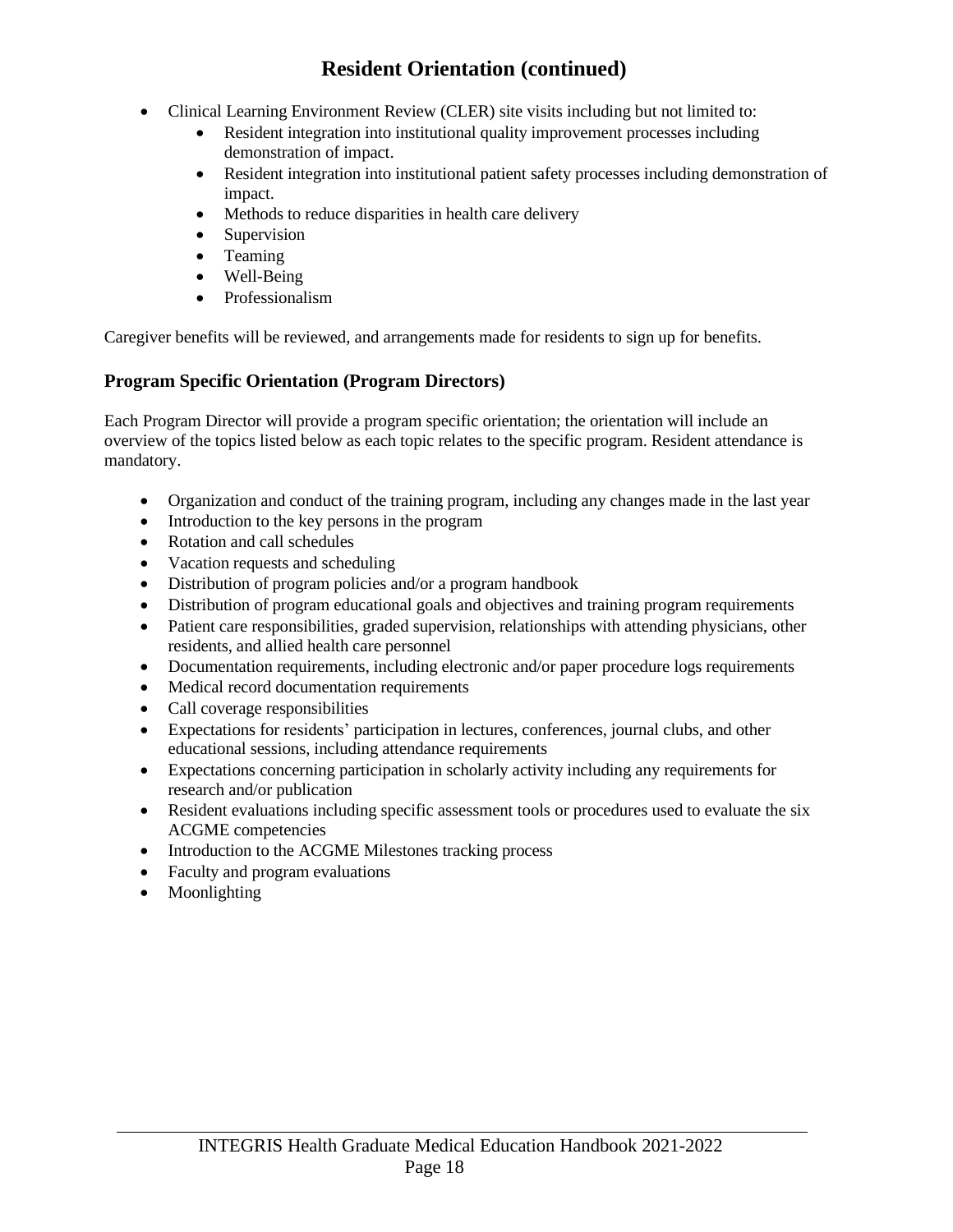# Resident Orientation (continued)

- Clinical Learning Environment Review (CLER) site visits including but not limited to:
  - Resident integration into institutional quality improvement processes including demonstration of impact.
  - Resident integration into institutional patient safety processes including demonstration of impact.
  - Methods to reduce disparities in health care delivery
  - Supervision
  - Teaming
  - Well-Being
  - Professionalism

Caregiver benefits will be reviewed, and arrangements made for residents to sign up for benefits.

### Program Specific Orientation (Program Directors)

Each Program Director will provide a program specific orientation; the orientation will include an overview of the topics listed below as each topic relates to the specific program. Resident attendance is mandatory.

- Organization and conduct of the training program, including any changes made in the last year
- Introduction to the key persons in the program
- Rotation and call schedules
- Vacation requests and scheduling
- Distribution of program policies and/or a program handbook
- Distribution of program educational goals and objectives and training program requirements
- Patient care responsibilities, graded supervision, relationships with attending physicians, other residents, and allied health care personnel
- Documentation requirements, including electronic and/or paper procedure logs requirements
- Medical record documentation requirements
- Call coverage responsibilities
- Expectations for residents' participation in lectures, conferences, journal clubs, and other educational sessions, including attendance requirements
- Expectations concerning participation in scholarly activity including any requirements for research and/or publication
- Resident evaluations including specific assessment tools or procedures used to evaluate the six ACGME competencies
- Introduction to the ACGME Milestones tracking process
- Faculty and program evaluations
- Moonlighting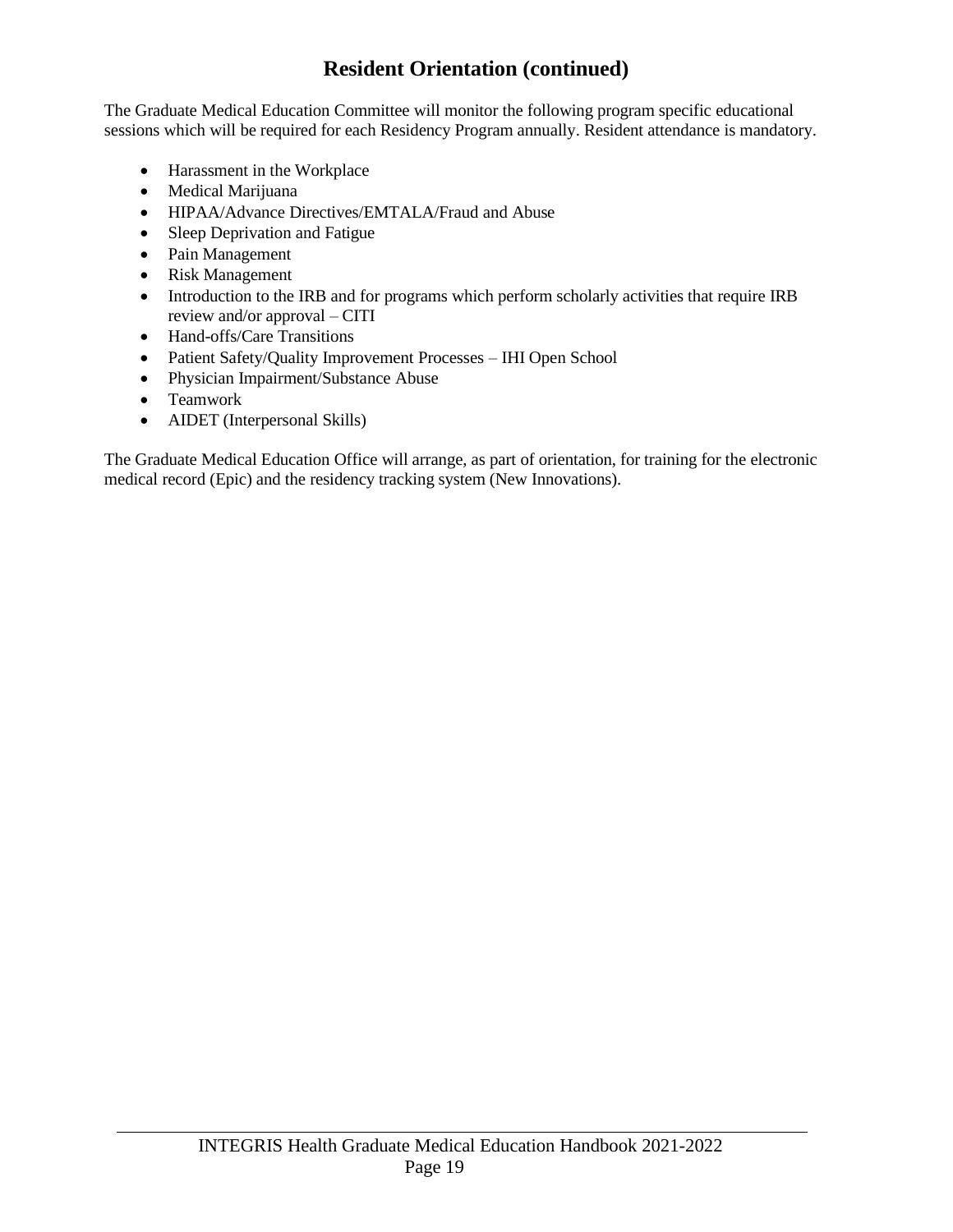# Resident Orientation (continued)

The Graduate Medical Education Committee will monitor the following program specific educational sessions which will be required for each Residency Program annually. Resident attendance is mandatory.

- Harassment in the Workplace
- Medical Marijuana
- HIPAA/Advance Directives/EMTALA/Fraud and Abuse
- Sleep Deprivation and Fatigue
- Pain Management
- Risk Management
- Introduction to the IRB and for programs which perform scholarly activities that require IRB review and/or approval – CITI
- Hand-offs/Care Transitions
- Patient Safety/Quality Improvement Processes – IHI Open School
- Physician Impairment/Substance Abuse
- Teamwork
- AIDET (Interpersonal Skills)

The Graduate Medical Education Office will arrange, as part of orientation, for training for the electronic medical record (Epic) and the residency tracking system (New Innovations).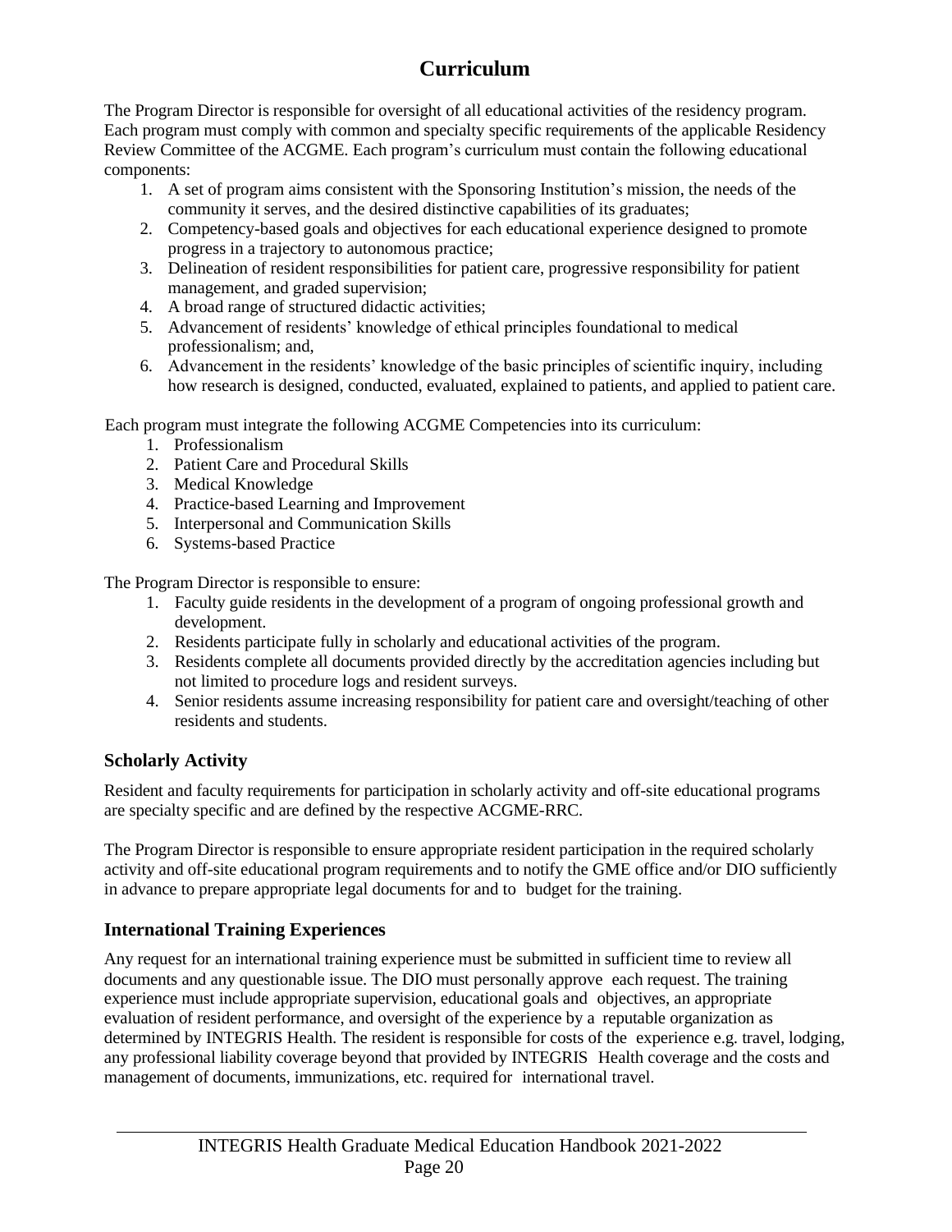# Curriculum

The Program Director is responsible for oversight of all educational activities of the residency program. Each program must comply with common and specialty specific requirements of the applicable Residency Review Committee of the ACGME. Each program's curriculum must contain the following educational components:

1. A set of program aims consistent with the Sponsoring Institution's mission, the needs of the community it serves, and the desired distinctive capabilities of its graduates;
2. Competency-based goals and objectives for each educational experience designed to promote progress in a trajectory to autonomous practice;
3. Delineation of resident responsibilities for patient care, progressive responsibility for patient management, and graded supervision;
4. A broad range of structured didactic activities;
5. Advancement of residents' knowledge of ethical principles foundational to medical professionalism; and,
6. Advancement in the residents' knowledge of the basic principles of scientific inquiry, including how research is designed, conducted, evaluated, explained to patients, and applied to patient care.

Each program must integrate the following ACGME Competencies into its curriculum:

1. Professionalism
2. Patient Care and Procedural Skills
3. Medical Knowledge
4. Practice-based Learning and Improvement
5. Interpersonal and Communication Skills
6. Systems-based Practice

The Program Director is responsible to ensure:

1. Faculty guide residents in the development of a program of ongoing professional growth and development.
2. Residents participate fully in scholarly and educational activities of the program.
3. Residents complete all documents provided directly by the accreditation agencies including but not limited to procedure logs and resident surveys.
4. Senior residents assume increasing responsibility for patient care and oversight/teaching of other residents and students.

## Scholarly Activity

Resident and faculty requirements for participation in scholarly activity and off-site educational programs are specialty specific and are defined by the respective ACGME-RRC.

The Program Director is responsible to ensure appropriate resident participation in the required scholarly activity and off-site educational program requirements and to notify the GME office and/or DIO sufficiently in advance to prepare appropriate legal documents for and to budget for the training.

## International Training Experiences

Any request for an international training experience must be submitted in sufficient time to review all documents and any questionable issue. The DIO must personally approve each request. The training experience must include appropriate supervision, educational goals and objectives, an appropriate evaluation of resident performance, and oversight of the experience by a reputable organization as determined by INTEGRIS Health. The resident is responsible for costs of the experience e.g. travel, lodging, any professional liability coverage beyond that provided by INTEGRIS Health coverage and the costs and management of documents, immunizations, etc. required for international travel.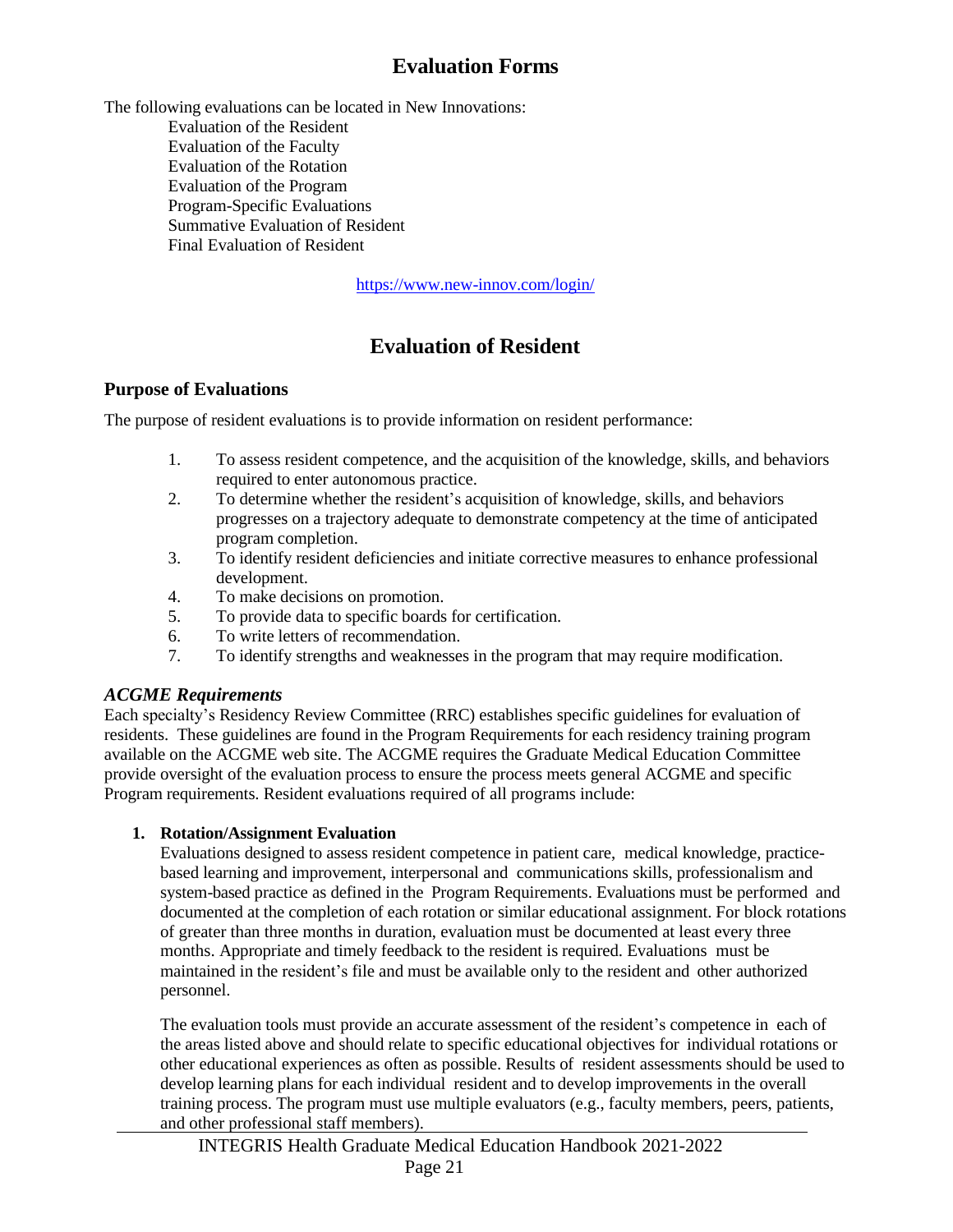# Evaluation Forms

The following evaluations can be located in New Innovations:

- Evaluation of the Resident
- Evaluation of the Faculty
- Evaluation of the Rotation
- Evaluation of the Program
- Program-Specific Evaluations
- Summative Evaluation of Resident
- Final Evaluation of Resident

https://www.new-innov.com/login/

# Evaluation of Resident

## Purpose of Evaluations

The purpose of resident evaluations is to provide information on resident performance:

1. To assess resident competence, and the acquisition of the knowledge, skills, and behaviors required to enter autonomous practice.
2. To determine whether the resident's acquisition of knowledge, skills, and behaviors progresses on a trajectory adequate to demonstrate competency at the time of anticipated program completion.
3. To identify resident deficiencies and initiate corrective measures to enhance professional development.
4. To make decisions on promotion.
5. To provide data to specific boards for certification.
6. To write letters of recommendation.
7. To identify strengths and weaknesses in the program that may require modification.

### *ACGME Requirements*

Each specialty's Residency Review Committee (RRC) establishes specific guidelines for evaluation of residents. These guidelines are found in the Program Requirements for each residency training program available on the ACGME web site. The ACGME requires the Graduate Medical Education Committee provide oversight of the evaluation process to ensure the process meets general ACGME and specific Program requirements. Resident evaluations required of all programs include:

1. **Rotation/Assignment Evaluation**

   Evaluations designed to assess resident competence in patient care, medical knowledge, practice-based learning and improvement, interpersonal and communications skills, professionalism and system-based practice as defined in the Program Requirements. Evaluations must be performed and documented at the completion of each rotation or similar educational assignment. For block rotations of greater than three months in duration, evaluation must be documented at least every three months. Appropriate and timely feedback to the resident is required. Evaluations must be maintained in the resident's file and must be available only to the resident and other authorized personnel.

   The evaluation tools must provide an accurate assessment of the resident's competence in each of the areas listed above and should relate to specific educational objectives for individual rotations or other educational experiences as often as possible. Results of resident assessments should be used to develop learning plans for each individual resident and to develop improvements in the overall training process. The program must use multiple evaluators (e.g., faculty members, peers, patients, and other professional staff members).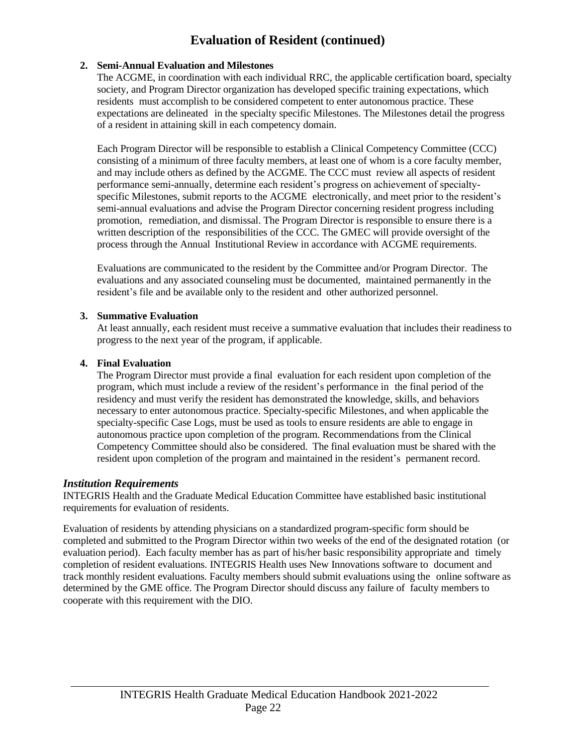# Evaluation of Resident (continued)

2. **Semi-Annual Evaluation and Milestones**

   The ACGME, in coordination with each individual RRC, the applicable certification board, specialty society, and Program Director organization has developed specific training expectations, which residents must accomplish to be considered competent to enter autonomous practice. These expectations are delineated in the specialty specific Milestones. The Milestones detail the progress of a resident in attaining skill in each competency domain.

   Each Program Director will be responsible to establish a Clinical Competency Committee (CCC) consisting of a minimum of three faculty members, at least one of whom is a core faculty member, and may include others as defined by the ACGME. The CCC must review all aspects of resident performance semi-annually, determine each resident's progress on achievement of specialty-specific Milestones, submit reports to the ACGME electronically, and meet prior to the resident's semi-annual evaluations and advise the Program Director concerning resident progress including promotion, remediation, and dismissal. The Program Director is responsible to ensure there is a written description of the responsibilities of the CCC. The GMEC will provide oversight of the process through the Annual Institutional Review in accordance with ACGME requirements.

   Evaluations are communicated to the resident by the Committee and/or Program Director. The evaluations and any associated counseling must be documented, maintained permanently in the resident's file and be available only to the resident and other authorized personnel.

3. **Summative Evaluation**

   At least annually, each resident must receive a summative evaluation that includes their readiness to progress to the next year of the program, if applicable.

4. **Final Evaluation**

   The Program Director must provide a final evaluation for each resident upon completion of the program, which must include a review of the resident's performance in the final period of the residency and must verify the resident has demonstrated the knowledge, skills, and behaviors necessary to enter autonomous practice. Specialty-specific Milestones, and when applicable the specialty-specific Case Logs, must be used as tools to ensure residents are able to engage in autonomous practice upon completion of the program. Recommendations from the Clinical Competency Committee should also be considered. The final evaluation must be shared with the resident upon completion of the program and maintained in the resident's permanent record.

### *Institution Requirements*

INTEGRIS Health and the Graduate Medical Education Committee have established basic institutional requirements for evaluation of residents.

Evaluation of residents by attending physicians on a standardized program-specific form should be completed and submitted to the Program Director within two weeks of the end of the designated rotation (or evaluation period). Each faculty member has as part of his/her basic responsibility appropriate and timely completion of resident evaluations. INTEGRIS Health uses New Innovations software to document and track monthly resident evaluations. Faculty members should submit evaluations using the online software as determined by the GME office. The Program Director should discuss any failure of faculty members to cooperate with this requirement with the DIO.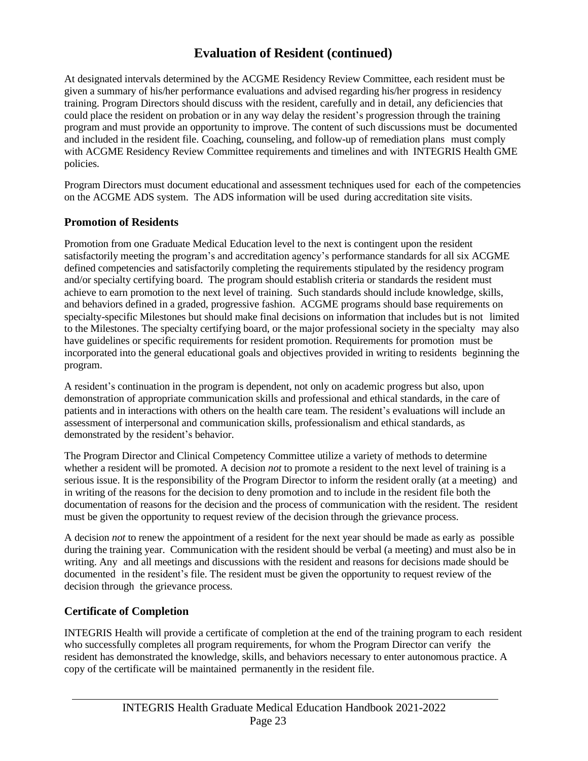## Evaluation of Resident (continued)

At designated intervals determined by the ACGME Residency Review Committee, each resident must be given a summary of his/her performance evaluations and advised regarding his/her progress in residency training. Program Directors should discuss with the resident, carefully and in detail, any deficiencies that could place the resident on probation or in any way delay the resident's progression through the training program and must provide an opportunity to improve. The content of such discussions must be documented and included in the resident file. Coaching, counseling, and follow-up of remediation plans must comply with ACGME Residency Review Committee requirements and timelines and with INTEGRIS Health GME policies.

Program Directors must document educational and assessment techniques used for each of the competencies on the ACGME ADS system. The ADS information will be used during accreditation site visits.

### Promotion of Residents

Promotion from one Graduate Medical Education level to the next is contingent upon the resident satisfactorily meeting the program's and accreditation agency's performance standards for all six ACGME defined competencies and satisfactorily completing the requirements stipulated by the residency program and/or specialty certifying board. The program should establish criteria or standards the resident must achieve to earn promotion to the next level of training. Such standards should include knowledge, skills, and behaviors defined in a graded, progressive fashion. ACGME programs should base requirements on specialty-specific Milestones but should make final decisions on information that includes but is not limited to the Milestones. The specialty certifying board, or the major professional society in the specialty may also have guidelines or specific requirements for resident promotion. Requirements for promotion must be incorporated into the general educational goals and objectives provided in writing to residents beginning the program.

A resident's continuation in the program is dependent, not only on academic progress but also, upon demonstration of appropriate communication skills and professional and ethical standards, in the care of patients and in interactions with others on the health care team. The resident's evaluations will include an assessment of interpersonal and communication skills, professionalism and ethical standards, as demonstrated by the resident's behavior.

The Program Director and Clinical Competency Committee utilize a variety of methods to determine whether a resident will be promoted. A decision *not* to promote a resident to the next level of training is a serious issue. It is the responsibility of the Program Director to inform the resident orally (at a meeting) and in writing of the reasons for the decision to deny promotion and to include in the resident file both the documentation of reasons for the decision and the process of communication with the resident. The resident must be given the opportunity to request review of the decision through the grievance process.

A decision *not* to renew the appointment of a resident for the next year should be made as early as possible during the training year. Communication with the resident should be verbal (a meeting) and must also be in writing. Any and all meetings and discussions with the resident and reasons for decisions made should be documented in the resident's file. The resident must be given the opportunity to request review of the decision through the grievance process.

### Certificate of Completion

INTEGRIS Health will provide a certificate of completion at the end of the training program to each resident who successfully completes all program requirements, for whom the Program Director can verify the resident has demonstrated the knowledge, skills, and behaviors necessary to enter autonomous practice. A copy of the certificate will be maintained permanently in the resident file.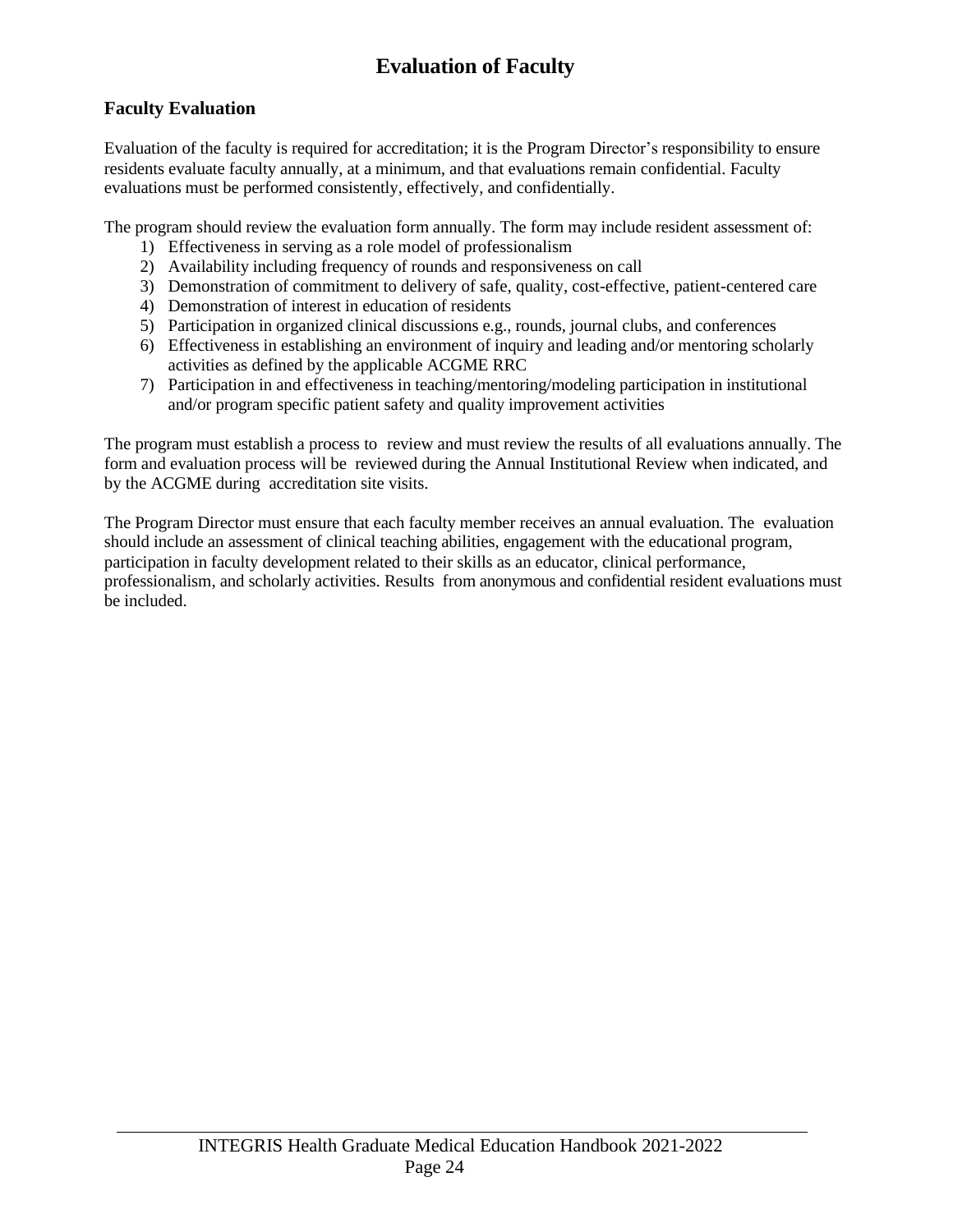# Evaluation of Faculty

## Faculty Evaluation

Evaluation of the faculty is required for accreditation; it is the Program Director's responsibility to ensure residents evaluate faculty annually, at a minimum, and that evaluations remain confidential. Faculty evaluations must be performed consistently, effectively, and confidentially.

The program should review the evaluation form annually. The form may include resident assessment of:

1) Effectiveness in serving as a role model of professionalism
2) Availability including frequency of rounds and responsiveness on call
3) Demonstration of commitment to delivery of safe, quality, cost-effective, patient-centered care
4) Demonstration of interest in education of residents
5) Participation in organized clinical discussions e.g., rounds, journal clubs, and conferences
6) Effectiveness in establishing an environment of inquiry and leading and/or mentoring scholarly activities as defined by the applicable ACGME RRC
7) Participation in and effectiveness in teaching/mentoring/modeling participation in institutional and/or program specific patient safety and quality improvement activities

The program must establish a process to review and must review the results of all evaluations annually. The form and evaluation process will be reviewed during the Annual Institutional Review when indicated, and by the ACGME during accreditation site visits.

The Program Director must ensure that each faculty member receives an annual evaluation. The evaluation should include an assessment of clinical teaching abilities, engagement with the educational program, participation in faculty development related to their skills as an educator, clinical performance, professionalism, and scholarly activities. Results from anonymous and confidential resident evaluations must be included.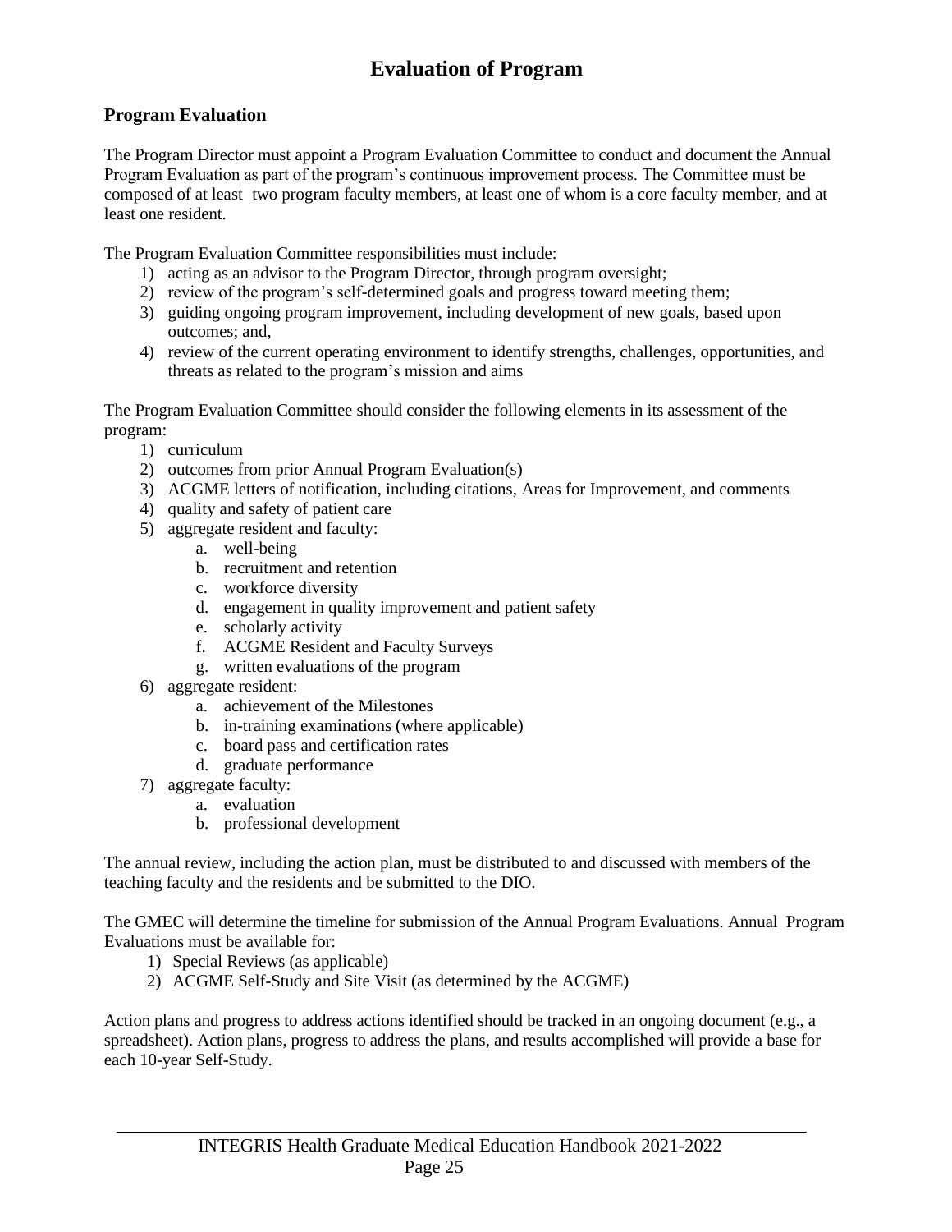# Evaluation of Program

## Program Evaluation

The Program Director must appoint a Program Evaluation Committee to conduct and document the Annual Program Evaluation as part of the program's continuous improvement process. The Committee must be composed of at least two program faculty members, at least one of whom is a core faculty member, and at least one resident.

The Program Evaluation Committee responsibilities must include:

1) acting as an advisor to the Program Director, through program oversight;
2) review of the program's self-determined goals and progress toward meeting them;
3) guiding ongoing program improvement, including development of new goals, based upon outcomes; and,
4) review of the current operating environment to identify strengths, challenges, opportunities, and threats as related to the program's mission and aims

The Program Evaluation Committee should consider the following elements in its assessment of the program:

1) curriculum
2) outcomes from prior Annual Program Evaluation(s)
3) ACGME letters of notification, including citations, Areas for Improvement, and comments
4) quality and safety of patient care
5) aggregate resident and faculty:
   a. well-being
   b. recruitment and retention
   c. workforce diversity
   d. engagement in quality improvement and patient safety
   e. scholarly activity
   f. ACGME Resident and Faculty Surveys
   g. written evaluations of the program
6) aggregate resident:
   a. achievement of the Milestones
   b. in-training examinations (where applicable)
   c. board pass and certification rates
   d. graduate performance
7) aggregate faculty:
   a. evaluation
   b. professional development

The annual review, including the action plan, must be distributed to and discussed with members of the teaching faculty and the residents and be submitted to the DIO.

The GMEC will determine the timeline for submission of the Annual Program Evaluations. Annual Program Evaluations must be available for:

1) Special Reviews (as applicable)
2) ACGME Self-Study and Site Visit (as determined by the ACGME)

Action plans and progress to address actions identified should be tracked in an ongoing document (e.g., a spreadsheet). Action plans, progress to address the plans, and results accomplished will provide a base for each 10-year Self-Study.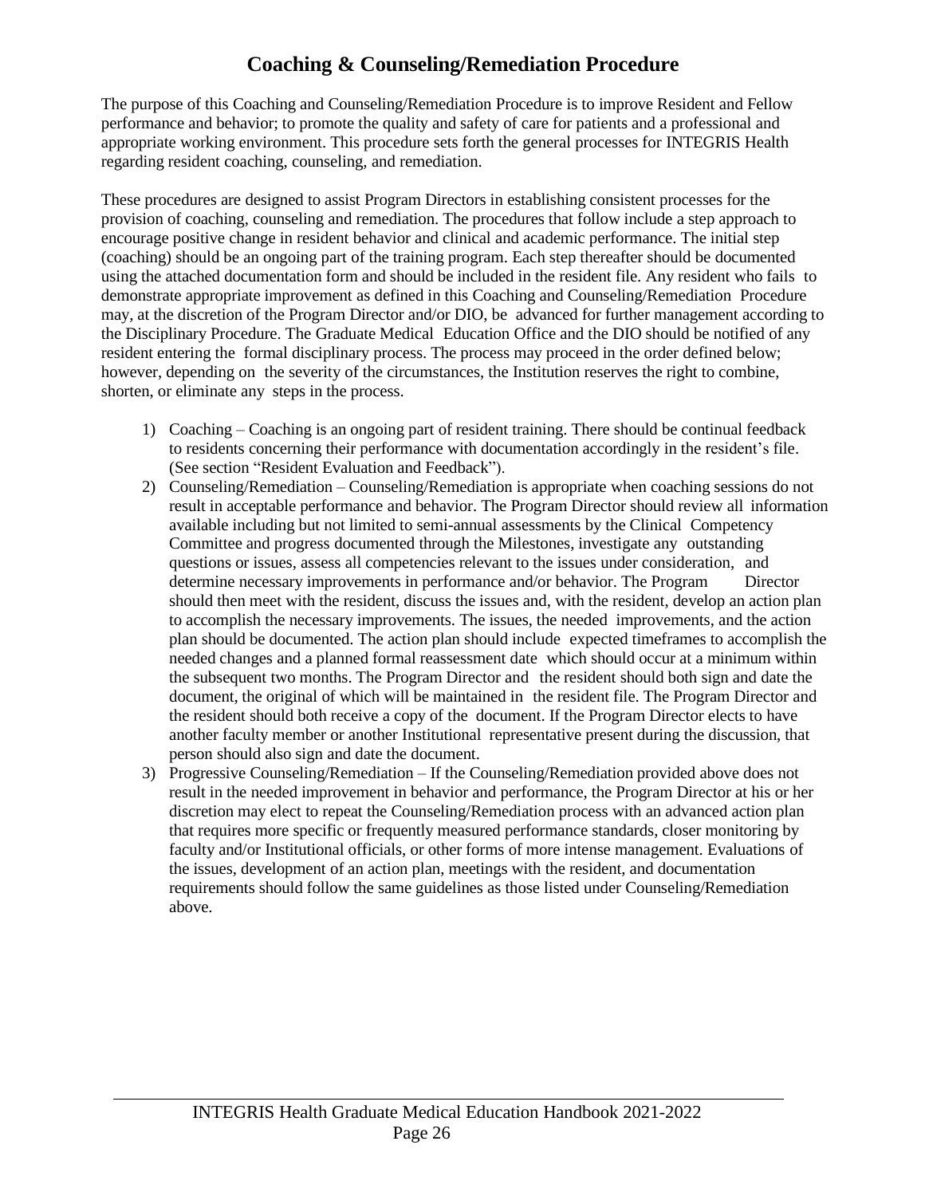# Coaching & Counseling/Remediation Procedure

The purpose of this Coaching and Counseling/Remediation Procedure is to improve Resident and Fellow performance and behavior; to promote the quality and safety of care for patients and a professional and appropriate working environment. This procedure sets forth the general processes for INTEGRIS Health regarding resident coaching, counseling, and remediation.

These procedures are designed to assist Program Directors in establishing consistent processes for the provision of coaching, counseling and remediation. The procedures that follow include a step approach to encourage positive change in resident behavior and clinical and academic performance. The initial step (coaching) should be an ongoing part of the training program. Each step thereafter should be documented using the attached documentation form and should be included in the resident file. Any resident who fails to demonstrate appropriate improvement as defined in this Coaching and Counseling/Remediation Procedure may, at the discretion of the Program Director and/or DIO, be advanced for further management according to the Disciplinary Procedure. The Graduate Medical Education Office and the DIO should be notified of any resident entering the formal disciplinary process. The process may proceed in the order defined below; however, depending on the severity of the circumstances, the Institution reserves the right to combine, shorten, or eliminate any steps in the process.

1) Coaching – Coaching is an ongoing part of resident training. There should be continual feedback to residents concerning their performance with documentation accordingly in the resident's file. (See section "Resident Evaluation and Feedback").
2) Counseling/Remediation – Counseling/Remediation is appropriate when coaching sessions do not result in acceptable performance and behavior. The Program Director should review all information available including but not limited to semi-annual assessments by the Clinical Competency Committee and progress documented through the Milestones, investigate any outstanding questions or issues, assess all competencies relevant to the issues under consideration, and determine necessary improvements in performance and/or behavior. The Program Director should then meet with the resident, discuss the issues and, with the resident, develop an action plan to accomplish the necessary improvements. The issues, the needed improvements, and the action plan should be documented. The action plan should include expected timeframes to accomplish the needed changes and a planned formal reassessment date which should occur at a minimum within the subsequent two months. The Program Director and the resident should both sign and date the document, the original of which will be maintained in the resident file. The Program Director and the resident should both receive a copy of the document. If the Program Director elects to have another faculty member or another Institutional representative present during the discussion, that person should also sign and date the document.
3) Progressive Counseling/Remediation – If the Counseling/Remediation provided above does not result in the needed improvement in behavior and performance, the Program Director at his or her discretion may elect to repeat the Counseling/Remediation process with an advanced action plan that requires more specific or frequently measured performance standards, closer monitoring by faculty and/or Institutional officials, or other forms of more intense management. Evaluations of the issues, development of an action plan, meetings with the resident, and documentation requirements should follow the same guidelines as those listed under Counseling/Remediation above.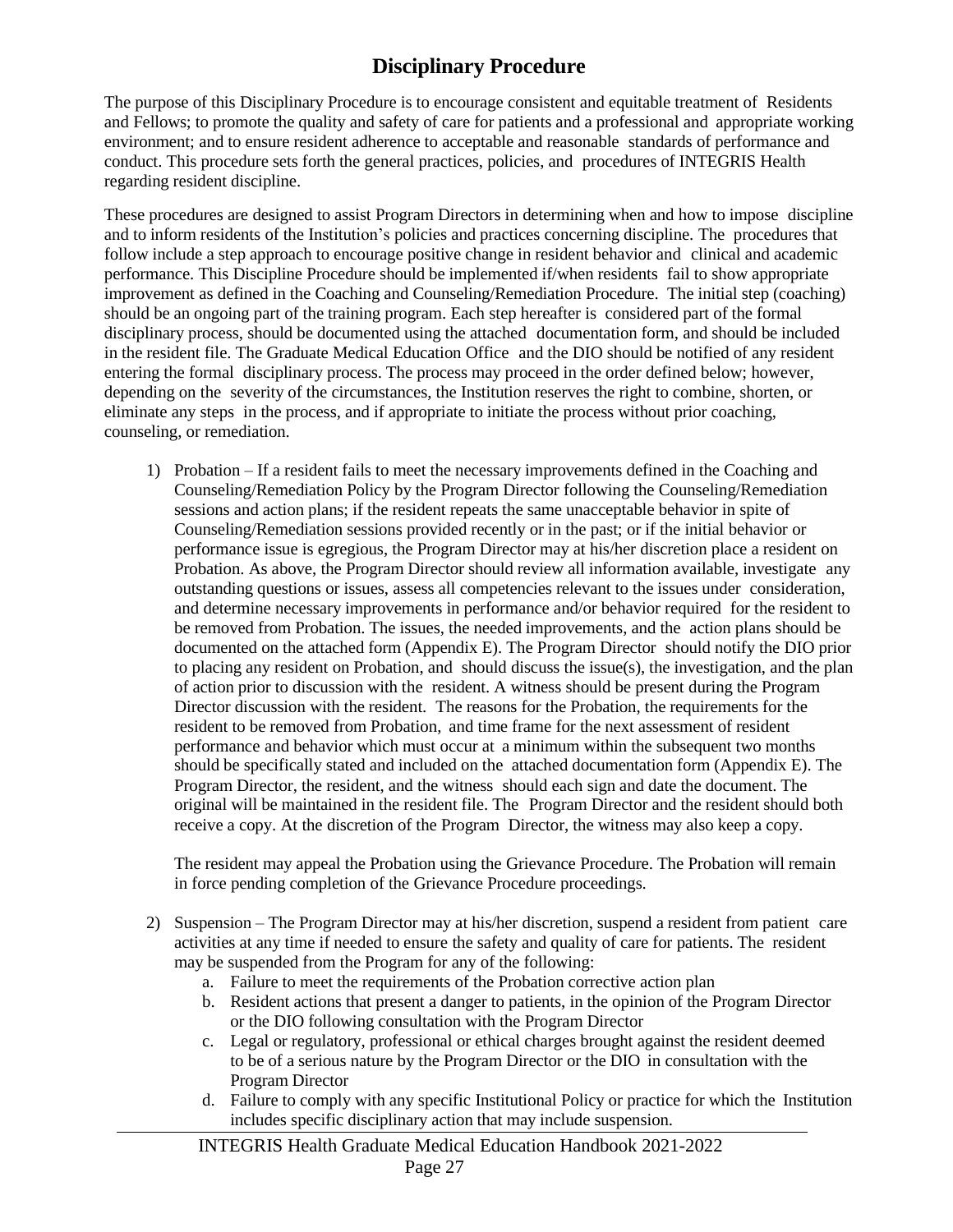# Disciplinary Procedure

The purpose of this Disciplinary Procedure is to encourage consistent and equitable treatment of Residents and Fellows; to promote the quality and safety of care for patients and a professional and appropriate working environment; and to ensure resident adherence to acceptable and reasonable standards of performance and conduct. This procedure sets forth the general practices, policies, and procedures of INTEGRIS Health regarding resident discipline.

These procedures are designed to assist Program Directors in determining when and how to impose discipline and to inform residents of the Institution's policies and practices concerning discipline. The procedures that follow include a step approach to encourage positive change in resident behavior and clinical and academic performance. This Discipline Procedure should be implemented if/when residents fail to show appropriate improvement as defined in the Coaching and Counseling/Remediation Procedure. The initial step (coaching) should be an ongoing part of the training program. Each step hereafter is considered part of the formal disciplinary process, should be documented using the attached documentation form, and should be included in the resident file. The Graduate Medical Education Office and the DIO should be notified of any resident entering the formal disciplinary process. The process may proceed in the order defined below; however, depending on the severity of the circumstances, the Institution reserves the right to combine, shorten, or eliminate any steps in the process, and if appropriate to initiate the process without prior coaching, counseling, or remediation.

1) Probation – If a resident fails to meet the necessary improvements defined in the Coaching and Counseling/Remediation Policy by the Program Director following the Counseling/Remediation sessions and action plans; if the resident repeats the same unacceptable behavior in spite of Counseling/Remediation sessions provided recently or in the past; or if the initial behavior or performance issue is egregious, the Program Director may at his/her discretion place a resident on Probation. As above, the Program Director should review all information available, investigate any outstanding questions or issues, assess all competencies relevant to the issues under consideration, and determine necessary improvements in performance and/or behavior required for the resident to be removed from Probation. The issues, the needed improvements, and the action plans should be documented on the attached form (Appendix E). The Program Director should notify the DIO prior to placing any resident on Probation, and should discuss the issue(s), the investigation, and the plan of action prior to discussion with the resident. A witness should be present during the Program Director discussion with the resident. The reasons for the Probation, the requirements for the resident to be removed from Probation, and time frame for the next assessment of resident performance and behavior which must occur at a minimum within the subsequent two months should be specifically stated and included on the attached documentation form (Appendix E). The Program Director, the resident, and the witness should each sign and date the document. The original will be maintained in the resident file. The Program Director and the resident should both receive a copy. At the discretion of the Program Director, the witness may also keep a copy.

   The resident may appeal the Probation using the Grievance Procedure. The Probation will remain in force pending completion of the Grievance Procedure proceedings.

2) Suspension – The Program Director may at his/her discretion, suspend a resident from patient care activities at any time if needed to ensure the safety and quality of care for patients. The resident may be suspended from the Program for any of the following:
   a. Failure to meet the requirements of the Probation corrective action plan
   b. Resident actions that present a danger to patients, in the opinion of the Program Director or the DIO following consultation with the Program Director
   c. Legal or regulatory, professional or ethical charges brought against the resident deemed to be of a serious nature by the Program Director or the DIO in consultation with the Program Director
   d. Failure to comply with any specific Institutional Policy or practice for which the Institution includes specific disciplinary action that may include suspension.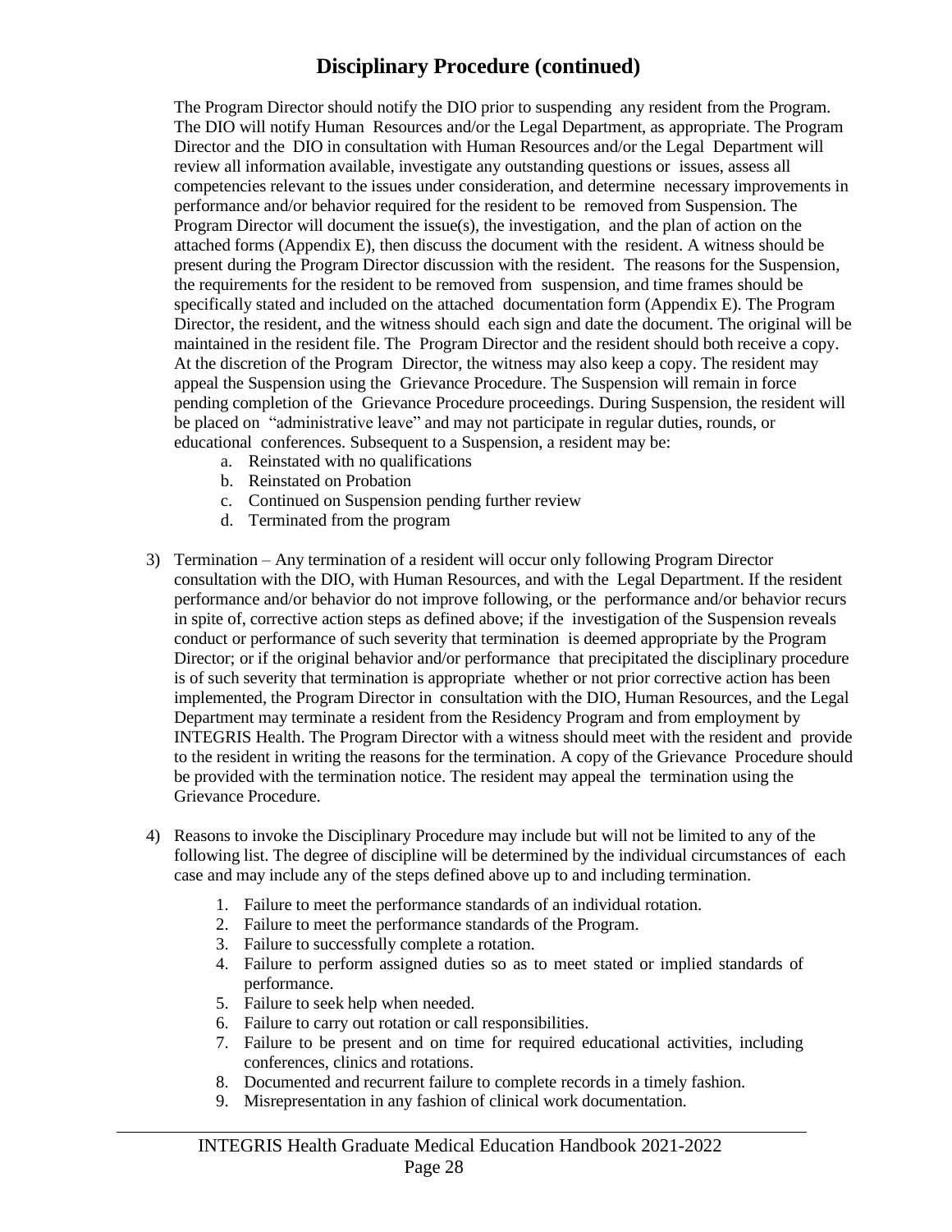# Disciplinary Procedure (continued)

The Program Director should notify the DIO prior to suspending any resident from the Program. The DIO will notify Human Resources and/or the Legal Department, as appropriate. The Program Director and the DIO in consultation with Human Resources and/or the Legal Department will review all information available, investigate any outstanding questions or issues, assess all competencies relevant to the issues under consideration, and determine necessary improvements in performance and/or behavior required for the resident to be removed from Suspension. The Program Director will document the issue(s), the investigation, and the plan of action on the attached forms (Appendix E), then discuss the document with the resident. A witness should be present during the Program Director discussion with the resident. The reasons for the Suspension, the requirements for the resident to be removed from suspension, and time frames should be specifically stated and included on the attached documentation form (Appendix E). The Program Director, the resident, and the witness should each sign and date the document. The original will be maintained in the resident file. The Program Director and the resident should both receive a copy. At the discretion of the Program Director, the witness may also keep a copy. The resident may appeal the Suspension using the Grievance Procedure. The Suspension will remain in force pending completion of the Grievance Procedure proceedings. During Suspension, the resident will be placed on "administrative leave" and may not participate in regular duties, rounds, or educational conferences. Subsequent to a Suspension, a resident may be:

a. Reinstated with no qualifications
b. Reinstated on Probation
c. Continued on Suspension pending further review
d. Terminated from the program

3) Termination – Any termination of a resident will occur only following Program Director consultation with the DIO, with Human Resources, and with the Legal Department. If the resident performance and/or behavior do not improve following, or the performance and/or behavior recurs in spite of, corrective action steps as defined above; if the investigation of the Suspension reveals conduct or performance of such severity that termination is deemed appropriate by the Program Director; or if the original behavior and/or performance that precipitated the disciplinary procedure is of such severity that termination is appropriate whether or not prior corrective action has been implemented, the Program Director in consultation with the DIO, Human Resources, and the Legal Department may terminate a resident from the Residency Program and from employment by INTEGRIS Health. The Program Director with a witness should meet with the resident and provide to the resident in writing the reasons for the termination. A copy of the Grievance Procedure should be provided with the termination notice. The resident may appeal the termination using the Grievance Procedure.

4) Reasons to invoke the Disciplinary Procedure may include but will not be limited to any of the following list. The degree of discipline will be determined by the individual circumstances of each case and may include any of the steps defined above up to and including termination.

   1. Failure to meet the performance standards of an individual rotation.
   2. Failure to meet the performance standards of the Program.
   3. Failure to successfully complete a rotation.
   4. Failure to perform assigned duties so as to meet stated or implied standards of performance.
   5. Failure to seek help when needed.
   6. Failure to carry out rotation or call responsibilities.
   7. Failure to be present and on time for required educational activities, including conferences, clinics and rotations.
   8. Documented and recurrent failure to complete records in a timely fashion.
   9. Misrepresentation in any fashion of clinical work documentation.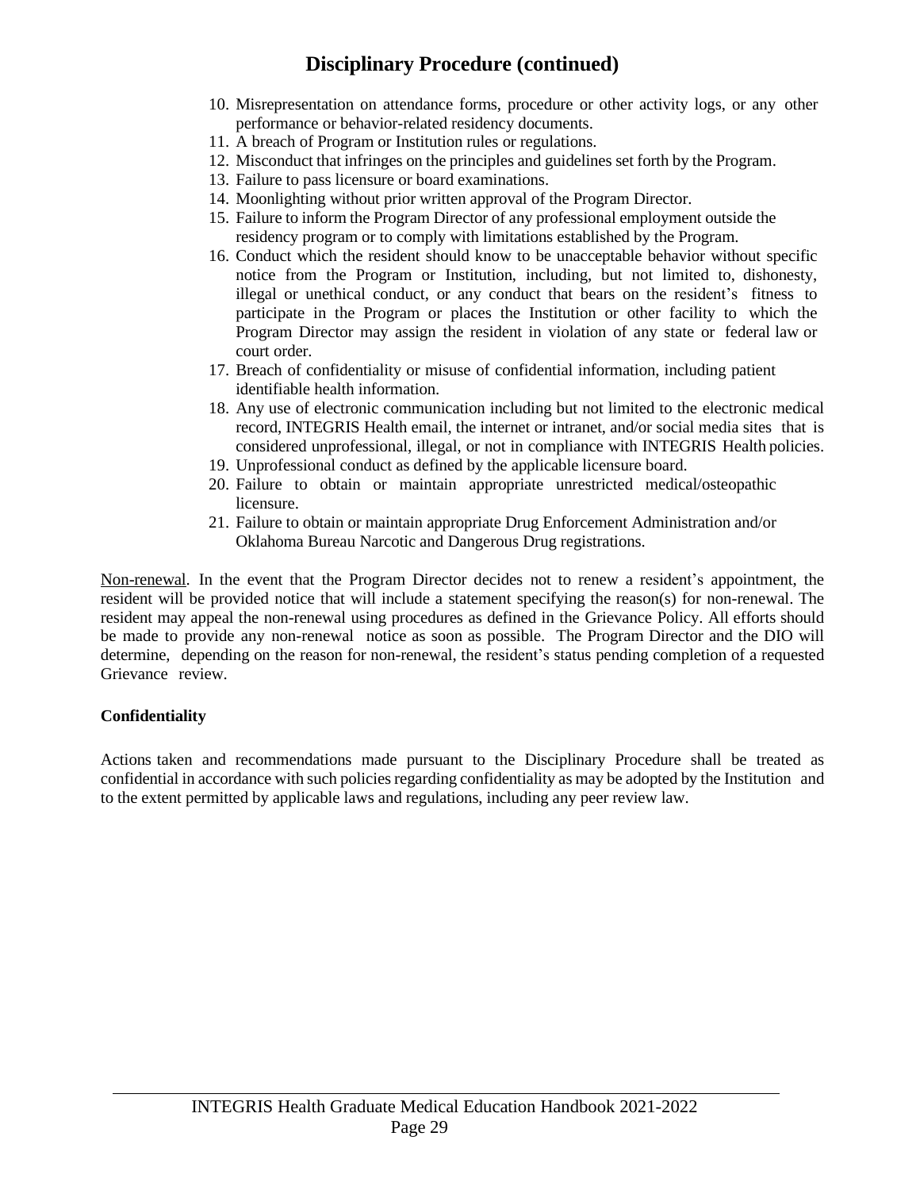## Disciplinary Procedure (continued)

10. Misrepresentation on attendance forms, procedure or other activity logs, or any other performance or behavior-related residency documents.
11. A breach of Program or Institution rules or regulations.
12. Misconduct that infringes on the principles and guidelines set forth by the Program.
13. Failure to pass licensure or board examinations.
14. Moonlighting without prior written approval of the Program Director.
15. Failure to inform the Program Director of any professional employment outside the residency program or to comply with limitations established by the Program.
16. Conduct which the resident should know to be unacceptable behavior without specific notice from the Program or Institution, including, but not limited to, dishonesty, illegal or unethical conduct, or any conduct that bears on the resident's fitness to participate in the Program or places the Institution or other facility to which the Program Director may assign the resident in violation of any state or federal law or court order.
17. Breach of confidentiality or misuse of confidential information, including patient identifiable health information.
18. Any use of electronic communication including but not limited to the electronic medical record, INTEGRIS Health email, the internet or intranet, and/or social media sites that is considered unprofessional, illegal, or not in compliance with INTEGRIS Health policies.
19. Unprofessional conduct as defined by the applicable licensure board.
20. Failure to obtain or maintain appropriate unrestricted medical/osteopathic licensure.
21. Failure to obtain or maintain appropriate Drug Enforcement Administration and/or Oklahoma Bureau Narcotic and Dangerous Drug registrations.

Non-renewal. In the event that the Program Director decides not to renew a resident's appointment, the resident will be provided notice that will include a statement specifying the reason(s) for non-renewal. The resident may appeal the non-renewal using procedures as defined in the Grievance Policy. All efforts should be made to provide any non-renewal notice as soon as possible. The Program Director and the DIO will determine, depending on the reason for non-renewal, the resident's status pending completion of a requested Grievance review.

**Confidentiality**

Actions taken and recommendations made pursuant to the Disciplinary Procedure shall be treated as confidential in accordance with such policies regarding confidentiality as may be adopted by the Institution and to the extent permitted by applicable laws and regulations, including any peer review law.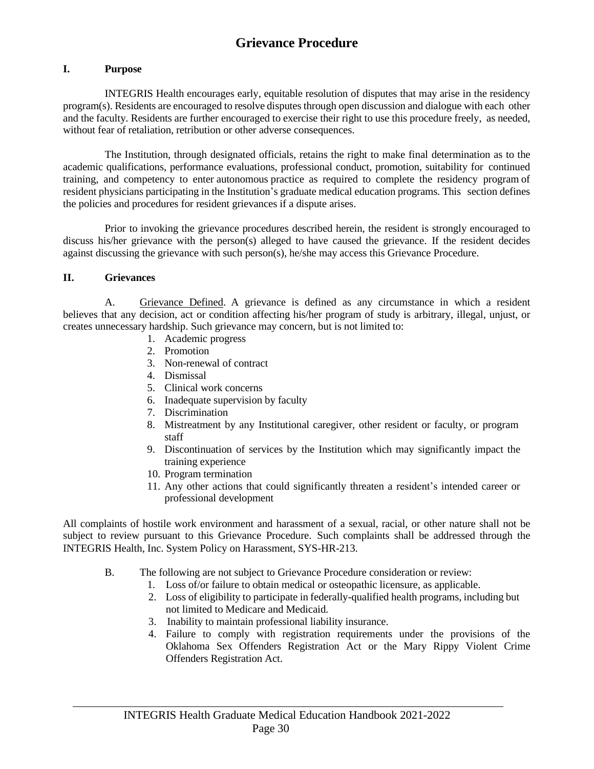# Grievance Procedure

## I. Purpose

INTEGRIS Health encourages early, equitable resolution of disputes that may arise in the residency program(s). Residents are encouraged to resolve disputes through open discussion and dialogue with each other and the faculty. Residents are further encouraged to exercise their right to use this procedure freely, as needed, without fear of retaliation, retribution or other adverse consequences.

The Institution, through designated officials, retains the right to make final determination as to the academic qualifications, performance evaluations, professional conduct, promotion, suitability for continued training, and competency to enter autonomous practice as required to complete the residency program of resident physicians participating in the Institution's graduate medical education programs. This section defines the policies and procedures for resident grievances if a dispute arises.

Prior to invoking the grievance procedures described herein, the resident is strongly encouraged to discuss his/her grievance with the person(s) alleged to have caused the grievance. If the resident decides against discussing the grievance with such person(s), he/she may access this Grievance Procedure.

## II. Grievances

A. Grievance Defined. A grievance is defined as any circumstance in which a resident believes that any decision, act or condition affecting his/her program of study is arbitrary, illegal, unjust, or creates unnecessary hardship. Such grievance may concern, but is not limited to:

1. Academic progress
2. Promotion
3. Non-renewal of contract
4. Dismissal
5. Clinical work concerns
6. Inadequate supervision by faculty
7. Discrimination
8. Mistreatment by any Institutional caregiver, other resident or faculty, or program staff
9. Discontinuation of services by the Institution which may significantly impact the training experience
10. Program termination
11. Any other actions that could significantly threaten a resident's intended career or professional development

All complaints of hostile work environment and harassment of a sexual, racial, or other nature shall not be subject to review pursuant to this Grievance Procedure. Such complaints shall be addressed through the INTEGRIS Health, Inc. System Policy on Harassment, SYS-HR-213.

B. The following are not subject to Grievance Procedure consideration or review:

1. Loss of/or failure to obtain medical or osteopathic licensure, as applicable.
2. Loss of eligibility to participate in federally-qualified health programs, including but not limited to Medicare and Medicaid.
3. Inability to maintain professional liability insurance.
4. Failure to comply with registration requirements under the provisions of the Oklahoma Sex Offenders Registration Act or the Mary Rippy Violent Crime Offenders Registration Act.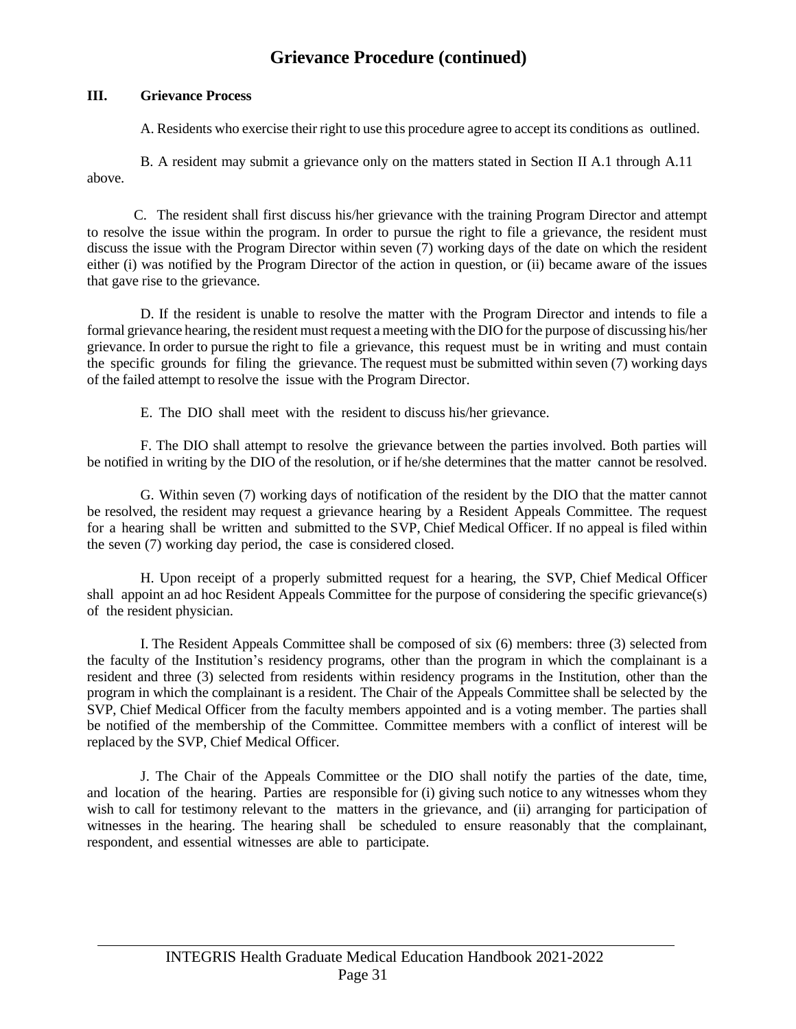# Grievance Procedure (continued)

## III. Grievance Process

A. Residents who exercise their right to use this procedure agree to accept its conditions as outlined.

B. A resident may submit a grievance only on the matters stated in Section II A.1 through A.11 above.

C. The resident shall first discuss his/her grievance with the training Program Director and attempt to resolve the issue within the program. In order to pursue the right to file a grievance, the resident must discuss the issue with the Program Director within seven (7) working days of the date on which the resident either (i) was notified by the Program Director of the action in question, or (ii) became aware of the issues that gave rise to the grievance.

D. If the resident is unable to resolve the matter with the Program Director and intends to file a formal grievance hearing, the resident must request a meeting with the DIO for the purpose of discussing his/her grievance. In order to pursue the right to file a grievance, this request must be in writing and must contain the specific grounds for filing the grievance. The request must be submitted within seven (7) working days of the failed attempt to resolve the issue with the Program Director.

E. The DIO shall meet with the resident to discuss his/her grievance.

F. The DIO shall attempt to resolve the grievance between the parties involved. Both parties will be notified in writing by the DIO of the resolution, or if he/she determines that the matter cannot be resolved.

G. Within seven (7) working days of notification of the resident by the DIO that the matter cannot be resolved, the resident may request a grievance hearing by a Resident Appeals Committee. The request for a hearing shall be written and submitted to the SVP, Chief Medical Officer. If no appeal is filed within the seven (7) working day period, the case is considered closed.

H. Upon receipt of a properly submitted request for a hearing, the SVP, Chief Medical Officer shall appoint an ad hoc Resident Appeals Committee for the purpose of considering the specific grievance(s) of the resident physician.

I. The Resident Appeals Committee shall be composed of six (6) members: three (3) selected from the faculty of the Institution's residency programs, other than the program in which the complainant is a resident and three (3) selected from residents within residency programs in the Institution, other than the program in which the complainant is a resident. The Chair of the Appeals Committee shall be selected by the SVP, Chief Medical Officer from the faculty members appointed and is a voting member. The parties shall be notified of the membership of the Committee. Committee members with a conflict of interest will be replaced by the SVP, Chief Medical Officer.

J. The Chair of the Appeals Committee or the DIO shall notify the parties of the date, time, and location of the hearing. Parties are responsible for (i) giving such notice to any witnesses whom they wish to call for testimony relevant to the matters in the grievance, and (ii) arranging for participation of witnesses in the hearing. The hearing shall be scheduled to ensure reasonably that the complainant, respondent, and essential witnesses are able to participate.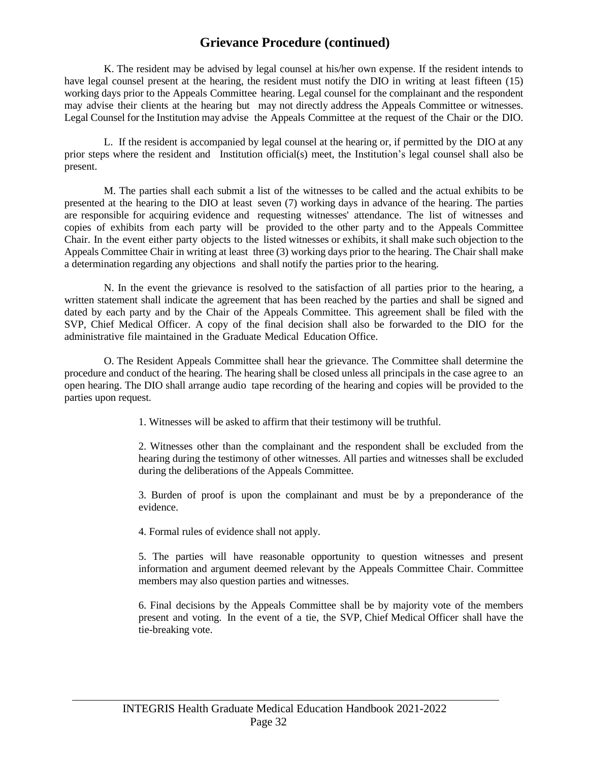## Grievance Procedure (continued)

K. The resident may be advised by legal counsel at his/her own expense. If the resident intends to have legal counsel present at the hearing, the resident must notify the DIO in writing at least fifteen (15) working days prior to the Appeals Committee hearing. Legal counsel for the complainant and the respondent may advise their clients at the hearing but may not directly address the Appeals Committee or witnesses. Legal Counsel for the Institution may advise the Appeals Committee at the request of the Chair or the DIO.

L. If the resident is accompanied by legal counsel at the hearing or, if permitted by the DIO at any prior steps where the resident and Institution official(s) meet, the Institution's legal counsel shall also be present.

M. The parties shall each submit a list of the witnesses to be called and the actual exhibits to be presented at the hearing to the DIO at least seven (7) working days in advance of the hearing. The parties are responsible for acquiring evidence and requesting witnesses' attendance. The list of witnesses and copies of exhibits from each party will be provided to the other party and to the Appeals Committee Chair. In the event either party objects to the listed witnesses or exhibits, it shall make such objection to the Appeals Committee Chair in writing at least three (3) working days prior to the hearing. The Chair shall make a determination regarding any objections and shall notify the parties prior to the hearing.

N. In the event the grievance is resolved to the satisfaction of all parties prior to the hearing, a written statement shall indicate the agreement that has been reached by the parties and shall be signed and dated by each party and by the Chair of the Appeals Committee. This agreement shall be filed with the SVP, Chief Medical Officer. A copy of the final decision shall also be forwarded to the DIO for the administrative file maintained in the Graduate Medical Education Office.

O. The Resident Appeals Committee shall hear the grievance. The Committee shall determine the procedure and conduct of the hearing. The hearing shall be closed unless all principals in the case agree to an open hearing. The DIO shall arrange audio tape recording of the hearing and copies will be provided to the parties upon request.

1. Witnesses will be asked to affirm that their testimony will be truthful.

2. Witnesses other than the complainant and the respondent shall be excluded from the hearing during the testimony of other witnesses. All parties and witnesses shall be excluded during the deliberations of the Appeals Committee.

3. Burden of proof is upon the complainant and must be by a preponderance of the evidence.

4. Formal rules of evidence shall not apply.

5. The parties will have reasonable opportunity to question witnesses and present information and argument deemed relevant by the Appeals Committee Chair. Committee members may also question parties and witnesses.

6. Final decisions by the Appeals Committee shall be by majority vote of the members present and voting. In the event of a tie, the SVP, Chief Medical Officer shall have the tie-breaking vote.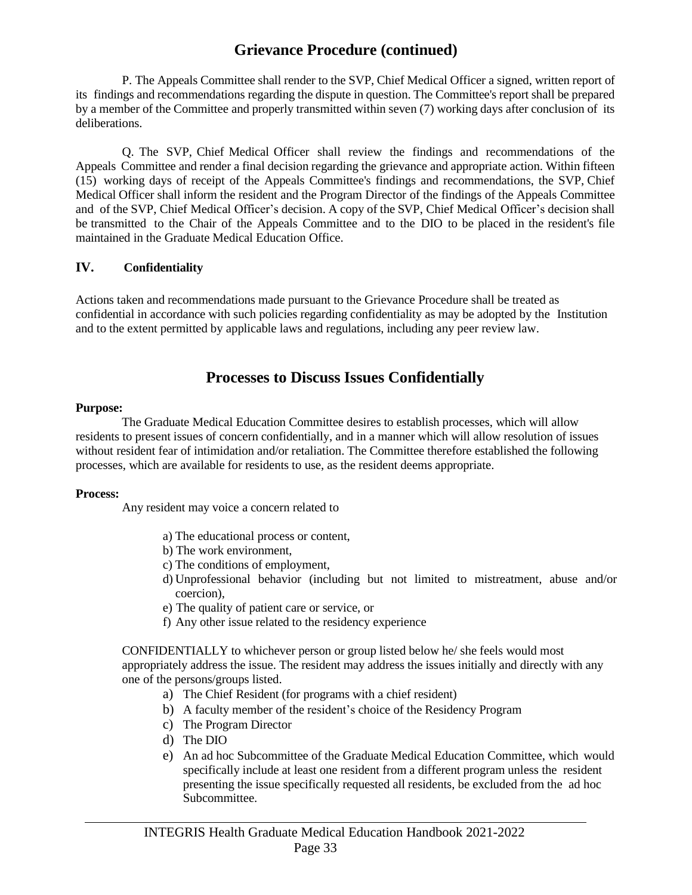## Grievance Procedure (continued)

P. The Appeals Committee shall render to the SVP, Chief Medical Officer a signed, written report of its findings and recommendations regarding the dispute in question. The Committee's report shall be prepared by a member of the Committee and properly transmitted within seven (7) working days after conclusion of its deliberations.

Q. The SVP, Chief Medical Officer shall review the findings and recommendations of the Appeals Committee and render a final decision regarding the grievance and appropriate action. Within fifteen (15) working days of receipt of the Appeals Committee's findings and recommendations, the SVP, Chief Medical Officer shall inform the resident and the Program Director of the findings of the Appeals Committee and of the SVP, Chief Medical Officer's decision. A copy of the SVP, Chief Medical Officer's decision shall be transmitted to the Chair of the Appeals Committee and to the DIO to be placed in the resident's file maintained in the Graduate Medical Education Office.

### IV. Confidentiality

Actions taken and recommendations made pursuant to the Grievance Procedure shall be treated as confidential in accordance with such policies regarding confidentiality as may be adopted by the Institution and to the extent permitted by applicable laws and regulations, including any peer review law.

## Processes to Discuss Issues Confidentially

**Purpose:**

The Graduate Medical Education Committee desires to establish processes, which will allow residents to present issues of concern confidentially, and in a manner which will allow resolution of issues without resident fear of intimidation and/or retaliation. The Committee therefore established the following processes, which are available for residents to use, as the resident deems appropriate.

**Process:**

Any resident may voice a concern related to

a) The educational process or content,
b) The work environment,
c) The conditions of employment,
d) Unprofessional behavior (including but not limited to mistreatment, abuse and/or coercion),
e) The quality of patient care or service, or
f) Any other issue related to the residency experience

CONFIDENTIALLY to whichever person or group listed below he/ she feels would most appropriately address the issue. The resident may address the issues initially and directly with any one of the persons/groups listed.

a) The Chief Resident (for programs with a chief resident)
b) A faculty member of the resident's choice of the Residency Program
c) The Program Director
d) The DIO
e) An ad hoc Subcommittee of the Graduate Medical Education Committee, which would specifically include at least one resident from a different program unless the resident presenting the issue specifically requested all residents, be excluded from the ad hoc Subcommittee.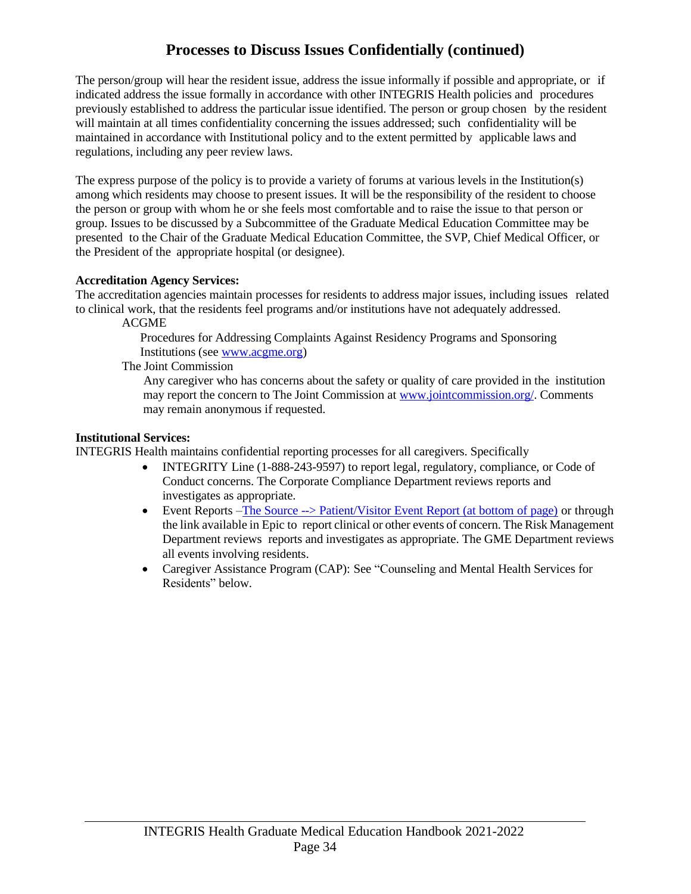## Processes to Discuss Issues Confidentially (continued)

The person/group will hear the resident issue, address the issue informally if possible and appropriate, or if indicated address the issue formally in accordance with other INTEGRIS Health policies and procedures previously established to address the particular issue identified. The person or group chosen by the resident will maintain at all times confidentiality concerning the issues addressed; such confidentiality will be maintained in accordance with Institutional policy and to the extent permitted by applicable laws and regulations, including any peer review laws.

The express purpose of the policy is to provide a variety of forums at various levels in the Institution(s) among which residents may choose to present issues. It will be the responsibility of the resident to choose the person or group with whom he or she feels most comfortable and to raise the issue to that person or group. Issues to be discussed by a Subcommittee of the Graduate Medical Education Committee may be presented to the Chair of the Graduate Medical Education Committee, the SVP, Chief Medical Officer, or the President of the appropriate hospital (or designee).

**Accreditation Agency Services:**

The accreditation agencies maintain processes for residents to address major issues, including issues related to clinical work, that the residents feel programs and/or institutions have not adequately addressed.

ACGME

Procedures for Addressing Complaints Against Residency Programs and Sponsoring Institutions (see www.acgme.org)

The Joint Commission

Any caregiver who has concerns about the safety or quality of care provided in the institution may report the concern to The Joint Commission at www.jointcommission.org/. Comments may remain anonymous if requested.

**Institutional Services:**

INTEGRIS Health maintains confidential reporting processes for all caregivers. Specifically

- INTEGRITY Line (1-888-243-9597) to report legal, regulatory, compliance, or Code of Conduct concerns. The Corporate Compliance Department reviews reports and investigates as appropriate.
- Event Reports –The Source --> Patient/Visitor Event Report (at bottom of page) or through the link available in Epic to report clinical or other events of concern. The Risk Management Department reviews reports and investigates as appropriate. The GME Department reviews all events involving residents.
- Caregiver Assistance Program (CAP): See "Counseling and Mental Health Services for Residents" below.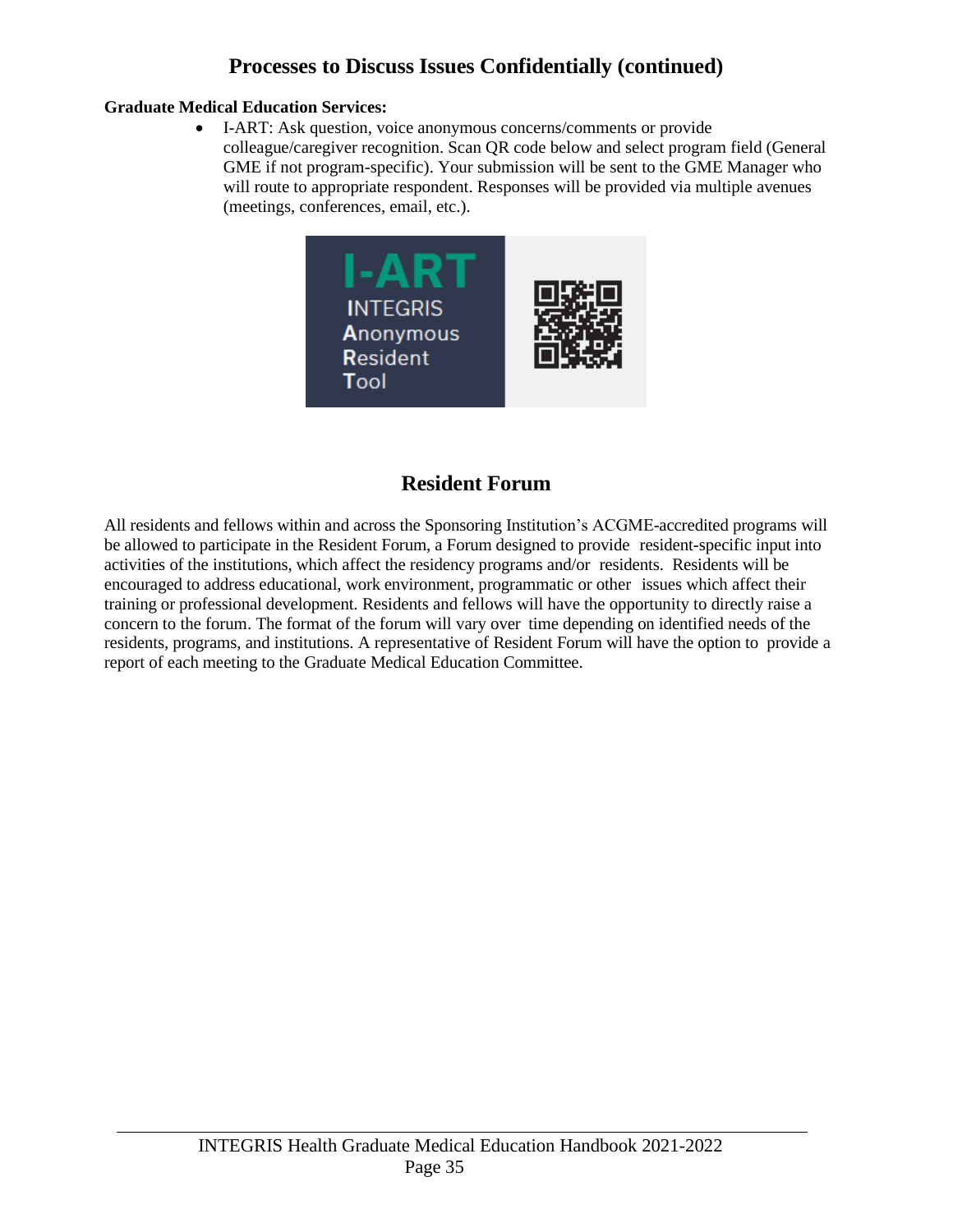## Processes to Discuss Issues Confidentially (continued)

**Graduate Medical Education Services:**

- I-ART: Ask question, voice anonymous concerns/comments or provide colleague/caregiver recognition. Scan QR code below and select program field (General GME if not program-specific). Your submission will be sent to the GME Manager who will route to appropriate respondent. Responses will be provided via multiple avenues (meetings, conferences, email, etc.).

I-ART
INTEGRIS
Anonymous
Resident
Tool

## Resident Forum

All residents and fellows within and across the Sponsoring Institution's ACGME-accredited programs will be allowed to participate in the Resident Forum, a Forum designed to provide resident-specific input into activities of the institutions, which affect the residency programs and/or residents. Residents will be encouraged to address educational, work environment, programmatic or other issues which affect their training or professional development. Residents and fellows will have the opportunity to directly raise a concern to the forum. The format of the forum will vary over time depending on identified needs of the residents, programs, and institutions. A representative of Resident Forum will have the option to provide a report of each meeting to the Graduate Medical Education Committee.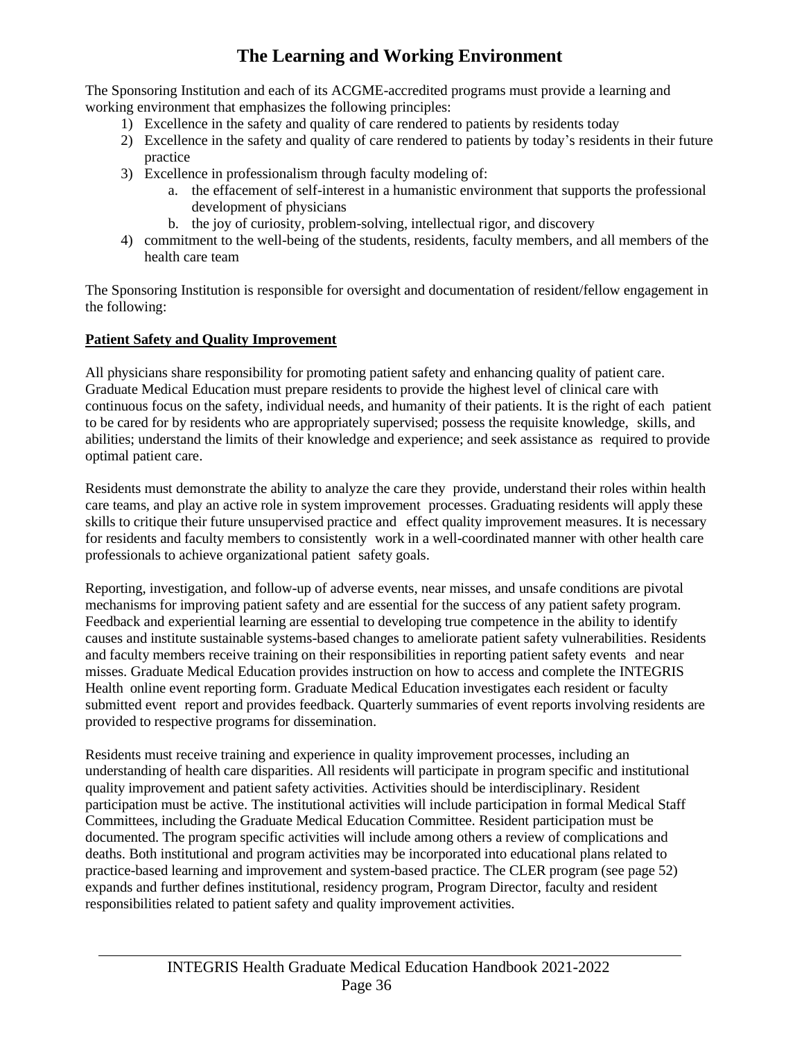# The Learning and Working Environment

The Sponsoring Institution and each of its ACGME-accredited programs must provide a learning and working environment that emphasizes the following principles:

1) Excellence in the safety and quality of care rendered to patients by residents today
2) Excellence in the safety and quality of care rendered to patients by today's residents in their future practice
3) Excellence in professionalism through faculty modeling of:
   a. the effacement of self-interest in a humanistic environment that supports the professional development of physicians
   b. the joy of curiosity, problem-solving, intellectual rigor, and discovery
4) commitment to the well-being of the students, residents, faculty members, and all members of the health care team

The Sponsoring Institution is responsible for oversight and documentation of resident/fellow engagement in the following:

**Patient Safety and Quality Improvement**

All physicians share responsibility for promoting patient safety and enhancing quality of patient care. Graduate Medical Education must prepare residents to provide the highest level of clinical care with continuous focus on the safety, individual needs, and humanity of their patients. It is the right of each patient to be cared for by residents who are appropriately supervised; possess the requisite knowledge, skills, and abilities; understand the limits of their knowledge and experience; and seek assistance as required to provide optimal patient care.

Residents must demonstrate the ability to analyze the care they provide, understand their roles within health care teams, and play an active role in system improvement processes. Graduating residents will apply these skills to critique their future unsupervised practice and effect quality improvement measures. It is necessary for residents and faculty members to consistently work in a well-coordinated manner with other health care professionals to achieve organizational patient safety goals.

Reporting, investigation, and follow-up of adverse events, near misses, and unsafe conditions are pivotal mechanisms for improving patient safety and are essential for the success of any patient safety program. Feedback and experiential learning are essential to developing true competence in the ability to identify causes and institute sustainable systems-based changes to ameliorate patient safety vulnerabilities. Residents and faculty members receive training on their responsibilities in reporting patient safety events and near misses. Graduate Medical Education provides instruction on how to access and complete the INTEGRIS Health online event reporting form. Graduate Medical Education investigates each resident or faculty submitted event report and provides feedback. Quarterly summaries of event reports involving residents are provided to respective programs for dissemination.

Residents must receive training and experience in quality improvement processes, including an understanding of health care disparities. All residents will participate in program specific and institutional quality improvement and patient safety activities. Activities should be interdisciplinary. Resident participation must be active. The institutional activities will include participation in formal Medical Staff Committees, including the Graduate Medical Education Committee. Resident participation must be documented. The program specific activities will include among others a review of complications and deaths. Both institutional and program activities may be incorporated into educational plans related to practice-based learning and improvement and system-based practice. The CLER program (see page 52) expands and further defines institutional, residency program, Program Director, faculty and resident responsibilities related to patient safety and quality improvement activities.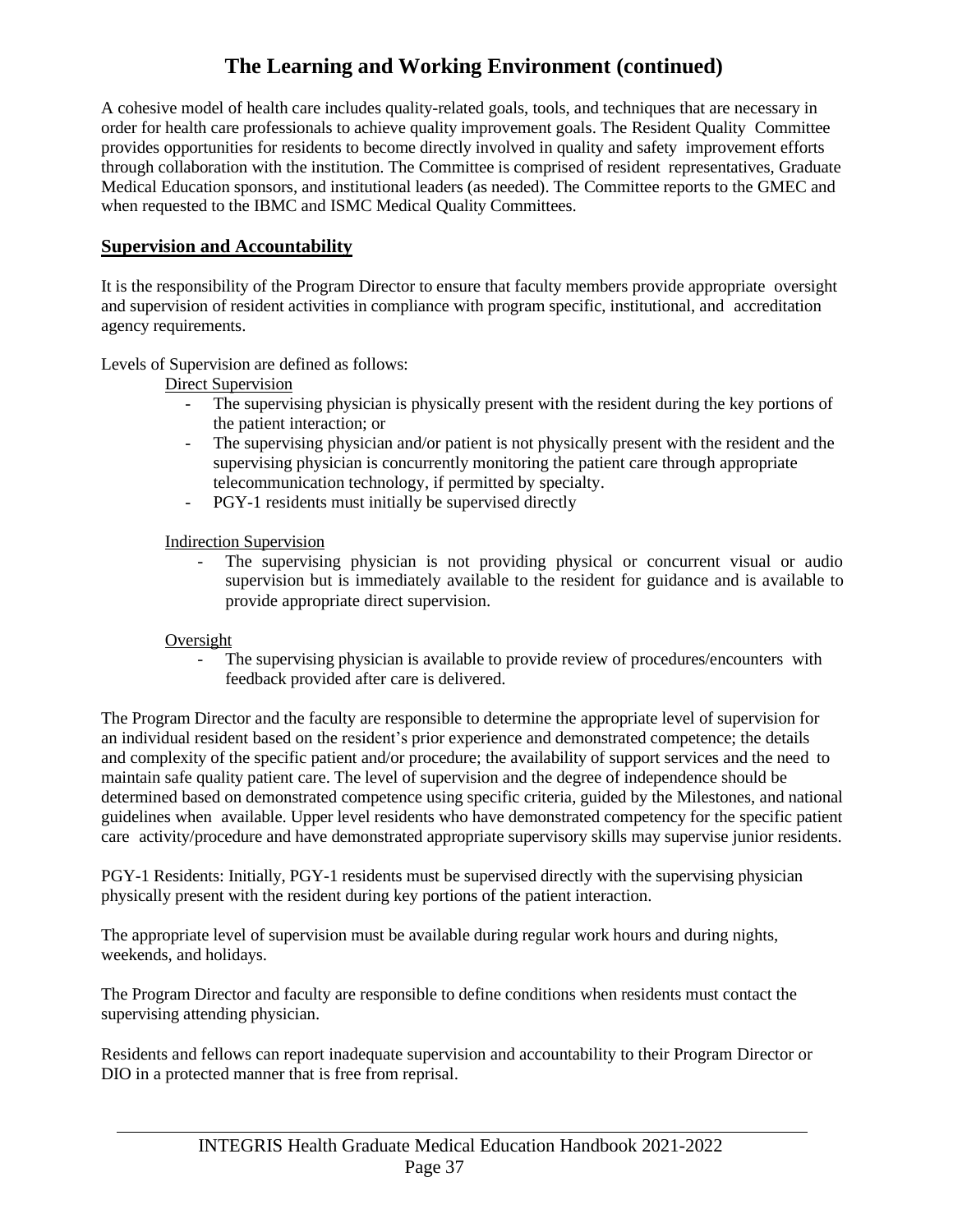# The Learning and Working Environment (continued)

A cohesive model of health care includes quality-related goals, tools, and techniques that are necessary in order for health care professionals to achieve quality improvement goals. The Resident Quality Committee provides opportunities for residents to become directly involved in quality and safety improvement efforts through collaboration with the institution. The Committee is comprised of resident representatives, Graduate Medical Education sponsors, and institutional leaders (as needed). The Committee reports to the GMEC and when requested to the IBMC and ISMC Medical Quality Committees.

## Supervision and Accountability

It is the responsibility of the Program Director to ensure that faculty members provide appropriate oversight and supervision of resident activities in compliance with program specific, institutional, and accreditation agency requirements.

Levels of Supervision are defined as follows:

Direct Supervision

- The supervising physician is physically present with the resident during the key portions of the patient interaction; or
- The supervising physician and/or patient is not physically present with the resident and the supervising physician is concurrently monitoring the patient care through appropriate telecommunication technology, if permitted by specialty.
- PGY-1 residents must initially be supervised directly

Indirection Supervision

- The supervising physician is not providing physical or concurrent visual or audio supervision but is immediately available to the resident for guidance and is available to provide appropriate direct supervision.

Oversight

- The supervising physician is available to provide review of procedures/encounters with feedback provided after care is delivered.

The Program Director and the faculty are responsible to determine the appropriate level of supervision for an individual resident based on the resident's prior experience and demonstrated competence; the details and complexity of the specific patient and/or procedure; the availability of support services and the need to maintain safe quality patient care. The level of supervision and the degree of independence should be determined based on demonstrated competence using specific criteria, guided by the Milestones, and national guidelines when available. Upper level residents who have demonstrated competency for the specific patient care activity/procedure and have demonstrated appropriate supervisory skills may supervise junior residents.

PGY-1 Residents: Initially, PGY-1 residents must be supervised directly with the supervising physician physically present with the resident during key portions of the patient interaction.

The appropriate level of supervision must be available during regular work hours and during nights, weekends, and holidays.

The Program Director and faculty are responsible to define conditions when residents must contact the supervising attending physician.

Residents and fellows can report inadequate supervision and accountability to their Program Director or DIO in a protected manner that is free from reprisal.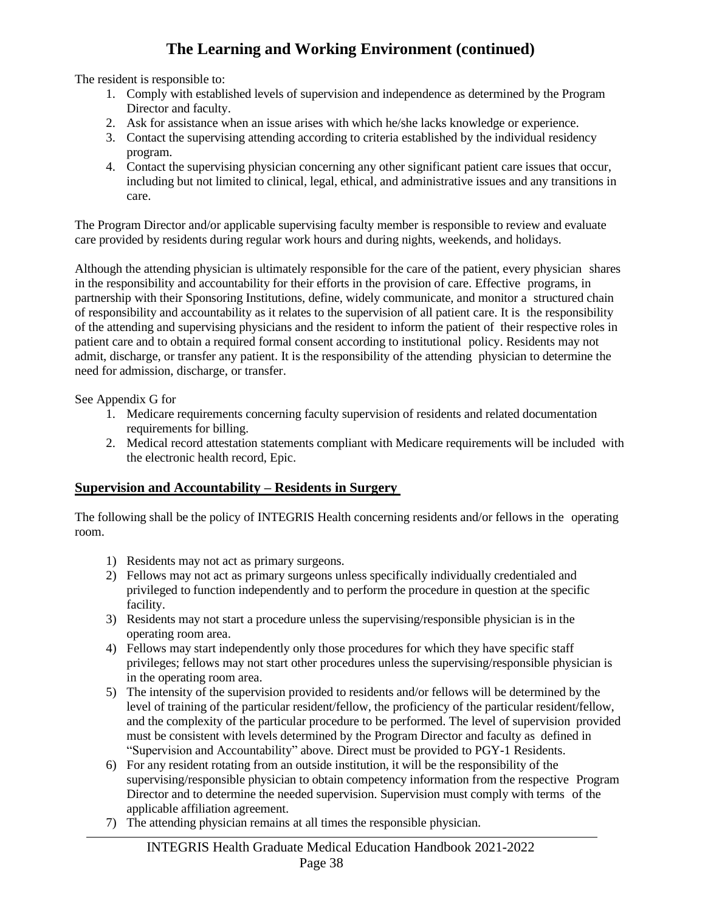# The Learning and Working Environment (continued)

The resident is responsible to:

1. Comply with established levels of supervision and independence as determined by the Program Director and faculty.
2. Ask for assistance when an issue arises with which he/she lacks knowledge or experience.
3. Contact the supervising attending according to criteria established by the individual residency program.
4. Contact the supervising physician concerning any other significant patient care issues that occur, including but not limited to clinical, legal, ethical, and administrative issues and any transitions in care.

The Program Director and/or applicable supervising faculty member is responsible to review and evaluate care provided by residents during regular work hours and during nights, weekends, and holidays.

Although the attending physician is ultimately responsible for the care of the patient, every physician shares in the responsibility and accountability for their efforts in the provision of care. Effective programs, in partnership with their Sponsoring Institutions, define, widely communicate, and monitor a structured chain of responsibility and accountability as it relates to the supervision of all patient care. It is the responsibility of the attending and supervising physicians and the resident to inform the patient of their respective roles in patient care and to obtain a required formal consent according to institutional policy. Residents may not admit, discharge, or transfer any patient. It is the responsibility of the attending physician to determine the need for admission, discharge, or transfer.

See Appendix G for

1. Medicare requirements concerning faculty supervision of residents and related documentation requirements for billing.
2. Medical record attestation statements compliant with Medicare requirements will be included with the electronic health record, Epic.

## Supervision and Accountability – Residents in Surgery

The following shall be the policy of INTEGRIS Health concerning residents and/or fellows in the operating room.

1) Residents may not act as primary surgeons.
2) Fellows may not act as primary surgeons unless specifically individually credentialed and privileged to function independently and to perform the procedure in question at the specific facility.
3) Residents may not start a procedure unless the supervising/responsible physician is in the operating room area.
4) Fellows may start independently only those procedures for which they have specific staff privileges; fellows may not start other procedures unless the supervising/responsible physician is in the operating room area.
5) The intensity of the supervision provided to residents and/or fellows will be determined by the level of training of the particular resident/fellow, the proficiency of the particular resident/fellow, and the complexity of the particular procedure to be performed. The level of supervision provided must be consistent with levels determined by the Program Director and faculty as defined in "Supervision and Accountability" above. Direct must be provided to PGY-1 Residents.
6) For any resident rotating from an outside institution, it will be the responsibility of the supervising/responsible physician to obtain competency information from the respective Program Director and to determine the needed supervision. Supervision must comply with terms of the applicable affiliation agreement.
7) The attending physician remains at all times the responsible physician.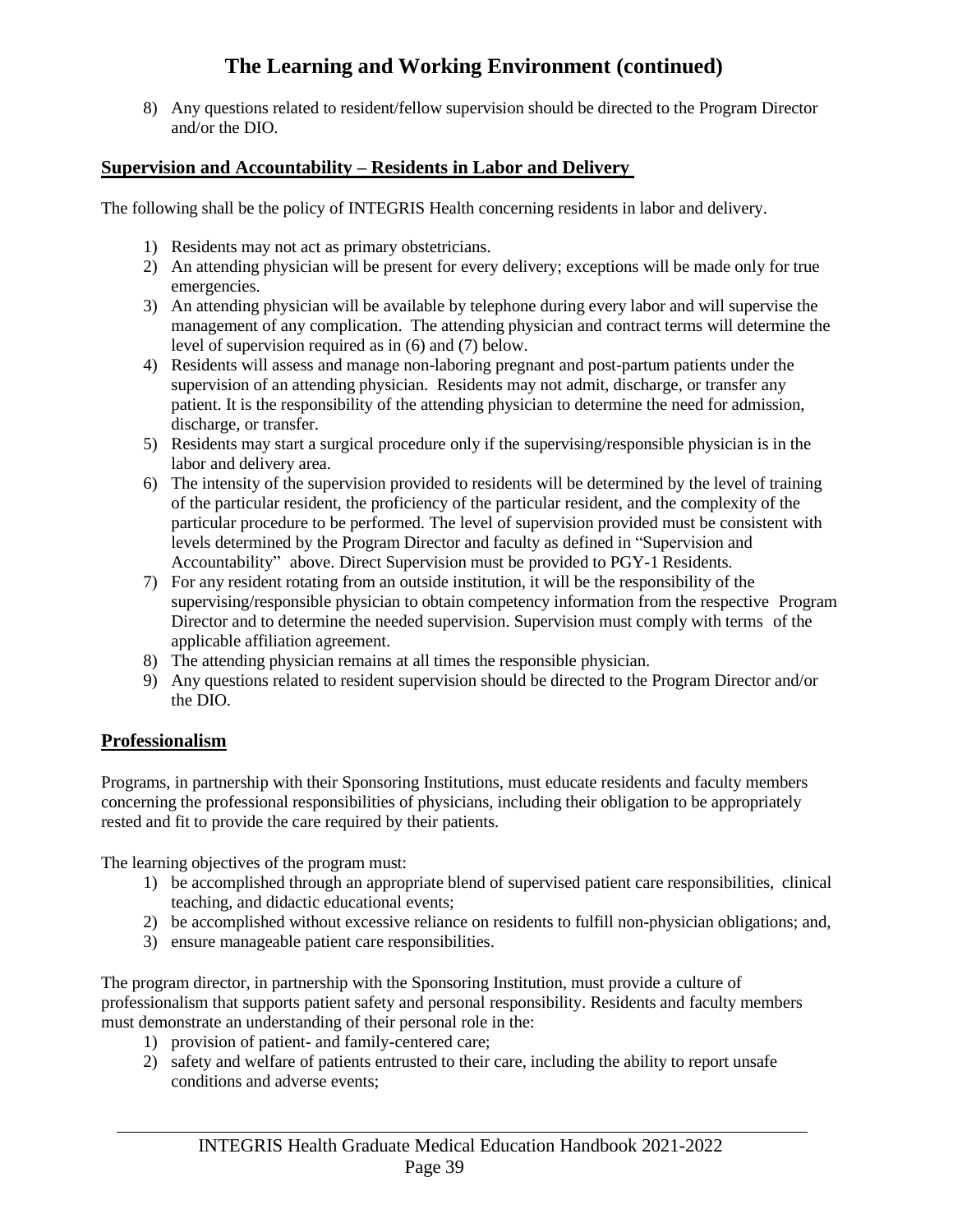# The Learning and Working Environment (continued)

8) Any questions related to resident/fellow supervision should be directed to the Program Director and/or the DIO.

## Supervision and Accountability – Residents in Labor and Delivery

The following shall be the policy of INTEGRIS Health concerning residents in labor and delivery.

1) Residents may not act as primary obstetricians.
2) An attending physician will be present for every delivery; exceptions will be made only for true emergencies.
3) An attending physician will be available by telephone during every labor and will supervise the management of any complication. The attending physician and contract terms will determine the level of supervision required as in (6) and (7) below.
4) Residents will assess and manage non-laboring pregnant and post-partum patients under the supervision of an attending physician. Residents may not admit, discharge, or transfer any patient. It is the responsibility of the attending physician to determine the need for admission, discharge, or transfer.
5) Residents may start a surgical procedure only if the supervising/responsible physician is in the labor and delivery area.
6) The intensity of the supervision provided to residents will be determined by the level of training of the particular resident, the proficiency of the particular resident, and the complexity of the particular procedure to be performed. The level of supervision provided must be consistent with levels determined by the Program Director and faculty as defined in "Supervision and Accountability" above. Direct Supervision must be provided to PGY-1 Residents.
7) For any resident rotating from an outside institution, it will be the responsibility of the supervising/responsible physician to obtain competency information from the respective Program Director and to determine the needed supervision. Supervision must comply with terms of the applicable affiliation agreement.
8) The attending physician remains at all times the responsible physician.
9) Any questions related to resident supervision should be directed to the Program Director and/or the DIO.

## Professionalism

Programs, in partnership with their Sponsoring Institutions, must educate residents and faculty members concerning the professional responsibilities of physicians, including their obligation to be appropriately rested and fit to provide the care required by their patients.

The learning objectives of the program must:

1) be accomplished through an appropriate blend of supervised patient care responsibilities, clinical teaching, and didactic educational events;
2) be accomplished without excessive reliance on residents to fulfill non-physician obligations; and,
3) ensure manageable patient care responsibilities.

The program director, in partnership with the Sponsoring Institution, must provide a culture of professionalism that supports patient safety and personal responsibility. Residents and faculty members must demonstrate an understanding of their personal role in the:

1) provision of patient- and family-centered care;
2) safety and welfare of patients entrusted to their care, including the ability to report unsafe conditions and adverse events;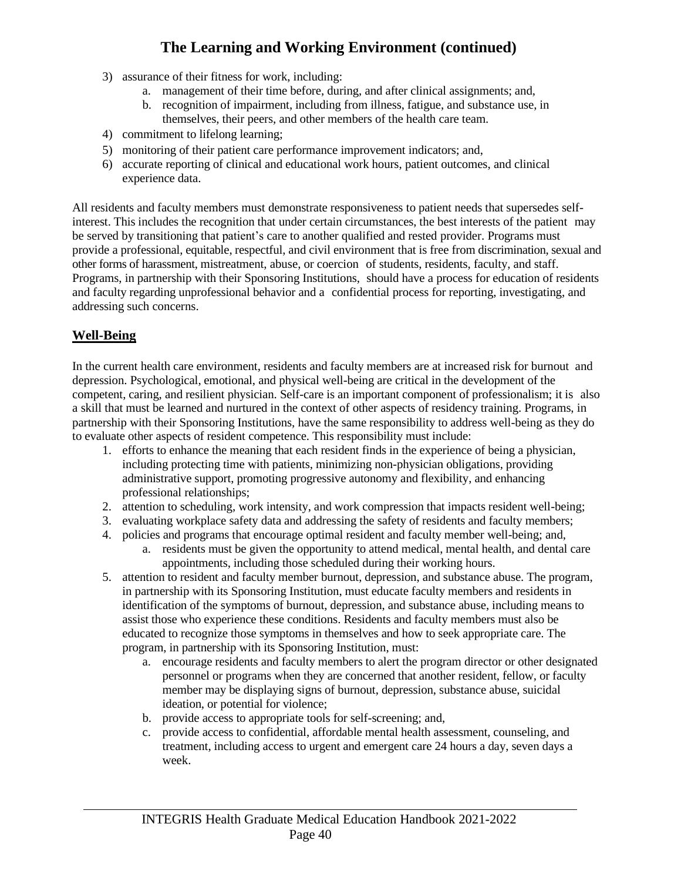# The Learning and Working Environment (continued)

3) assurance of their fitness for work, including:
    a. management of their time before, during, and after clinical assignments; and,
    b. recognition of impairment, including from illness, fatigue, and substance use, in themselves, their peers, and other members of the health care team.
4) commitment to lifelong learning;
5) monitoring of their patient care performance improvement indicators; and,
6) accurate reporting of clinical and educational work hours, patient outcomes, and clinical experience data.

All residents and faculty members must demonstrate responsiveness to patient needs that supersedes self-interest. This includes the recognition that under certain circumstances, the best interests of the patient may be served by transitioning that patient's care to another qualified and rested provider. Programs must provide a professional, equitable, respectful, and civil environment that is free from discrimination, sexual and other forms of harassment, mistreatment, abuse, or coercion of students, residents, faculty, and staff. Programs, in partnership with their Sponsoring Institutions, should have a process for education of residents and faculty regarding unprofessional behavior and a confidential process for reporting, investigating, and addressing such concerns.

## Well-Being

In the current health care environment, residents and faculty members are at increased risk for burnout and depression. Psychological, emotional, and physical well-being are critical in the development of the competent, caring, and resilient physician. Self-care is an important component of professionalism; it is also a skill that must be learned and nurtured in the context of other aspects of residency training. Programs, in partnership with their Sponsoring Institutions, have the same responsibility to address well-being as they do to evaluate other aspects of resident competence. This responsibility must include:

1. efforts to enhance the meaning that each resident finds in the experience of being a physician, including protecting time with patients, minimizing non-physician obligations, providing administrative support, promoting progressive autonomy and flexibility, and enhancing professional relationships;
2. attention to scheduling, work intensity, and work compression that impacts resident well-being;
3. evaluating workplace safety data and addressing the safety of residents and faculty members;
4. policies and programs that encourage optimal resident and faculty member well-being; and,
    a. residents must be given the opportunity to attend medical, mental health, and dental care appointments, including those scheduled during their working hours.
5. attention to resident and faculty member burnout, depression, and substance abuse. The program, in partnership with its Sponsoring Institution, must educate faculty members and residents in identification of the symptoms of burnout, depression, and substance abuse, including means to assist those who experience these conditions. Residents and faculty members must also be educated to recognize those symptoms in themselves and how to seek appropriate care. The program, in partnership with its Sponsoring Institution, must:
    a. encourage residents and faculty members to alert the program director or other designated personnel or programs when they are concerned that another resident, fellow, or faculty member may be displaying signs of burnout, depression, substance abuse, suicidal ideation, or potential for violence;
    b. provide access to appropriate tools for self-screening; and,
    c. provide access to confidential, affordable mental health assessment, counseling, and treatment, including access to urgent and emergent care 24 hours a day, seven days a week.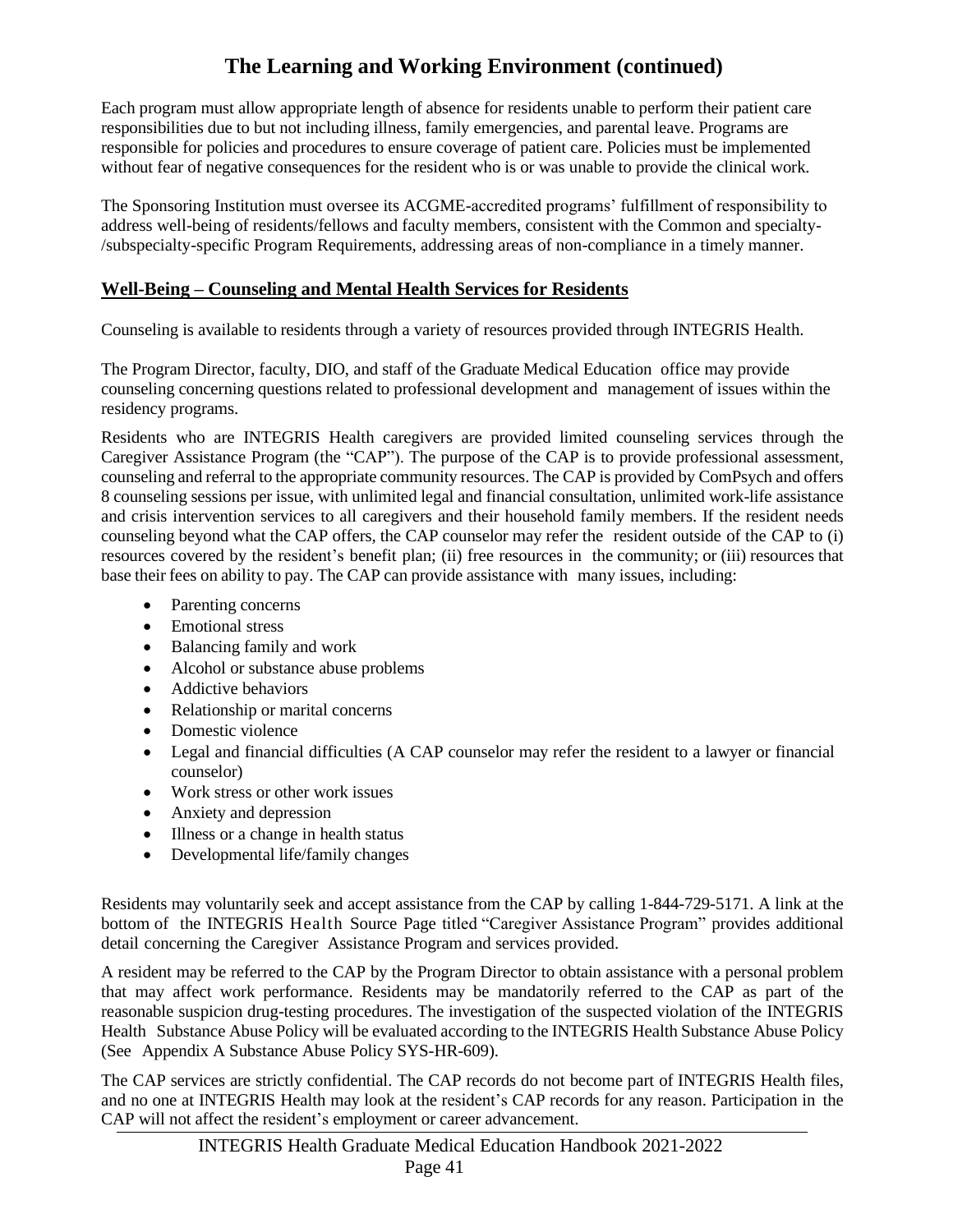# The Learning and Working Environment (continued)

Each program must allow appropriate length of absence for residents unable to perform their patient care responsibilities due to but not including illness, family emergencies, and parental leave. Programs are responsible for policies and procedures to ensure coverage of patient care. Policies must be implemented without fear of negative consequences for the resident who is or was unable to provide the clinical work.

The Sponsoring Institution must oversee its ACGME-accredited programs' fulfillment of responsibility to address well-being of residents/fellows and faculty members, consistent with the Common and specialty-/subspecialty-specific Program Requirements, addressing areas of non-compliance in a timely manner.

## Well-Being – Counseling and Mental Health Services for Residents

Counseling is available to residents through a variety of resources provided through INTEGRIS Health.

The Program Director, faculty, DIO, and staff of the Graduate Medical Education office may provide counseling concerning questions related to professional development and management of issues within the residency programs.

Residents who are INTEGRIS Health caregivers are provided limited counseling services through the Caregiver Assistance Program (the "CAP"). The purpose of the CAP is to provide professional assessment, counseling and referral to the appropriate community resources. The CAP is provided by ComPsych and offers 8 counseling sessions per issue, with unlimited legal and financial consultation, unlimited work-life assistance and crisis intervention services to all caregivers and their household family members. If the resident needs counseling beyond what the CAP offers, the CAP counselor may refer the resident outside of the CAP to (i) resources covered by the resident's benefit plan; (ii) free resources in the community; or (iii) resources that base their fees on ability to pay. The CAP can provide assistance with many issues, including:

- Parenting concerns
- Emotional stress
- Balancing family and work
- Alcohol or substance abuse problems
- Addictive behaviors
- Relationship or marital concerns
- Domestic violence
- Legal and financial difficulties (A CAP counselor may refer the resident to a lawyer or financial counselor)
- Work stress or other work issues
- Anxiety and depression
- Illness or a change in health status
- Developmental life/family changes

Residents may voluntarily seek and accept assistance from the CAP by calling 1-844-729-5171. A link at the bottom of the INTEGRIS Health Source Page titled "Caregiver Assistance Program" provides additional detail concerning the Caregiver Assistance Program and services provided.

A resident may be referred to the CAP by the Program Director to obtain assistance with a personal problem that may affect work performance. Residents may be mandatorily referred to the CAP as part of the reasonable suspicion drug-testing procedures. The investigation of the suspected violation of the INTEGRIS Health Substance Abuse Policy will be evaluated according to the INTEGRIS Health Substance Abuse Policy (See Appendix A Substance Abuse Policy SYS-HR-609).

The CAP services are strictly confidential. The CAP records do not become part of INTEGRIS Health files, and no one at INTEGRIS Health may look at the resident's CAP records for any reason. Participation in the CAP will not affect the resident's employment or career advancement.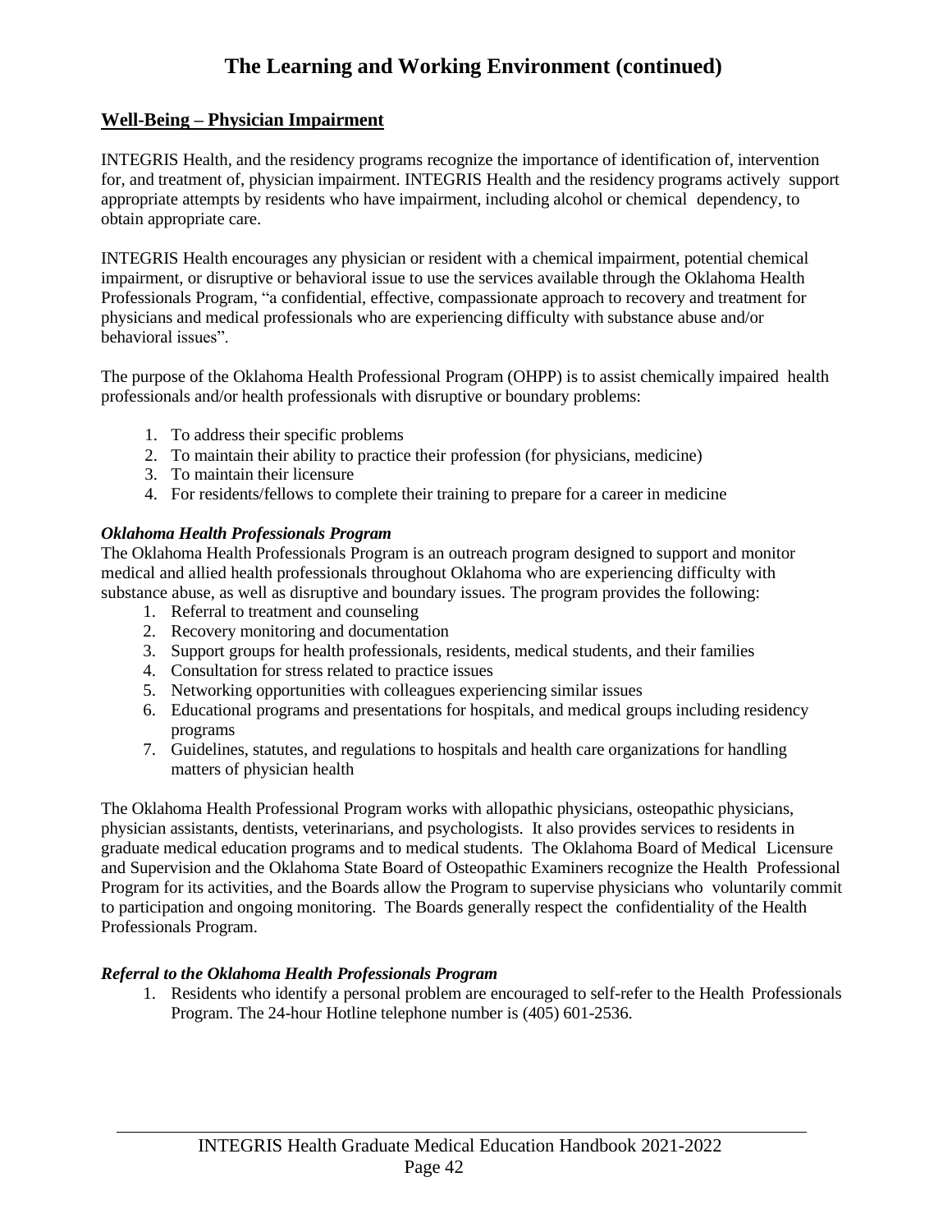# The Learning and Working Environment (continued)

## Well-Being – Physician Impairment

INTEGRIS Health, and the residency programs recognize the importance of identification of, intervention for, and treatment of, physician impairment. INTEGRIS Health and the residency programs actively support appropriate attempts by residents who have impairment, including alcohol or chemical dependency, to obtain appropriate care.

INTEGRIS Health encourages any physician or resident with a chemical impairment, potential chemical impairment, or disruptive or behavioral issue to use the services available through the Oklahoma Health Professionals Program, "a confidential, effective, compassionate approach to recovery and treatment for physicians and medical professionals who are experiencing difficulty with substance abuse and/or behavioral issues".

The purpose of the Oklahoma Health Professional Program (OHPP) is to assist chemically impaired health professionals and/or health professionals with disruptive or boundary problems:

1. To address their specific problems
2. To maintain their ability to practice their profession (for physicians, medicine)
3. To maintain their licensure
4. For residents/fellows to complete their training to prepare for a career in medicine

### *Oklahoma Health Professionals Program*

The Oklahoma Health Professionals Program is an outreach program designed to support and monitor medical and allied health professionals throughout Oklahoma who are experiencing difficulty with substance abuse, as well as disruptive and boundary issues. The program provides the following:

1. Referral to treatment and counseling
2. Recovery monitoring and documentation
3. Support groups for health professionals, residents, medical students, and their families
4. Consultation for stress related to practice issues
5. Networking opportunities with colleagues experiencing similar issues
6. Educational programs and presentations for hospitals, and medical groups including residency programs
7. Guidelines, statutes, and regulations to hospitals and health care organizations for handling matters of physician health

The Oklahoma Health Professional Program works with allopathic physicians, osteopathic physicians, physician assistants, dentists, veterinarians, and psychologists. It also provides services to residents in graduate medical education programs and to medical students. The Oklahoma Board of Medical Licensure and Supervision and the Oklahoma State Board of Osteopathic Examiners recognize the Health Professional Program for its activities, and the Boards allow the Program to supervise physicians who voluntarily commit to participation and ongoing monitoring. The Boards generally respect the confidentiality of the Health Professionals Program.

### *Referral to the Oklahoma Health Professionals Program*

1. Residents who identify a personal problem are encouraged to self-refer to the Health Professionals Program. The 24-hour Hotline telephone number is (405) 601-2536.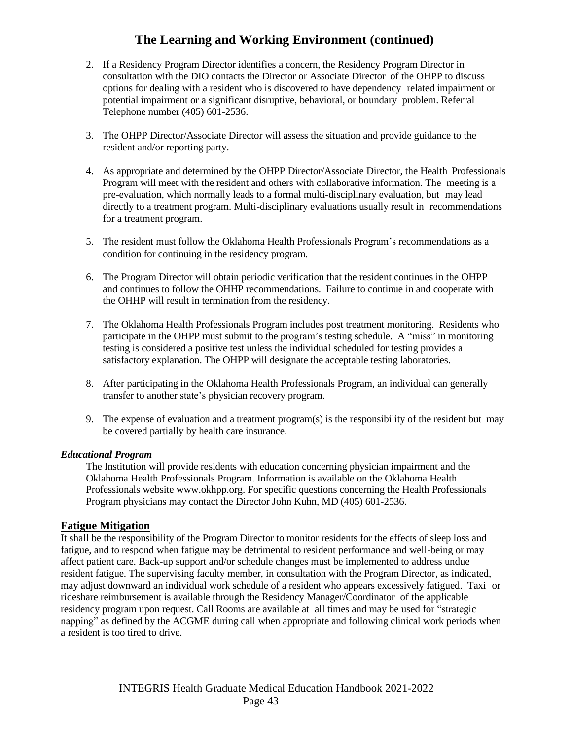# The Learning and Working Environment (continued)

2. If a Residency Program Director identifies a concern, the Residency Program Director in consultation with the DIO contacts the Director or Associate Director of the OHPP to discuss options for dealing with a resident who is discovered to have dependency related impairment or potential impairment or a significant disruptive, behavioral, or boundary problem. Referral Telephone number (405) 601-2536.

3. The OHPP Director/Associate Director will assess the situation and provide guidance to the resident and/or reporting party.

4. As appropriate and determined by the OHPP Director/Associate Director, the Health Professionals Program will meet with the resident and others with collaborative information. The meeting is a pre-evaluation, which normally leads to a formal multi-disciplinary evaluation, but may lead directly to a treatment program. Multi-disciplinary evaluations usually result in recommendations for a treatment program.

5. The resident must follow the Oklahoma Health Professionals Program's recommendations as a condition for continuing in the residency program.

6. The Program Director will obtain periodic verification that the resident continues in the OHPP and continues to follow the OHHP recommendations. Failure to continue in and cooperate with the OHHP will result in termination from the residency.

7. The Oklahoma Health Professionals Program includes post treatment monitoring. Residents who participate in the OHPP must submit to the program's testing schedule. A "miss" in monitoring testing is considered a positive test unless the individual scheduled for testing provides a satisfactory explanation. The OHPP will designate the acceptable testing laboratories.

8. After participating in the Oklahoma Health Professionals Program, an individual can generally transfer to another state's physician recovery program.

9. The expense of evaluation and a treatment program(s) is the responsibility of the resident but may be covered partially by health care insurance.

***Educational Program***

The Institution will provide residents with education concerning physician impairment and the Oklahoma Health Professionals Program. Information is available on the Oklahoma Health Professionals website www.okhpp.org. For specific questions concerning the Health Professionals Program physicians may contact the Director John Kuhn, MD (405) 601-2536.

## Fatigue Mitigation

It shall be the responsibility of the Program Director to monitor residents for the effects of sleep loss and fatigue, and to respond when fatigue may be detrimental to resident performance and well-being or may affect patient care. Back-up support and/or schedule changes must be implemented to address undue resident fatigue. The supervising faculty member, in consultation with the Program Director, as indicated, may adjust downward an individual work schedule of a resident who appears excessively fatigued. Taxi or rideshare reimbursement is available through the Residency Manager/Coordinator of the applicable residency program upon request. Call Rooms are available at all times and may be used for "strategic napping" as defined by the ACGME during call when appropriate and following clinical work periods when a resident is too tired to drive.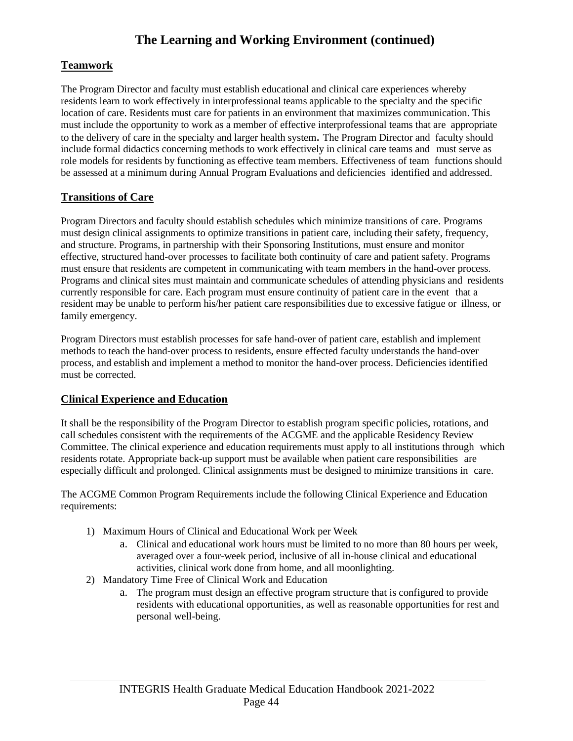# The Learning and Working Environment (continued)

## Teamwork

The Program Director and faculty must establish educational and clinical care experiences whereby residents learn to work effectively in interprofessional teams applicable to the specialty and the specific location of care. Residents must care for patients in an environment that maximizes communication. This must include the opportunity to work as a member of effective interprofessional teams that are appropriate to the delivery of care in the specialty and larger health system. The Program Director and faculty should include formal didactics concerning methods to work effectively in clinical care teams and must serve as role models for residents by functioning as effective team members. Effectiveness of team functions should be assessed at a minimum during Annual Program Evaluations and deficiencies identified and addressed.

## Transitions of Care

Program Directors and faculty should establish schedules which minimize transitions of care. Programs must design clinical assignments to optimize transitions in patient care, including their safety, frequency, and structure. Programs, in partnership with their Sponsoring Institutions, must ensure and monitor effective, structured hand-over processes to facilitate both continuity of care and patient safety. Programs must ensure that residents are competent in communicating with team members in the hand-over process. Programs and clinical sites must maintain and communicate schedules of attending physicians and residents currently responsible for care. Each program must ensure continuity of patient care in the event that a resident may be unable to perform his/her patient care responsibilities due to excessive fatigue or illness, or family emergency.

Program Directors must establish processes for safe hand-over of patient care, establish and implement methods to teach the hand-over process to residents, ensure effected faculty understands the hand-over process, and establish and implement a method to monitor the hand-over process. Deficiencies identified must be corrected.

## Clinical Experience and Education

It shall be the responsibility of the Program Director to establish program specific policies, rotations, and call schedules consistent with the requirements of the ACGME and the applicable Residency Review Committee. The clinical experience and education requirements must apply to all institutions through which residents rotate. Appropriate back-up support must be available when patient care responsibilities are especially difficult and prolonged. Clinical assignments must be designed to minimize transitions in care.

The ACGME Common Program Requirements include the following Clinical Experience and Education requirements:

1) Maximum Hours of Clinical and Educational Work per Week
    a. Clinical and educational work hours must be limited to no more than 80 hours per week, averaged over a four-week period, inclusive of all in-house clinical and educational activities, clinical work done from home, and all moonlighting.
2) Mandatory Time Free of Clinical Work and Education
    a. The program must design an effective program structure that is configured to provide residents with educational opportunities, as well as reasonable opportunities for rest and personal well-being.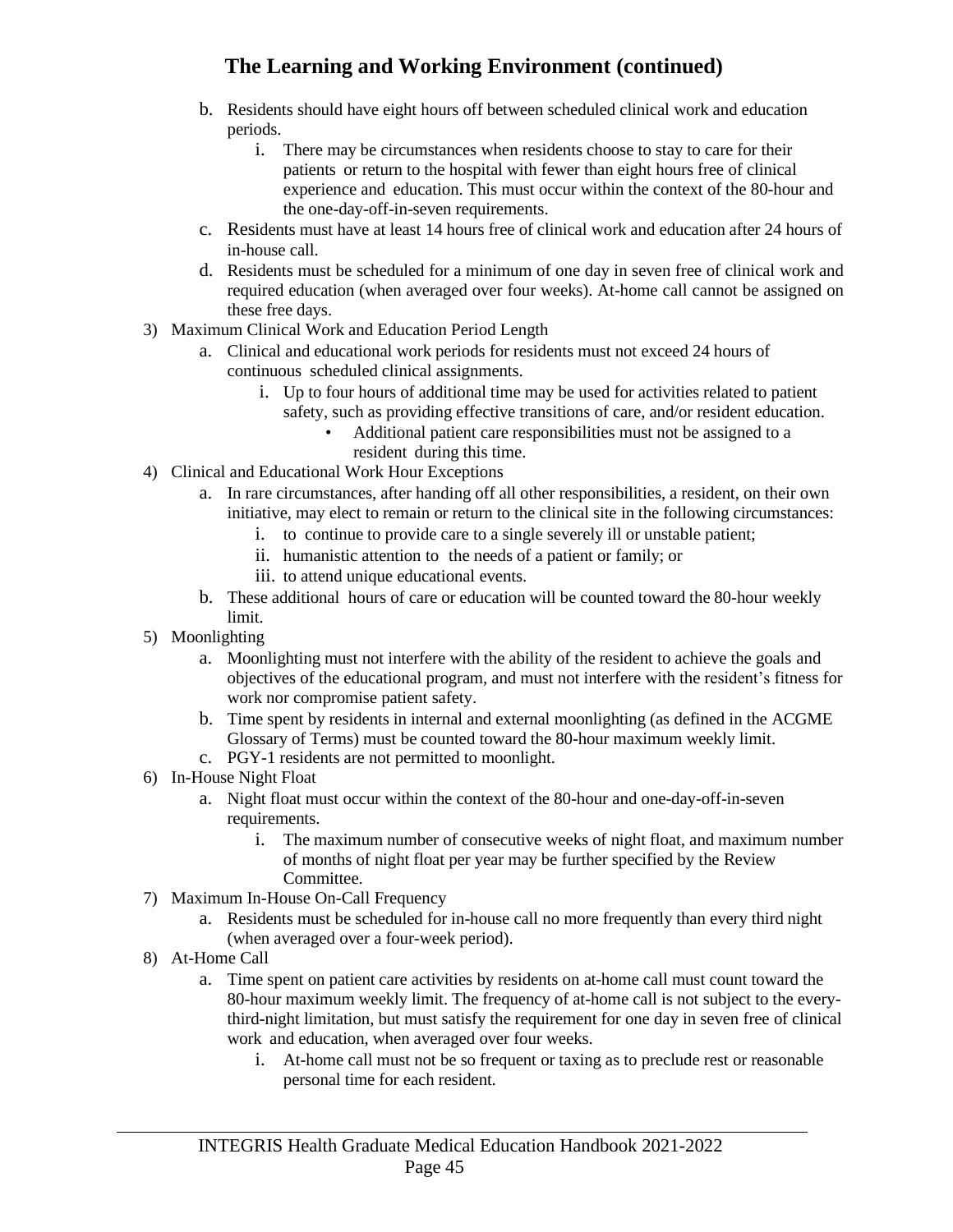## The Learning and Working Environment (continued)

   b. Residents should have eight hours off between scheduled clinical work and education periods.
      i. There may be circumstances when residents choose to stay to care for their patients or return to the hospital with fewer than eight hours free of clinical experience and education. This must occur within the context of the 80-hour and the one-day-off-in-seven requirements.
   c. Residents must have at least 14 hours free of clinical work and education after 24 hours of in-house call.
   d. Residents must be scheduled for a minimum of one day in seven free of clinical work and required education (when averaged over four weeks). At-home call cannot be assigned on these free days.

3) Maximum Clinical Work and Education Period Length
   a. Clinical and educational work periods for residents must not exceed 24 hours of continuous scheduled clinical assignments.
      i. Up to four hours of additional time may be used for activities related to patient safety, such as providing effective transitions of care, and/or resident education.
         - Additional patient care responsibilities must not be assigned to a resident during this time.

4) Clinical and Educational Work Hour Exceptions
   a. In rare circumstances, after handing off all other responsibilities, a resident, on their own initiative, may elect to remain or return to the clinical site in the following circumstances:
      i. to continue to provide care to a single severely ill or unstable patient;
      ii. humanistic attention to the needs of a patient or family; or
      iii. to attend unique educational events.
   b. These additional hours of care or education will be counted toward the 80-hour weekly limit.

5) Moonlighting
   a. Moonlighting must not interfere with the ability of the resident to achieve the goals and objectives of the educational program, and must not interfere with the resident's fitness for work nor compromise patient safety.
   b. Time spent by residents in internal and external moonlighting (as defined in the ACGME Glossary of Terms) must be counted toward the 80-hour maximum weekly limit.
   c. PGY-1 residents are not permitted to moonlight.

6) In-House Night Float
   a. Night float must occur within the context of the 80-hour and one-day-off-in-seven requirements.
      i. The maximum number of consecutive weeks of night float, and maximum number of months of night float per year may be further specified by the Review Committee.

7) Maximum In-House On-Call Frequency
   a. Residents must be scheduled for in-house call no more frequently than every third night (when averaged over a four-week period).

8) At-Home Call
   a. Time spent on patient care activities by residents on at-home call must count toward the 80-hour maximum weekly limit. The frequency of at-home call is not subject to the every-third-night limitation, but must satisfy the requirement for one day in seven free of clinical work and education, when averaged over four weeks.
      i. At-home call must not be so frequent or taxing as to preclude rest or reasonable personal time for each resident.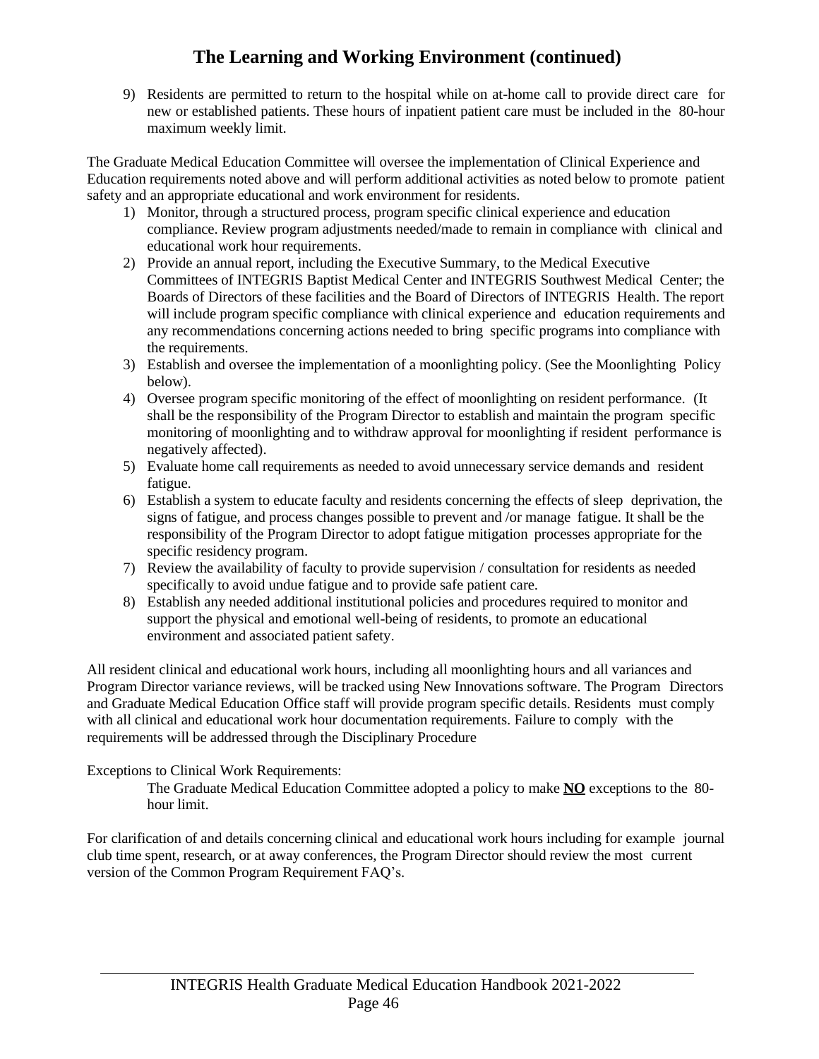# The Learning and Working Environment (continued)

9) Residents are permitted to return to the hospital while on at-home call to provide direct care for new or established patients. These hours of inpatient patient care must be included in the 80-hour maximum weekly limit.

The Graduate Medical Education Committee will oversee the implementation of Clinical Experience and Education requirements noted above and will perform additional activities as noted below to promote patient safety and an appropriate educational and work environment for residents.

1) Monitor, through a structured process, program specific clinical experience and education compliance. Review program adjustments needed/made to remain in compliance with clinical and educational work hour requirements.
2) Provide an annual report, including the Executive Summary, to the Medical Executive Committees of INTEGRIS Baptist Medical Center and INTEGRIS Southwest Medical Center; the Boards of Directors of these facilities and the Board of Directors of INTEGRIS Health. The report will include program specific compliance with clinical experience and education requirements and any recommendations concerning actions needed to bring specific programs into compliance with the requirements.
3) Establish and oversee the implementation of a moonlighting policy. (See the Moonlighting Policy below).
4) Oversee program specific monitoring of the effect of moonlighting on resident performance. (It shall be the responsibility of the Program Director to establish and maintain the program specific monitoring of moonlighting and to withdraw approval for moonlighting if resident performance is negatively affected).
5) Evaluate home call requirements as needed to avoid unnecessary service demands and resident fatigue.
6) Establish a system to educate faculty and residents concerning the effects of sleep deprivation, the signs of fatigue, and process changes possible to prevent and /or manage fatigue. It shall be the responsibility of the Program Director to adopt fatigue mitigation processes appropriate for the specific residency program.
7) Review the availability of faculty to provide supervision / consultation for residents as needed specifically to avoid undue fatigue and to provide safe patient care.
8) Establish any needed additional institutional policies and procedures required to monitor and support the physical and emotional well-being of residents, to promote an educational environment and associated patient safety.

All resident clinical and educational work hours, including all moonlighting hours and all variances and Program Director variance reviews, will be tracked using New Innovations software. The Program Directors and Graduate Medical Education Office staff will provide program specific details. Residents must comply with all clinical and educational work hour documentation requirements. Failure to comply with the requirements will be addressed through the Disciplinary Procedure

Exceptions to Clinical Work Requirements:

The Graduate Medical Education Committee adopted a policy to make **NO** exceptions to the 80-hour limit.

For clarification of and details concerning clinical and educational work hours including for example journal club time spent, research, or at away conferences, the Program Director should review the most current version of the Common Program Requirement FAQ's.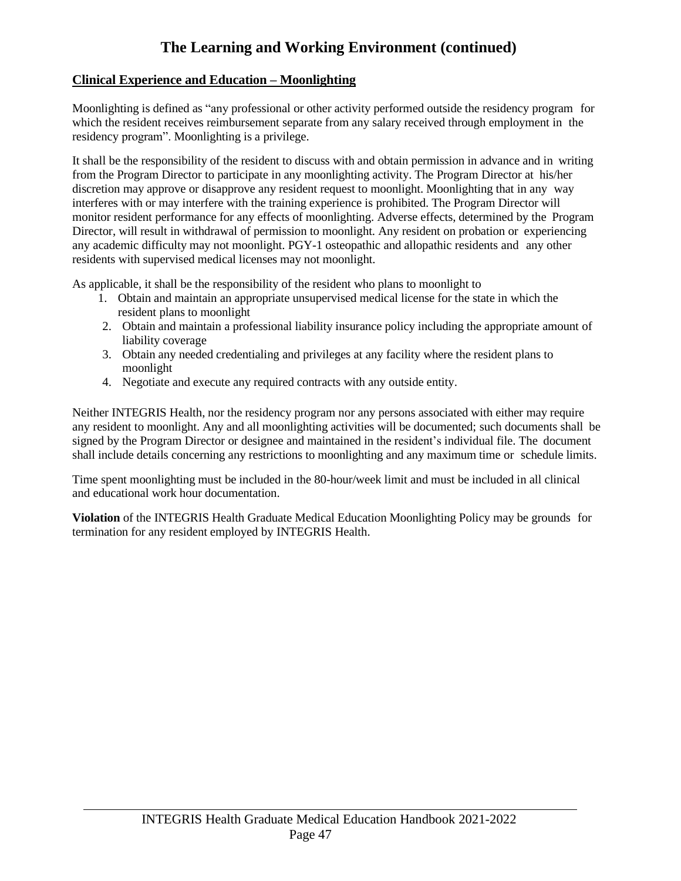# The Learning and Working Environment (continued)

## Clinical Experience and Education – Moonlighting

Moonlighting is defined as "any professional or other activity performed outside the residency program for which the resident receives reimbursement separate from any salary received through employment in the residency program". Moonlighting is a privilege.

It shall be the responsibility of the resident to discuss with and obtain permission in advance and in writing from the Program Director to participate in any moonlighting activity. The Program Director at his/her discretion may approve or disapprove any resident request to moonlight. Moonlighting that in any way interferes with or may interfere with the training experience is prohibited. The Program Director will monitor resident performance for any effects of moonlighting. Adverse effects, determined by the Program Director, will result in withdrawal of permission to moonlight. Any resident on probation or experiencing any academic difficulty may not moonlight. PGY-1 osteopathic and allopathic residents and any other residents with supervised medical licenses may not moonlight.

As applicable, it shall be the responsibility of the resident who plans to moonlight to

1. Obtain and maintain an appropriate unsupervised medical license for the state in which the resident plans to moonlight
2. Obtain and maintain a professional liability insurance policy including the appropriate amount of liability coverage
3. Obtain any needed credentialing and privileges at any facility where the resident plans to moonlight
4. Negotiate and execute any required contracts with any outside entity.

Neither INTEGRIS Health, nor the residency program nor any persons associated with either may require any resident to moonlight. Any and all moonlighting activities will be documented; such documents shall be signed by the Program Director or designee and maintained in the resident's individual file. The document shall include details concerning any restrictions to moonlighting and any maximum time or schedule limits.

Time spent moonlighting must be included in the 80-hour/week limit and must be included in all clinical and educational work hour documentation.

**Violation** of the INTEGRIS Health Graduate Medical Education Moonlighting Policy may be grounds for termination for any resident employed by INTEGRIS Health.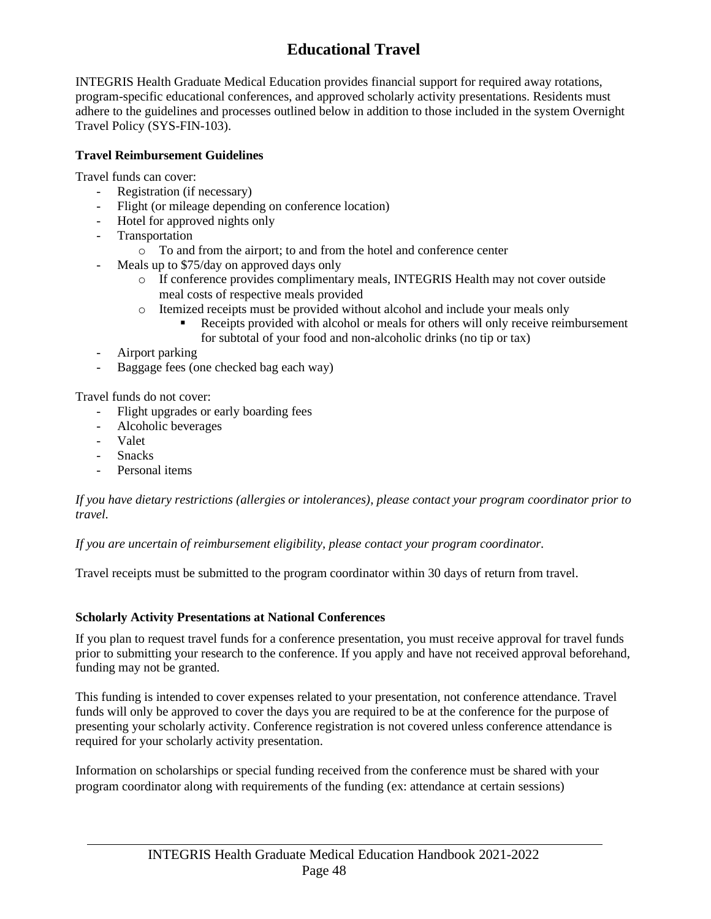# Educational Travel

INTEGRIS Health Graduate Medical Education provides financial support for required away rotations, program-specific educational conferences, and approved scholarly activity presentations. Residents must adhere to the guidelines and processes outlined below in addition to those included in the system Overnight Travel Policy (SYS-FIN-103).

**Travel Reimbursement Guidelines**

Travel funds can cover:

- Registration (if necessary)
- Flight (or mileage depending on conference location)
- Hotel for approved nights only
- Transportation
  - To and from the airport; to and from the hotel and conference center
- Meals up to $75/day on approved days only
  - If conference provides complimentary meals, INTEGRIS Health may not cover outside meal costs of respective meals provided
  - Itemized receipts must be provided without alcohol and include your meals only
    - Receipts provided with alcohol or meals for others will only receive reimbursement for subtotal of your food and non-alcoholic drinks (no tip or tax)
- Airport parking
- Baggage fees (one checked bag each way)

Travel funds do not cover:

- Flight upgrades or early boarding fees
- Alcoholic beverages
- Valet
- Snacks
- Personal items

*If you have dietary restrictions (allergies or intolerances), please contact your program coordinator prior to travel.*

*If you are uncertain of reimbursement eligibility, please contact your program coordinator.*

Travel receipts must be submitted to the program coordinator within 30 days of return from travel.

**Scholarly Activity Presentations at National Conferences**

If you plan to request travel funds for a conference presentation, you must receive approval for travel funds prior to submitting your research to the conference. If you apply and have not received approval beforehand, funding may not be granted.

This funding is intended to cover expenses related to your presentation, not conference attendance. Travel funds will only be approved to cover the days you are required to be at the conference for the purpose of presenting your scholarly activity. Conference registration is not covered unless conference attendance is required for your scholarly activity presentation.

Information on scholarships or special funding received from the conference must be shared with your program coordinator along with requirements of the funding (ex: attendance at certain sessions)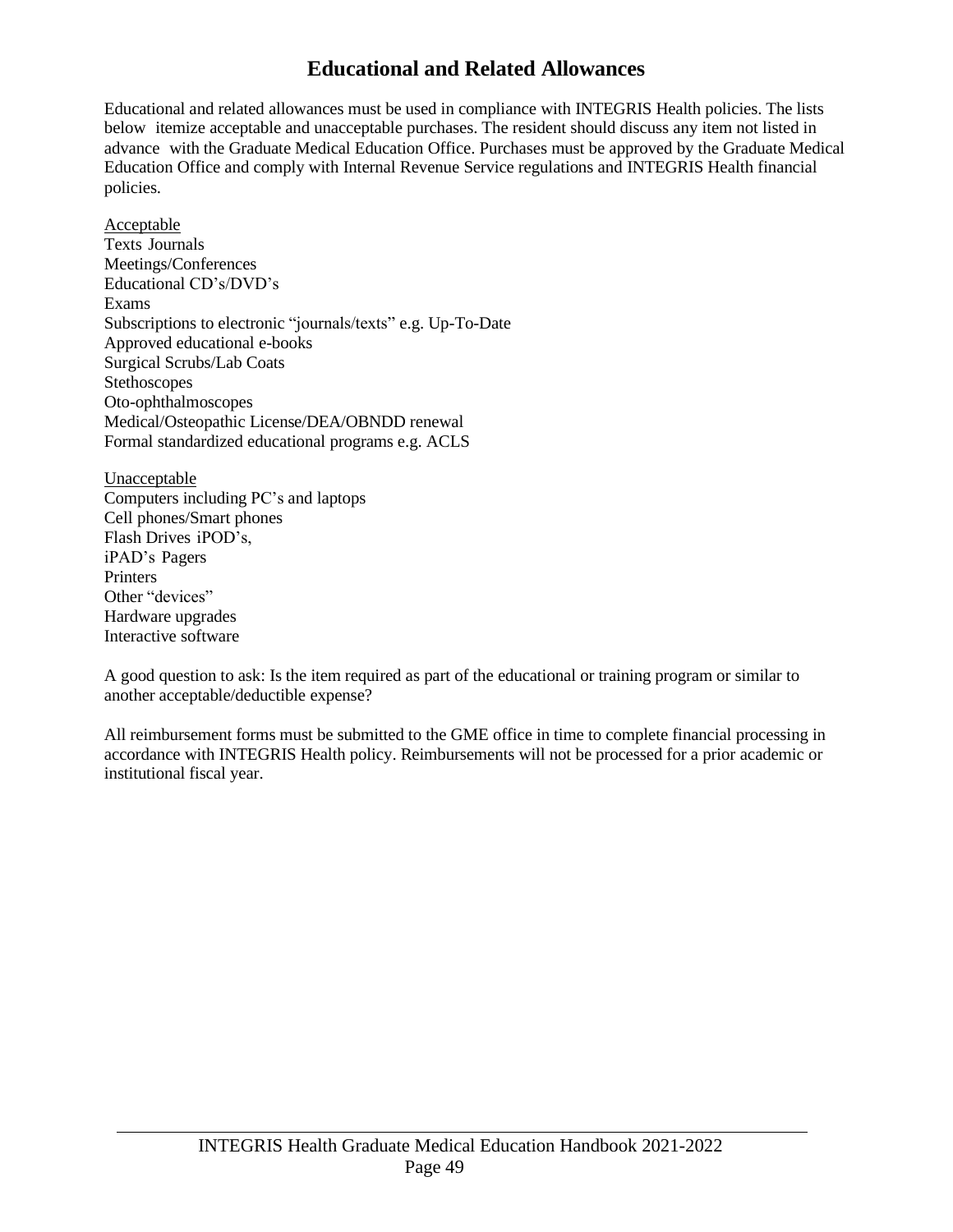# Educational and Related Allowances

Educational and related allowances must be used in compliance with INTEGRIS Health policies. The lists below itemize acceptable and unacceptable purchases. The resident should discuss any item not listed in advance with the Graduate Medical Education Office. Purchases must be approved by the Graduate Medical Education Office and comply with Internal Revenue Service regulations and INTEGRIS Health financial policies.

<u>Acceptable</u>

Texts Journals
Meetings/Conferences
Educational CD's/DVD's
Exams
Subscriptions to electronic "journals/texts" e.g. Up-To-Date
Approved educational e-books
Surgical Scrubs/Lab Coats
Stethoscopes
Oto-ophthalmoscopes
Medical/Osteopathic License/DEA/OBNDD renewal
Formal standardized educational programs e.g. ACLS

<u>Unacceptable</u>

Computers including PC's and laptops
Cell phones/Smart phones
Flash Drives iPOD's,
iPAD's Pagers
Printers
Other "devices"
Hardware upgrades
Interactive software

A good question to ask: Is the item required as part of the educational or training program or similar to another acceptable/deductible expense?

All reimbursement forms must be submitted to the GME office in time to complete financial processing in accordance with INTEGRIS Health policy. Reimbursements will not be processed for a prior academic or institutional fiscal year.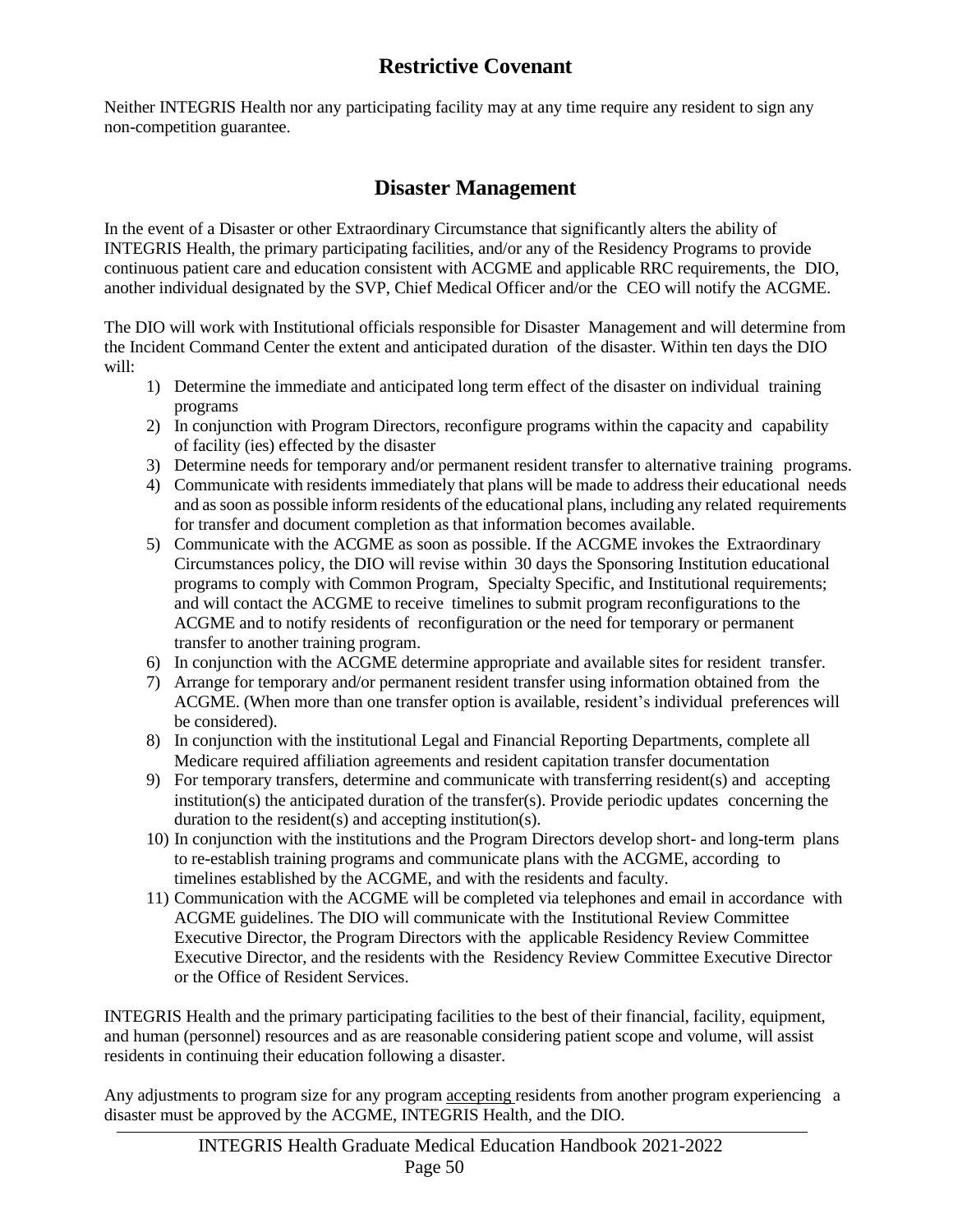## Restrictive Covenant

Neither INTEGRIS Health nor any participating facility may at any time require any resident to sign any non-competition guarantee.

## Disaster Management

In the event of a Disaster or other Extraordinary Circumstance that significantly alters the ability of INTEGRIS Health, the primary participating facilities, and/or any of the Residency Programs to provide continuous patient care and education consistent with ACGME and applicable RRC requirements, the DIO, another individual designated by the SVP, Chief Medical Officer and/or the CEO will notify the ACGME.

The DIO will work with Institutional officials responsible for Disaster Management and will determine from the Incident Command Center the extent and anticipated duration of the disaster. Within ten days the DIO will:

1) Determine the immediate and anticipated long term effect of the disaster on individual training programs
2) In conjunction with Program Directors, reconfigure programs within the capacity and capability of facility (ies) effected by the disaster
3) Determine needs for temporary and/or permanent resident transfer to alternative training programs.
4) Communicate with residents immediately that plans will be made to address their educational needs and as soon as possible inform residents of the educational plans, including any related requirements for transfer and document completion as that information becomes available.
5) Communicate with the ACGME as soon as possible. If the ACGME invokes the Extraordinary Circumstances policy, the DIO will revise within 30 days the Sponsoring Institution educational programs to comply with Common Program, Specialty Specific, and Institutional requirements; and will contact the ACGME to receive timelines to submit program reconfigurations to the ACGME and to notify residents of reconfiguration or the need for temporary or permanent transfer to another training program.
6) In conjunction with the ACGME determine appropriate and available sites for resident transfer.
7) Arrange for temporary and/or permanent resident transfer using information obtained from the ACGME. (When more than one transfer option is available, resident's individual preferences will be considered).
8) In conjunction with the institutional Legal and Financial Reporting Departments, complete all Medicare required affiliation agreements and resident capitation transfer documentation
9) For temporary transfers, determine and communicate with transferring resident(s) and accepting institution(s) the anticipated duration of the transfer(s). Provide periodic updates concerning the duration to the resident(s) and accepting institution(s).
10) In conjunction with the institutions and the Program Directors develop short- and long-term plans to re-establish training programs and communicate plans with the ACGME, according to timelines established by the ACGME, and with the residents and faculty.
11) Communication with the ACGME will be completed via telephones and email in accordance with ACGME guidelines. The DIO will communicate with the Institutional Review Committee Executive Director, the Program Directors with the applicable Residency Review Committee Executive Director, and the residents with the Residency Review Committee Executive Director or the Office of Resident Services.

INTEGRIS Health and the primary participating facilities to the best of their financial, facility, equipment, and human (personnel) resources and as are reasonable considering patient scope and volume, will assist residents in continuing their education following a disaster.

Any adjustments to program size for any program accepting residents from another program experiencing a disaster must be approved by the ACGME, INTEGRIS Health, and the DIO.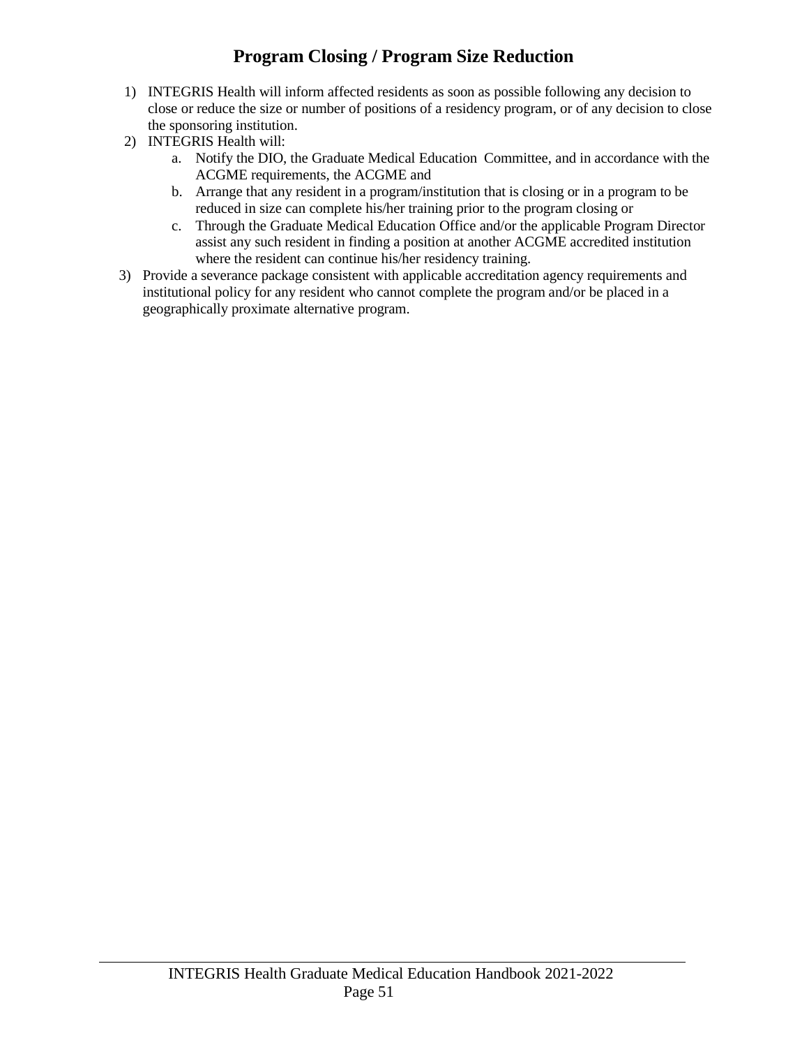# Program Closing / Program Size Reduction

1) INTEGRIS Health will inform affected residents as soon as possible following any decision to close or reduce the size or number of positions of a residency program, or of any decision to close the sponsoring institution.
2) INTEGRIS Health will:
   a. Notify the DIO, the Graduate Medical Education Committee, and in accordance with the ACGME requirements, the ACGME and
   b. Arrange that any resident in a program/institution that is closing or in a program to be reduced in size can complete his/her training prior to the program closing or
   c. Through the Graduate Medical Education Office and/or the applicable Program Director assist any such resident in finding a position at another ACGME accredited institution where the resident can continue his/her residency training.
3) Provide a severance package consistent with applicable accreditation agency requirements and institutional policy for any resident who cannot complete the program and/or be placed in a geographically proximate alternative program.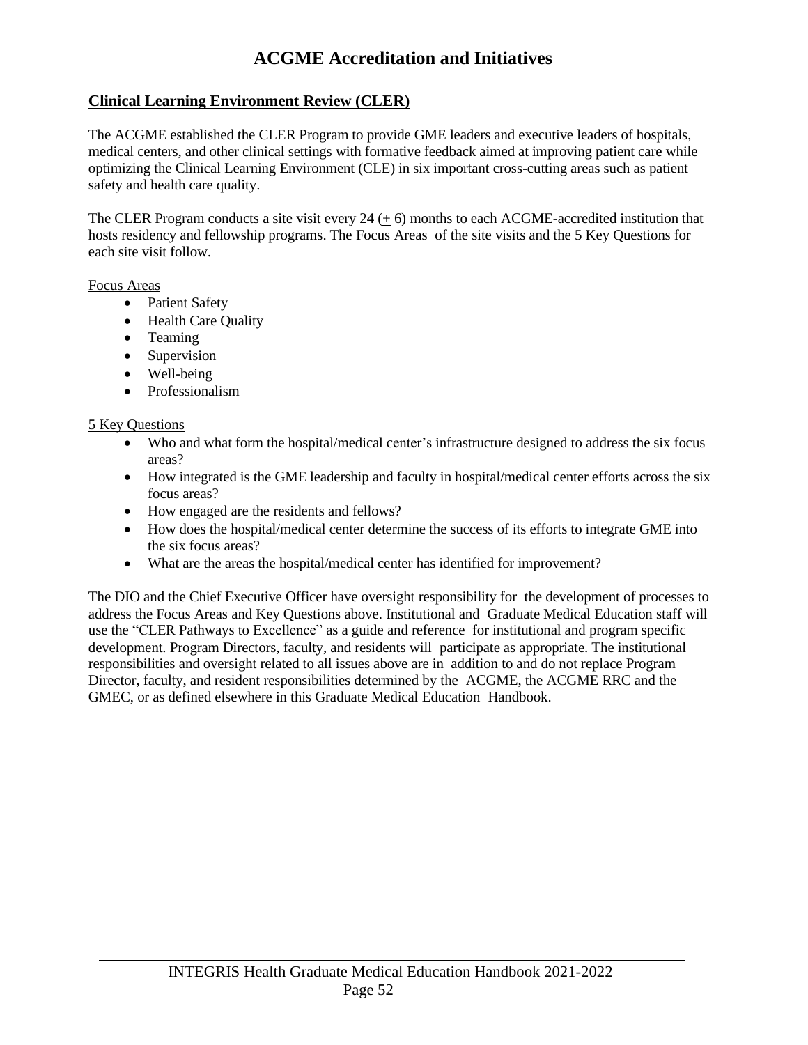# ACGME Accreditation and Initiatives

## Clinical Learning Environment Review (CLER)

The ACGME established the CLER Program to provide GME leaders and executive leaders of hospitals, medical centers, and other clinical settings with formative feedback aimed at improving patient care while optimizing the Clinical Learning Environment (CLE) in six important cross-cutting areas such as patient safety and health care quality.

The CLER Program conducts a site visit every 24 (+ 6) months to each ACGME-accredited institution that hosts residency and fellowship programs. The Focus Areas of the site visits and the 5 Key Questions for each site visit follow.

Focus Areas

- Patient Safety
- Health Care Quality
- Teaming
- Supervision
- Well-being
- Professionalism

5 Key Questions

- Who and what form the hospital/medical center's infrastructure designed to address the six focus areas?
- How integrated is the GME leadership and faculty in hospital/medical center efforts across the six focus areas?
- How engaged are the residents and fellows?
- How does the hospital/medical center determine the success of its efforts to integrate GME into the six focus areas?
- What are the areas the hospital/medical center has identified for improvement?

The DIO and the Chief Executive Officer have oversight responsibility for the development of processes to address the Focus Areas and Key Questions above. Institutional and Graduate Medical Education staff will use the "CLER Pathways to Excellence" as a guide and reference for institutional and program specific development. Program Directors, faculty, and residents will participate as appropriate. The institutional responsibilities and oversight related to all issues above are in addition to and do not replace Program Director, faculty, and resident responsibilities determined by the ACGME, the ACGME RRC and the GMEC, or as defined elsewhere in this Graduate Medical Education Handbook.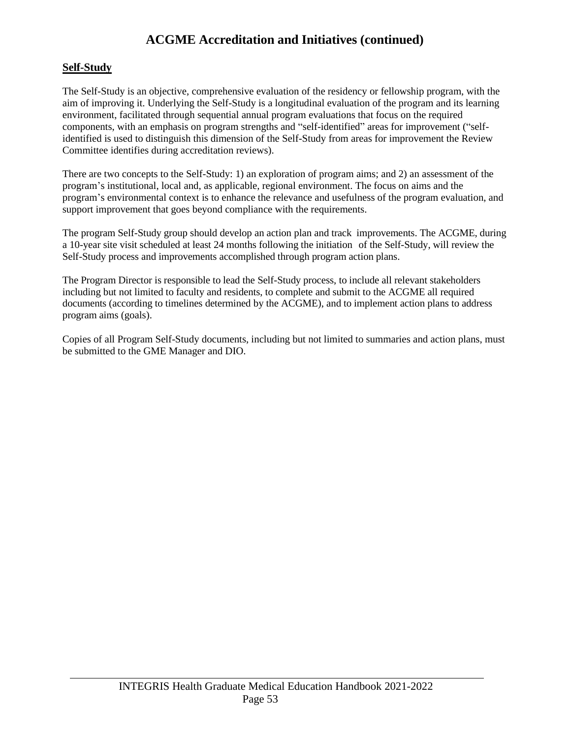# ACGME Accreditation and Initiatives (continued)

## Self-Study

The Self-Study is an objective, comprehensive evaluation of the residency or fellowship program, with the aim of improving it. Underlying the Self-Study is a longitudinal evaluation of the program and its learning environment, facilitated through sequential annual program evaluations that focus on the required components, with an emphasis on program strengths and "self-identified" areas for improvement ("self-identified is used to distinguish this dimension of the Self-Study from areas for improvement the Review Committee identifies during accreditation reviews).

There are two concepts to the Self-Study: 1) an exploration of program aims; and 2) an assessment of the program's institutional, local and, as applicable, regional environment. The focus on aims and the program's environmental context is to enhance the relevance and usefulness of the program evaluation, and support improvement that goes beyond compliance with the requirements.

The program Self-Study group should develop an action plan and track improvements. The ACGME, during a 10-year site visit scheduled at least 24 months following the initiation of the Self-Study, will review the Self-Study process and improvements accomplished through program action plans.

The Program Director is responsible to lead the Self-Study process, to include all relevant stakeholders including but not limited to faculty and residents, to complete and submit to the ACGME all required documents (according to timelines determined by the ACGME), and to implement action plans to address program aims (goals).

Copies of all Program Self-Study documents, including but not limited to summaries and action plans, must be submitted to the GME Manager and DIO.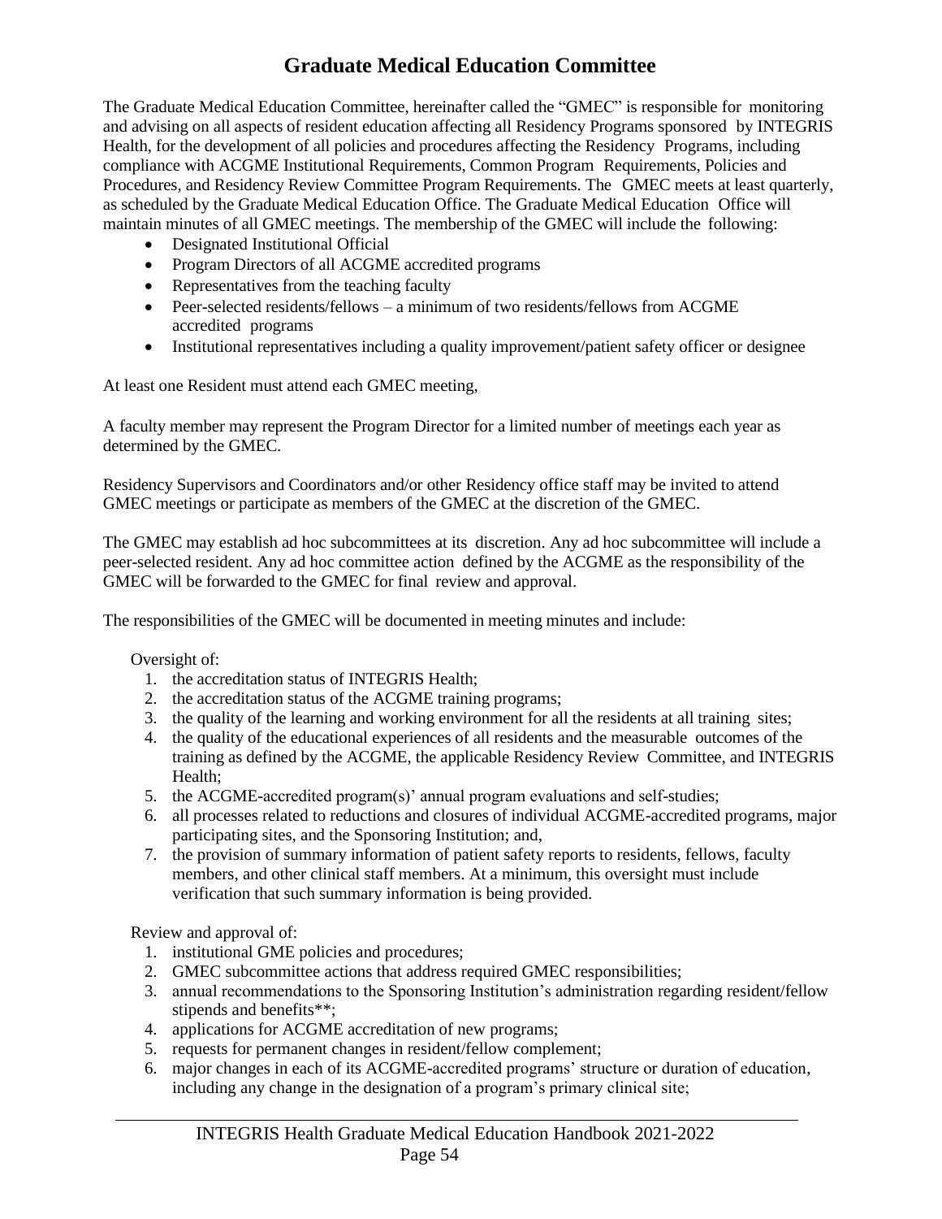# Graduate Medical Education Committee

The Graduate Medical Education Committee, hereinafter called the "GMEC" is responsible for monitoring and advising on all aspects of resident education affecting all Residency Programs sponsored by INTEGRIS Health, for the development of all policies and procedures affecting the Residency Programs, including compliance with ACGME Institutional Requirements, Common Program Requirements, Policies and Procedures, and Residency Review Committee Program Requirements. The GMEC meets at least quarterly, as scheduled by the Graduate Medical Education Office. The Graduate Medical Education Office will maintain minutes of all GMEC meetings. The membership of the GMEC will include the following:

- Designated Institutional Official
- Program Directors of all ACGME accredited programs
- Representatives from the teaching faculty
- Peer-selected residents/fellows – a minimum of two residents/fellows from ACGME accredited programs
- Institutional representatives including a quality improvement/patient safety officer or designee

At least one Resident must attend each GMEC meeting,

A faculty member may represent the Program Director for a limited number of meetings each year as determined by the GMEC.

Residency Supervisors and Coordinators and/or other Residency office staff may be invited to attend GMEC meetings or participate as members of the GMEC at the discretion of the GMEC.

The GMEC may establish ad hoc subcommittees at its discretion. Any ad hoc subcommittee will include a peer-selected resident. Any ad hoc committee action defined by the ACGME as the responsibility of the GMEC will be forwarded to the GMEC for final review and approval.

The responsibilities of the GMEC will be documented in meeting minutes and include:

Oversight of:

1. the accreditation status of INTEGRIS Health;
2. the accreditation status of the ACGME training programs;
3. the quality of the learning and working environment for all the residents at all training sites;
4. the quality of the educational experiences of all residents and the measurable outcomes of the training as defined by the ACGME, the applicable Residency Review Committee, and INTEGRIS Health;
5. the ACGME-accredited program(s)' annual program evaluations and self-studies;
6. all processes related to reductions and closures of individual ACGME-accredited programs, major participating sites, and the Sponsoring Institution; and,
7. the provision of summary information of patient safety reports to residents, fellows, faculty members, and other clinical staff members. At a minimum, this oversight must include verification that such summary information is being provided.

Review and approval of:

1. institutional GME policies and procedures;
2. GMEC subcommittee actions that address required GMEC responsibilities;
3. annual recommendations to the Sponsoring Institution's administration regarding resident/fellow stipends and benefits**;
4. applications for ACGME accreditation of new programs;
5. requests for permanent changes in resident/fellow complement;
6. major changes in each of its ACGME-accredited programs' structure or duration of education, including any change in the designation of a program's primary clinical site;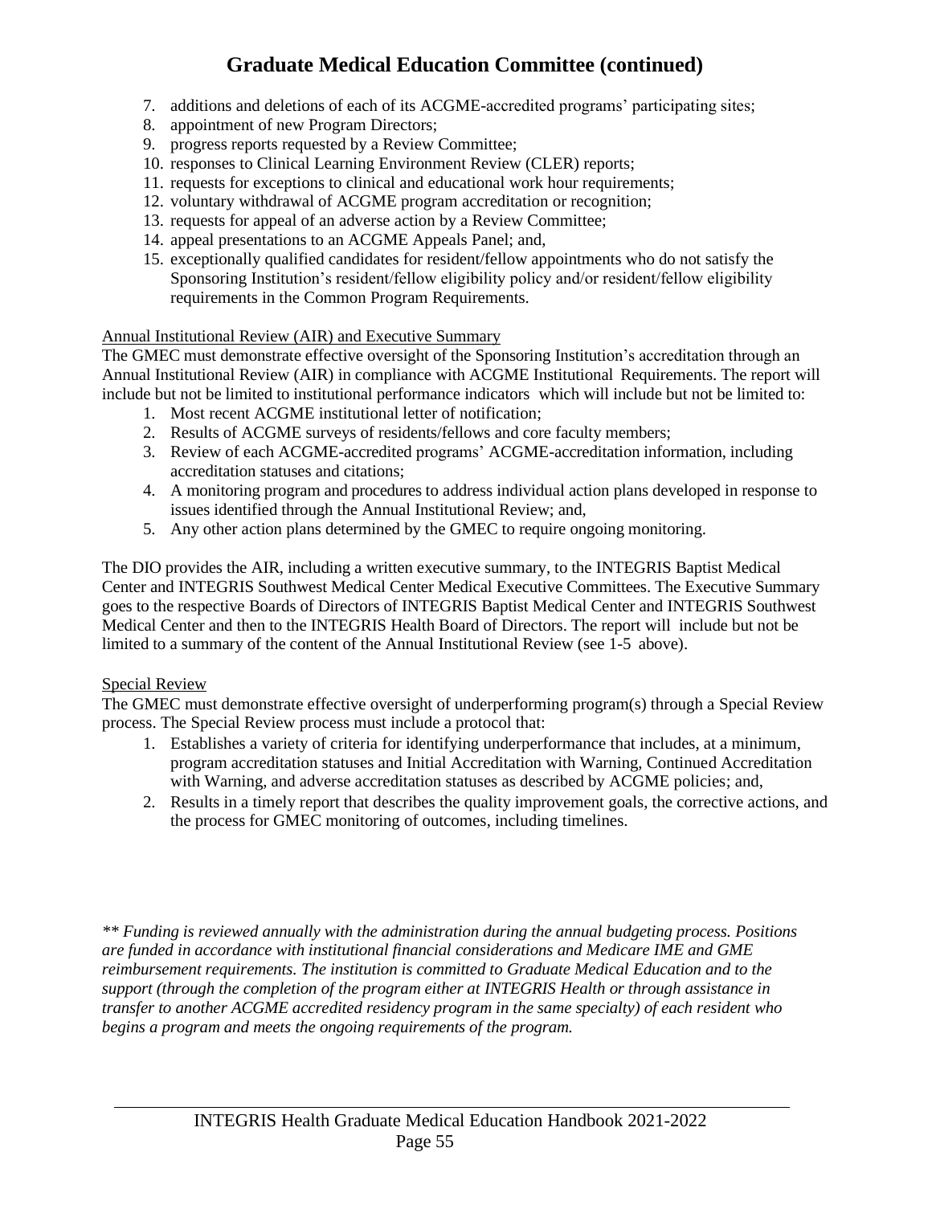# Graduate Medical Education Committee (continued)

7. additions and deletions of each of its ACGME-accredited programs' participating sites;
8. appointment of new Program Directors;
9. progress reports requested by a Review Committee;
10. responses to Clinical Learning Environment Review (CLER) reports;
11. requests for exceptions to clinical and educational work hour requirements;
12. voluntary withdrawal of ACGME program accreditation or recognition;
13. requests for appeal of an adverse action by a Review Committee;
14. appeal presentations to an ACGME Appeals Panel; and,
15. exceptionally qualified candidates for resident/fellow appointments who do not satisfy the Sponsoring Institution's resident/fellow eligibility policy and/or resident/fellow eligibility requirements in the Common Program Requirements.

<u>Annual Institutional Review (AIR) and Executive Summary</u>

The GMEC must demonstrate effective oversight of the Sponsoring Institution's accreditation through an Annual Institutional Review (AIR) in compliance with ACGME Institutional Requirements. The report will include but not be limited to institutional performance indicators which will include but not be limited to:

1. Most recent ACGME institutional letter of notification;
2. Results of ACGME surveys of residents/fellows and core faculty members;
3. Review of each ACGME-accredited programs' ACGME-accreditation information, including accreditation statuses and citations;
4. A monitoring program and procedures to address individual action plans developed in response to issues identified through the Annual Institutional Review; and,
5. Any other action plans determined by the GMEC to require ongoing monitoring.

The DIO provides the AIR, including a written executive summary, to the INTEGRIS Baptist Medical Center and INTEGRIS Southwest Medical Center Medical Executive Committees. The Executive Summary goes to the respective Boards of Directors of INTEGRIS Baptist Medical Center and INTEGRIS Southwest Medical Center and then to the INTEGRIS Health Board of Directors. The report will include but not be limited to a summary of the content of the Annual Institutional Review (see 1-5 above).

<u>Special Review</u>

The GMEC must demonstrate effective oversight of underperforming program(s) through a Special Review process. The Special Review process must include a protocol that:

1. Establishes a variety of criteria for identifying underperformance that includes, at a minimum, program accreditation statuses and Initial Accreditation with Warning, Continued Accreditation with Warning, and adverse accreditation statuses as described by ACGME policies; and,
2. Results in a timely report that describes the quality improvement goals, the corrective actions, and the process for GMEC monitoring of outcomes, including timelines.

*\*\* Funding is reviewed annually with the administration during the annual budgeting process. Positions are funded in accordance with institutional financial considerations and Medicare IME and GME reimbursement requirements. The institution is committed to Graduate Medical Education and to the support (through the completion of the program either at INTEGRIS Health or through assistance in transfer to another ACGME accredited residency program in the same specialty) of each resident who begins a program and meets the ongoing requirements of the program.*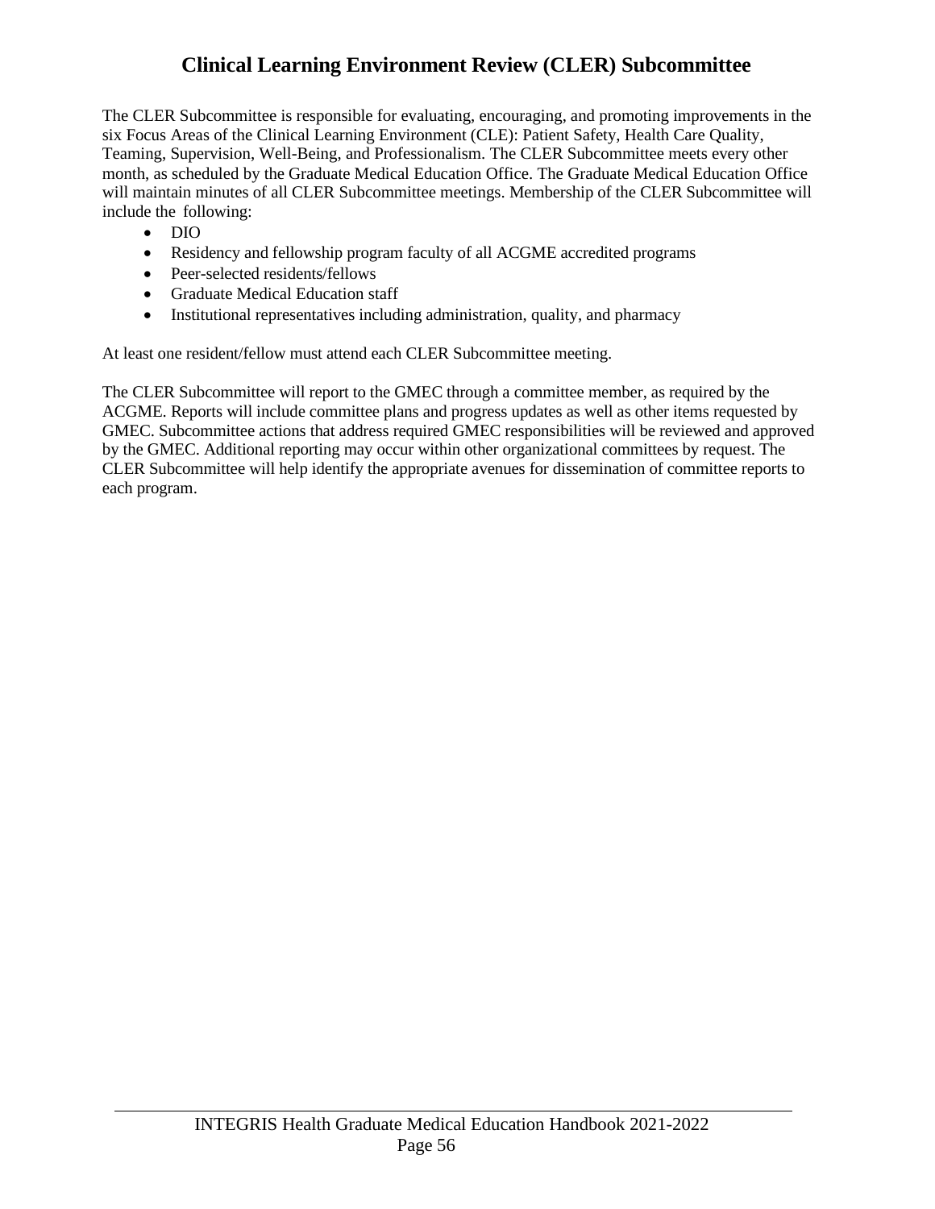# Clinical Learning Environment Review (CLER) Subcommittee

The CLER Subcommittee is responsible for evaluating, encouraging, and promoting improvements in the six Focus Areas of the Clinical Learning Environment (CLE): Patient Safety, Health Care Quality, Teaming, Supervision, Well-Being, and Professionalism. The CLER Subcommittee meets every other month, as scheduled by the Graduate Medical Education Office. The Graduate Medical Education Office will maintain minutes of all CLER Subcommittee meetings. Membership of the CLER Subcommittee will include the following:

- DIO
- Residency and fellowship program faculty of all ACGME accredited programs
- Peer-selected residents/fellows
- Graduate Medical Education staff
- Institutional representatives including administration, quality, and pharmacy

At least one resident/fellow must attend each CLER Subcommittee meeting.

The CLER Subcommittee will report to the GMEC through a committee member, as required by the ACGME. Reports will include committee plans and progress updates as well as other items requested by GMEC. Subcommittee actions that address required GMEC responsibilities will be reviewed and approved by the GMEC. Additional reporting may occur within other organizational committees by request. The CLER Subcommittee will help identify the appropriate avenues for dissemination of committee reports to each program.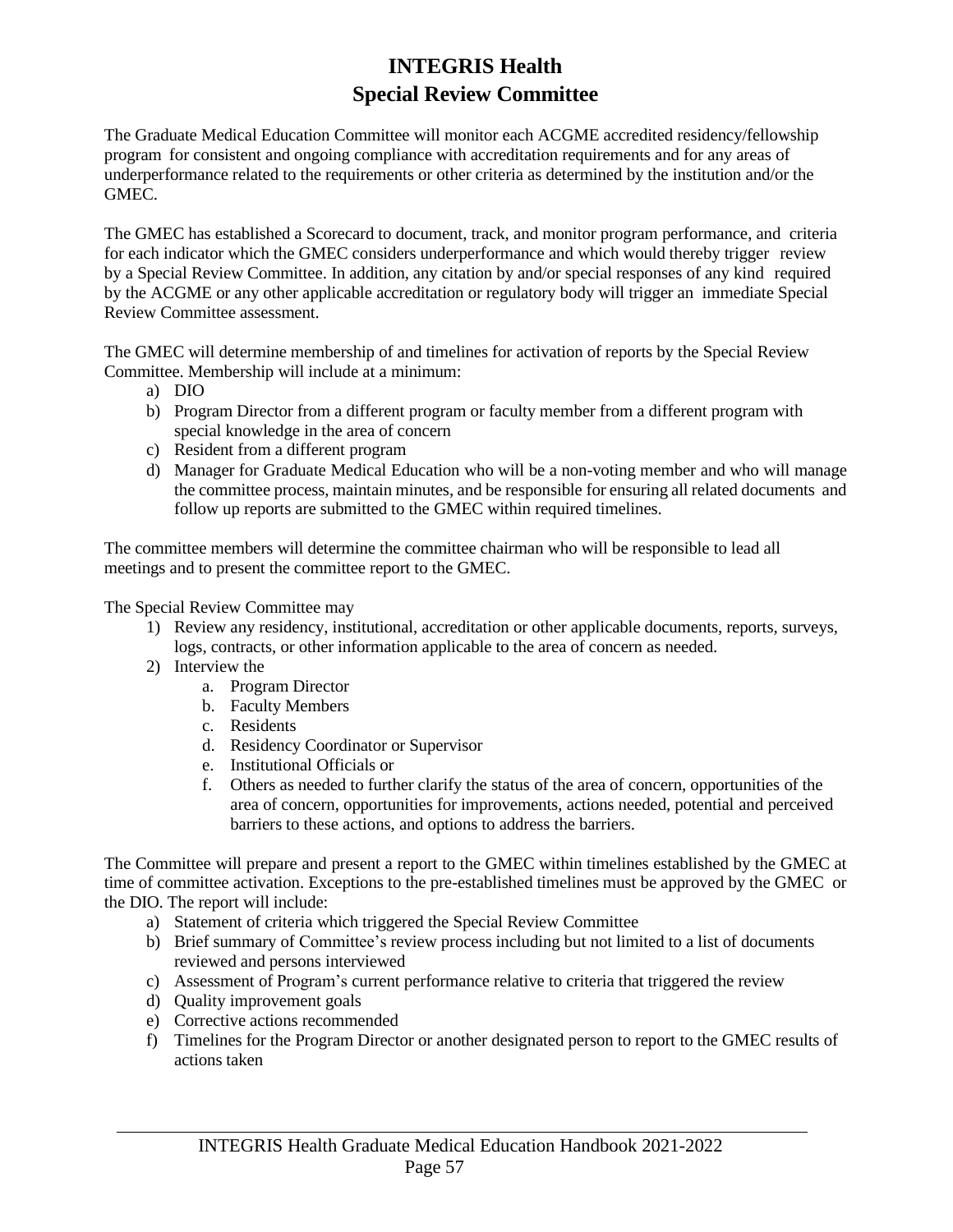# INTEGRIS Health
## Special Review Committee

The Graduate Medical Education Committee will monitor each ACGME accredited residency/fellowship program for consistent and ongoing compliance with accreditation requirements and for any areas of underperformance related to the requirements or other criteria as determined by the institution and/or the GMEC.

The GMEC has established a Scorecard to document, track, and monitor program performance, and criteria for each indicator which the GMEC considers underperformance and which would thereby trigger review by a Special Review Committee. In addition, any citation by and/or special responses of any kind required by the ACGME or any other applicable accreditation or regulatory body will trigger an immediate Special Review Committee assessment.

The GMEC will determine membership of and timelines for activation of reports by the Special Review Committee. Membership will include at a minimum:

a) DIO
b) Program Director from a different program or faculty member from a different program with special knowledge in the area of concern
c) Resident from a different program
d) Manager for Graduate Medical Education who will be a non-voting member and who will manage the committee process, maintain minutes, and be responsible for ensuring all related documents and follow up reports are submitted to the GMEC within required timelines.

The committee members will determine the committee chairman who will be responsible to lead all meetings and to present the committee report to the GMEC.

The Special Review Committee may

1) Review any residency, institutional, accreditation or other applicable documents, reports, surveys, logs, contracts, or other information applicable to the area of concern as needed.
2) Interview the
   a. Program Director
   b. Faculty Members
   c. Residents
   d. Residency Coordinator or Supervisor
   e. Institutional Officials or
   f. Others as needed to further clarify the status of the area of concern, opportunities of the area of concern, opportunities for improvements, actions needed, potential and perceived barriers to these actions, and options to address the barriers.

The Committee will prepare and present a report to the GMEC within timelines established by the GMEC at time of committee activation. Exceptions to the pre-established timelines must be approved by the GMEC or the DIO. The report will include:

a) Statement of criteria which triggered the Special Review Committee
b) Brief summary of Committee's review process including but not limited to a list of documents reviewed and persons interviewed
c) Assessment of Program's current performance relative to criteria that triggered the review
d) Quality improvement goals
e) Corrective actions recommended
f) Timelines for the Program Director or another designated person to report to the GMEC results of actions taken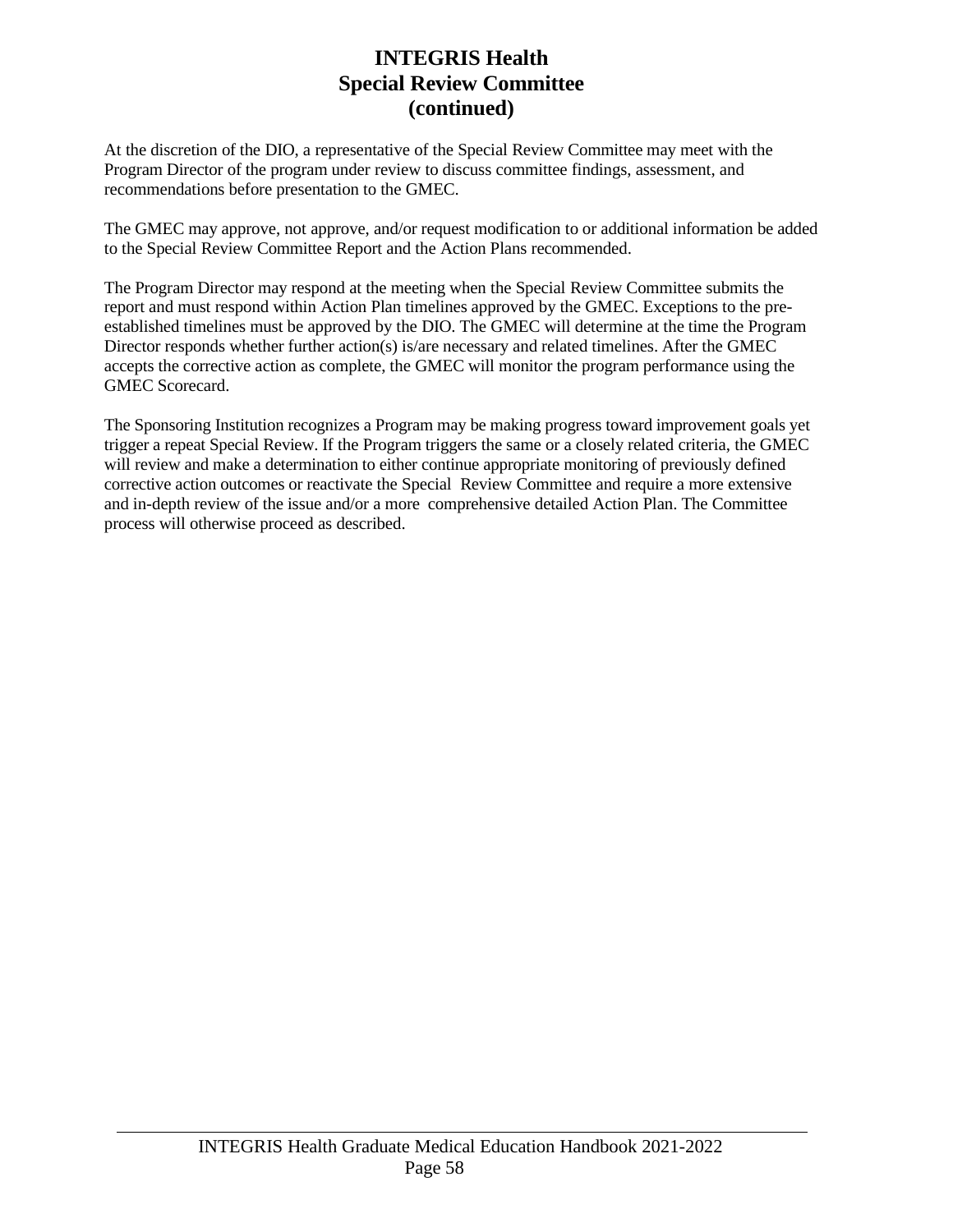# INTEGRIS Health
# Special Review Committee
# (continued)

At the discretion of the DIO, a representative of the Special Review Committee may meet with the Program Director of the program under review to discuss committee findings, assessment, and recommendations before presentation to the GMEC.

The GMEC may approve, not approve, and/or request modification to or additional information be added to the Special Review Committee Report and the Action Plans recommended.

The Program Director may respond at the meeting when the Special Review Committee submits the report and must respond within Action Plan timelines approved by the GMEC. Exceptions to the pre-established timelines must be approved by the DIO. The GMEC will determine at the time the Program Director responds whether further action(s) is/are necessary and related timelines. After the GMEC accepts the corrective action as complete, the GMEC will monitor the program performance using the GMEC Scorecard.

The Sponsoring Institution recognizes a Program may be making progress toward improvement goals yet trigger a repeat Special Review. If the Program triggers the same or a closely related criteria, the GMEC will review and make a determination to either continue appropriate monitoring of previously defined corrective action outcomes or reactivate the Special Review Committee and require a more extensive and in-depth review of the issue and/or a more comprehensive detailed Action Plan. The Committee process will otherwise proceed as described.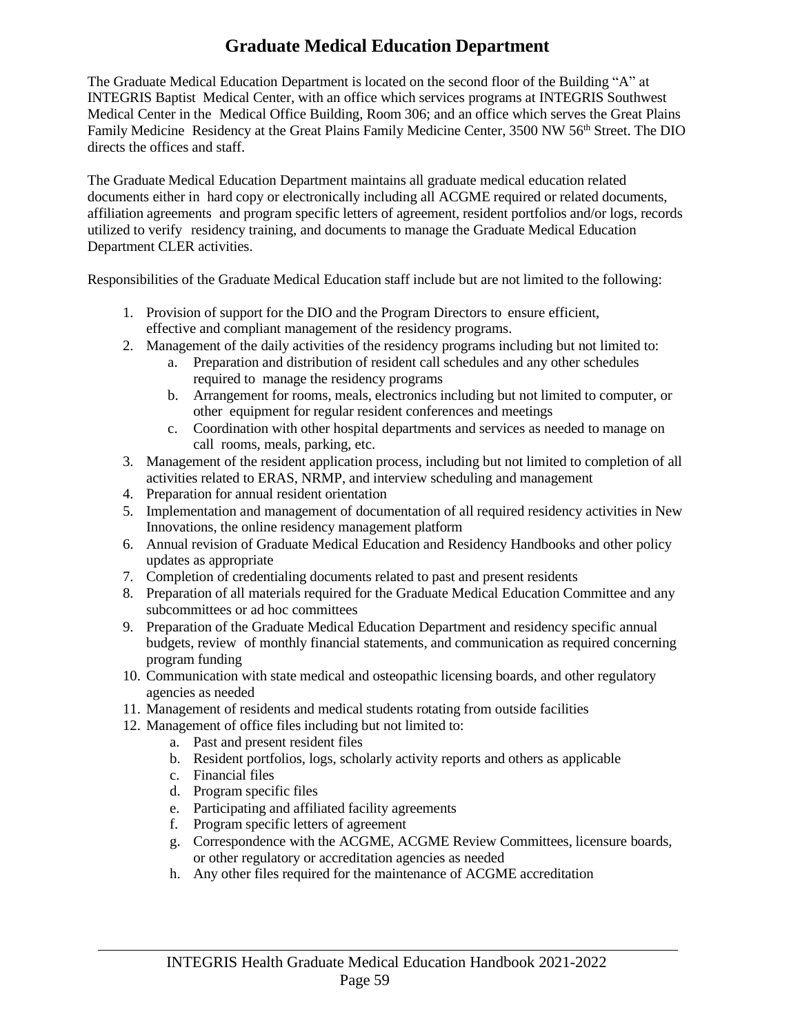# Graduate Medical Education Department

The Graduate Medical Education Department is located on the second floor of the Building "A" at INTEGRIS Baptist Medical Center, with an office which services programs at INTEGRIS Southwest Medical Center in the Medical Office Building, Room 306; and an office which serves the Great Plains Family Medicine Residency at the Great Plains Family Medicine Center, 3500 NW 56th Street. The DIO directs the offices and staff.

The Graduate Medical Education Department maintains all graduate medical education related documents either in hard copy or electronically including all ACGME required or related documents, affiliation agreements and program specific letters of agreement, resident portfolios and/or logs, records utilized to verify residency training, and documents to manage the Graduate Medical Education Department CLER activities.

Responsibilities of the Graduate Medical Education staff include but are not limited to the following:

1. Provision of support for the DIO and the Program Directors to ensure efficient, effective and compliant management of the residency programs.
2. Management of the daily activities of the residency programs including but not limited to:
   a. Preparation and distribution of resident call schedules and any other schedules required to manage the residency programs
   b. Arrangement for rooms, meals, electronics including but not limited to computer, or other equipment for regular resident conferences and meetings
   c. Coordination with other hospital departments and services as needed to manage on call rooms, meals, parking, etc.
3. Management of the resident application process, including but not limited to completion of all activities related to ERAS, NRMP, and interview scheduling and management
4. Preparation for annual resident orientation
5. Implementation and management of documentation of all required residency activities in New Innovations, the online residency management platform
6. Annual revision of Graduate Medical Education and Residency Handbooks and other policy updates as appropriate
7. Completion of credentialing documents related to past and present residents
8. Preparation of all materials required for the Graduate Medical Education Committee and any subcommittees or ad hoc committees
9. Preparation of the Graduate Medical Education Department and residency specific annual budgets, review of monthly financial statements, and communication as required concerning program funding
10. Communication with state medical and osteopathic licensing boards, and other regulatory agencies as needed
11. Management of residents and medical students rotating from outside facilities
12. Management of office files including but not limited to:
    a. Past and present resident files
    b. Resident portfolios, logs, scholarly activity reports and others as applicable
    c. Financial files
    d. Program specific files
    e. Participating and affiliated facility agreements
    f. Program specific letters of agreement
    g. Correspondence with the ACGME, ACGME Review Committees, licensure boards, or other regulatory or accreditation agencies as needed
    h. Any other files required for the maintenance of ACGME accreditation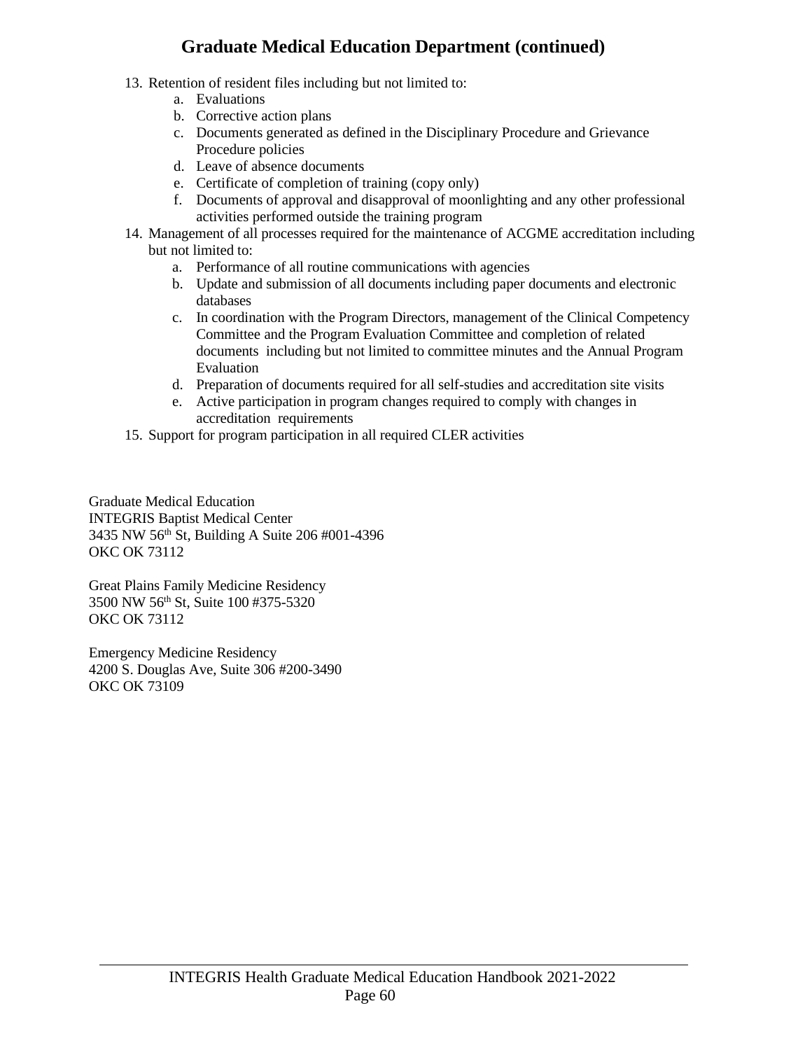## Graduate Medical Education Department (continued)

13. Retention of resident files including but not limited to:
    a. Evaluations
    b. Corrective action plans
    c. Documents generated as defined in the Disciplinary Procedure and Grievance Procedure policies
    d. Leave of absence documents
    e. Certificate of completion of training (copy only)
    f. Documents of approval and disapproval of moonlighting and any other professional activities performed outside the training program
14. Management of all processes required for the maintenance of ACGME accreditation including but not limited to:
    a. Performance of all routine communications with agencies
    b. Update and submission of all documents including paper documents and electronic databases
    c. In coordination with the Program Directors, management of the Clinical Competency Committee and the Program Evaluation Committee and completion of related documents including but not limited to committee minutes and the Annual Program Evaluation
    d. Preparation of documents required for all self-studies and accreditation site visits
    e. Active participation in program changes required to comply with changes in accreditation requirements
15. Support for program participation in all required CLER activities

Graduate Medical Education
INTEGRIS Baptist Medical Center
3435 NW 56th St, Building A Suite 206 #001-4396
OKC OK 73112

Great Plains Family Medicine Residency
3500 NW 56th St, Suite 100 #375-5320
OKC OK 73112

Emergency Medicine Residency
4200 S. Douglas Ave, Suite 306 #200-3490
OKC OK 73109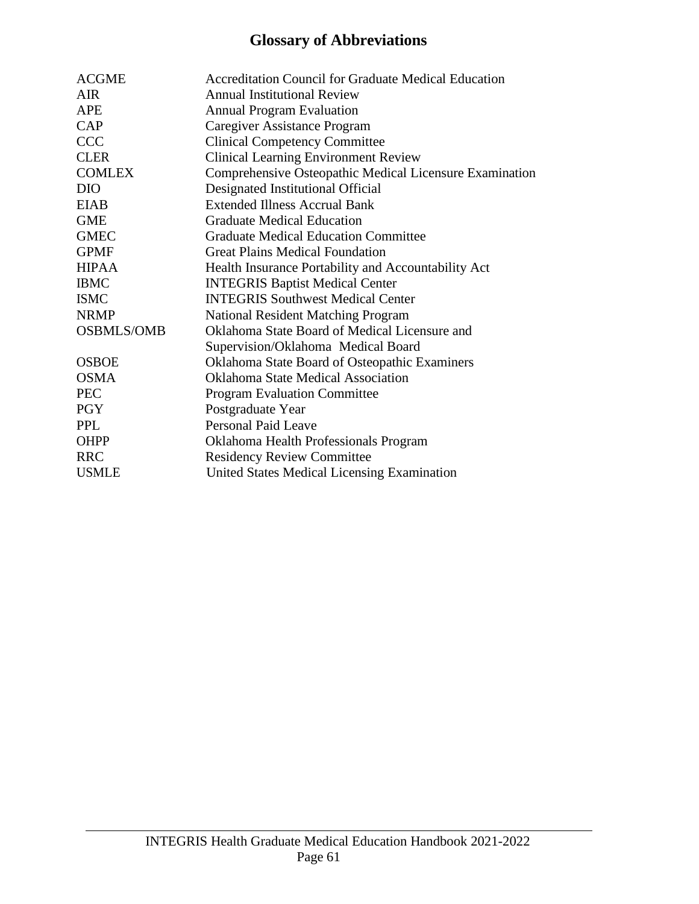# Glossary of Abbreviations

| | |
|---|---|
| ACGME | Accreditation Council for Graduate Medical Education |
| AIR | Annual Institutional Review |
| APE | Annual Program Evaluation |
| CAP | Caregiver Assistance Program |
| CCC | Clinical Competency Committee |
| CLER | Clinical Learning Environment Review |
| COMLEX | Comprehensive Osteopathic Medical Licensure Examination |
| DIO | Designated Institutional Official |
| EIAB | Extended Illness Accrual Bank |
| GME | Graduate Medical Education |
| GMEC | Graduate Medical Education Committee |
| GPMF | Great Plains Medical Foundation |
| HIPAA | Health Insurance Portability and Accountability Act |
| IBMC | INTEGRIS Baptist Medical Center |
| ISMC | INTEGRIS Southwest Medical Center |
| NRMP | National Resident Matching Program |
| OSBMLS/OMB | Oklahoma State Board of Medical Licensure and Supervision/Oklahoma Medical Board |
| OSBOE | Oklahoma State Board of Osteopathic Examiners |
| OSMA | Oklahoma State Medical Association |
| PEC | Program Evaluation Committee |
| PGY | Postgraduate Year |
| PPL | Personal Paid Leave |
| OHPP | Oklahoma Health Professionals Program |
| RRC | Residency Review Committee |
| USMLE | United States Medical Licensing Examination |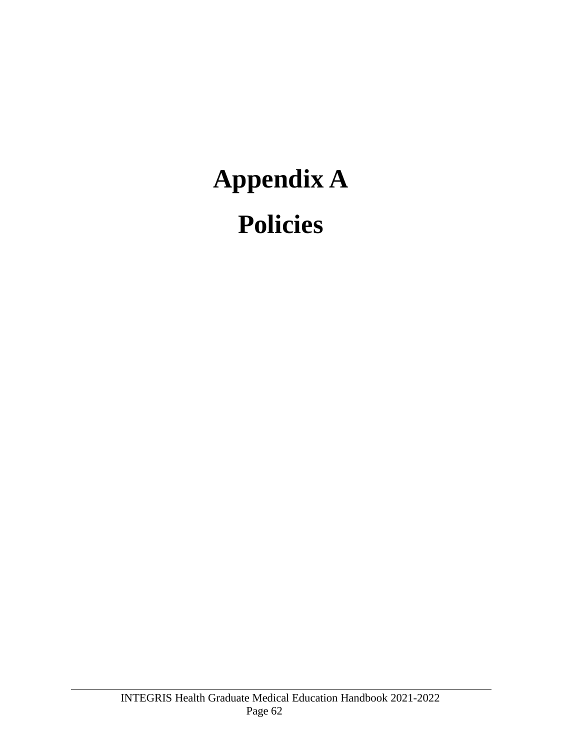# Appendix A

# Policies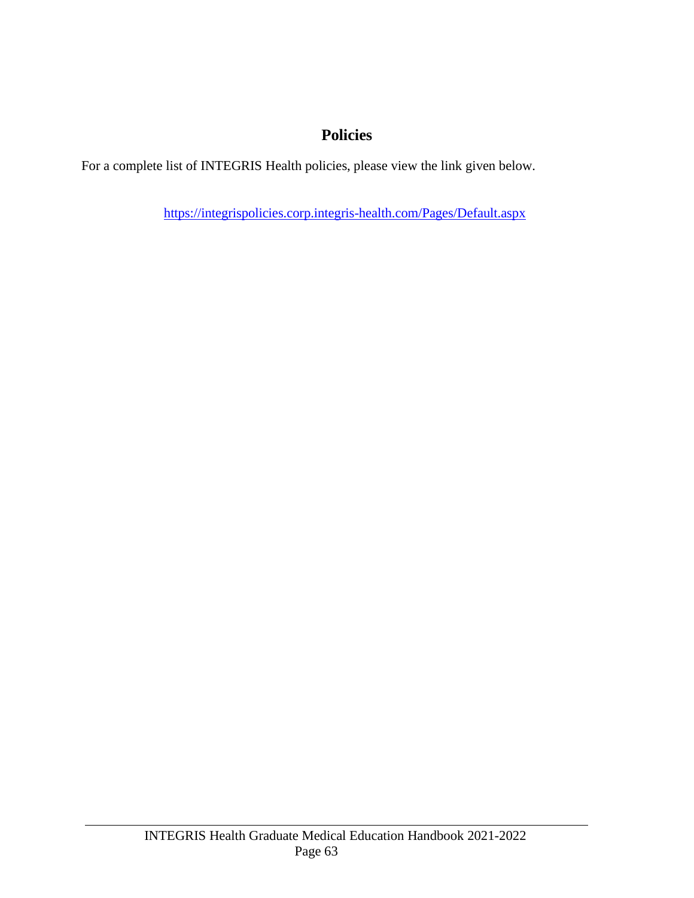# Policies

For a complete list of INTEGRIS Health policies, please view the link given below.

https://integrispolicies.corp.integris-health.com/Pages/Default.aspx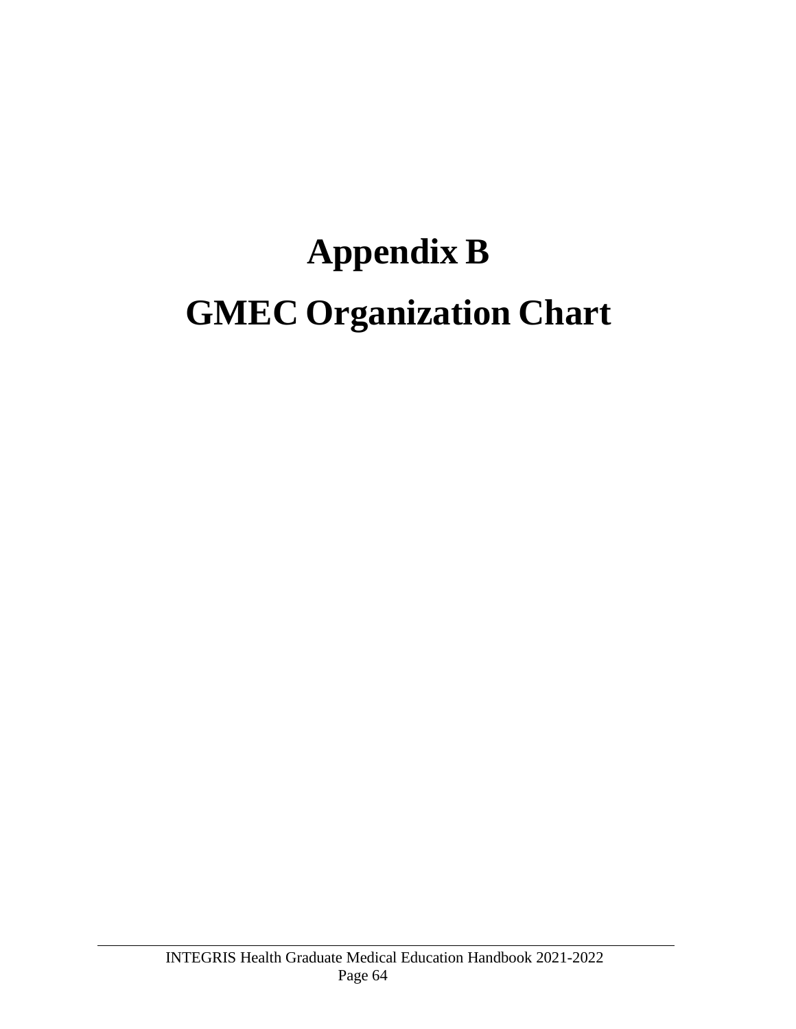# Appendix B

# GMEC Organization Chart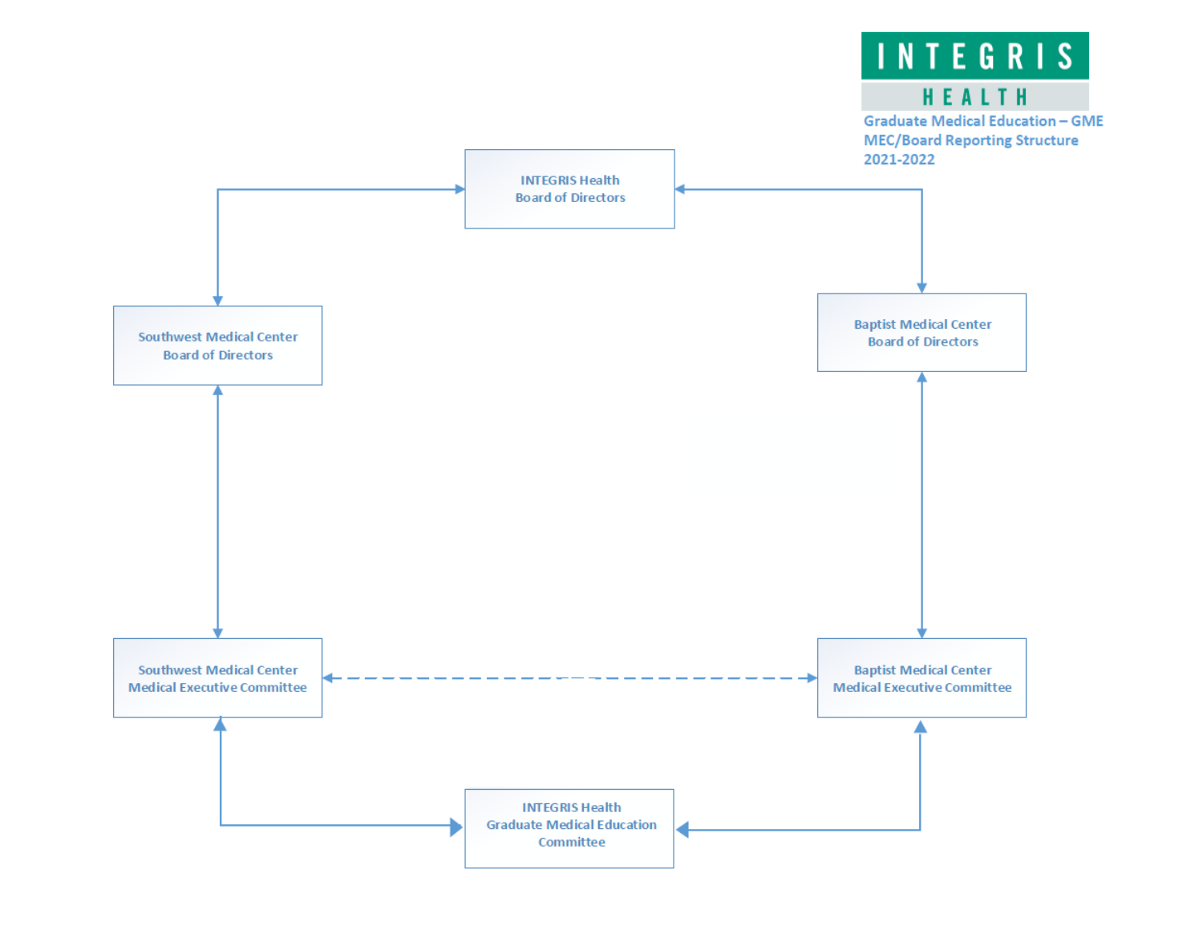INTEGRIS HEALTH

Graduate Medical Education – GME
MEC/Board Reporting Structure
2021-2022

INTEGRIS Health
Board of Directors

Southwest Medical Center
Board of Directors

Baptist Medical Center
Board of Directors

Southwest Medical Center
Medical Executive Committee

Baptist Medical Center
Medical Executive Committee

INTEGRIS Health
Graduate Medical Education
Committee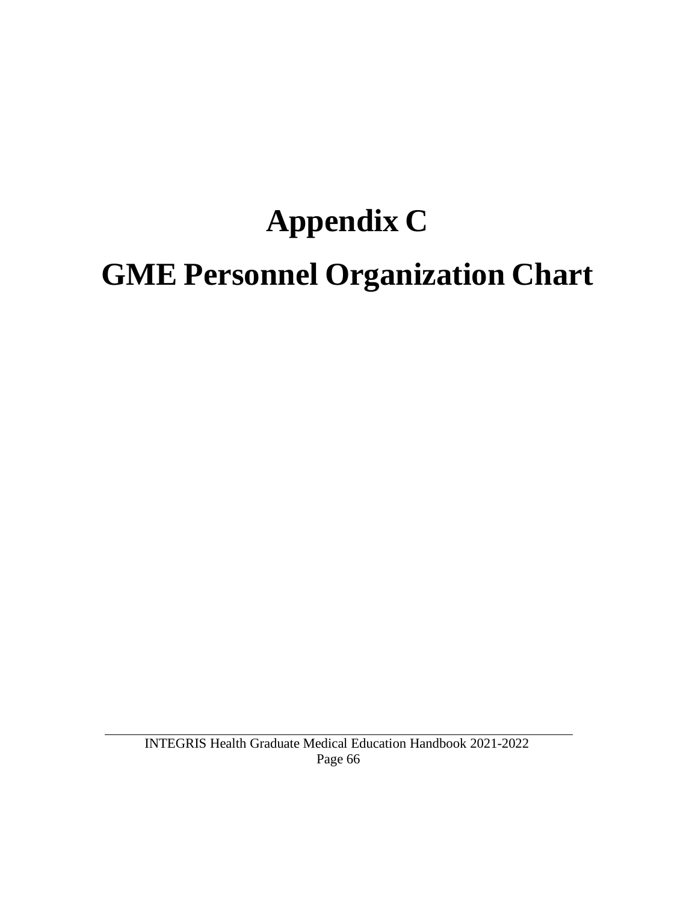# Appendix C

# GME Personnel Organization Chart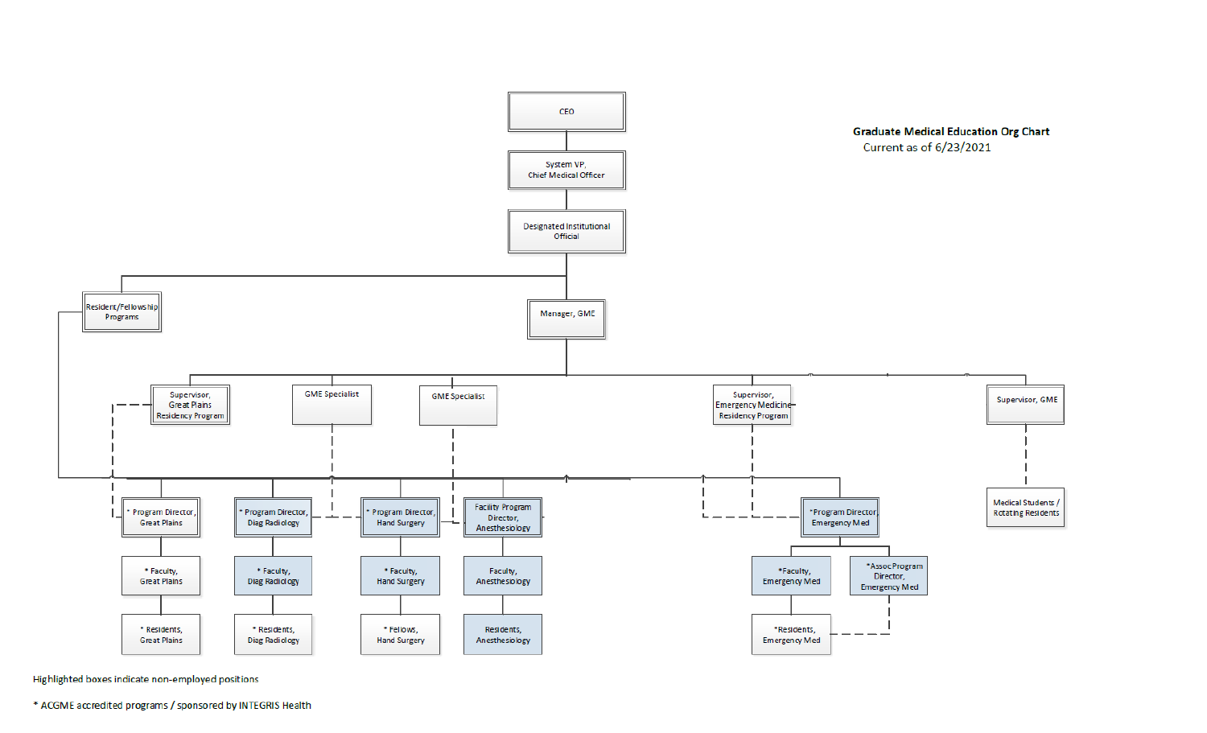## Graduate Medical Education Org Chart

Current as of 6/23/2021

- CEO
  - System VP, Chief Medical Officer
    - Designated Institutional Official
      - Resident/Fellowship Programs
        - * Program Director, Great Plains
          - * Faculty, Great Plains
            - * Residents, Great Plains
        - * Program Director, Diag Radiology
          - * Faculty, Diag Radiology
            - * Residents, Diag Radiology
        - * Program Director, Hand Surgery
          - * Faculty, Hand Surgery
            - * Fellows, Hand Surgery
        - Facility Program Director, Anesthesiology
          - Faculty, Anesthesiology
            - Residents, Anesthesiology
        - *Program Director, Emergency Med
          - *Faculty, Emergency Med
            - *Residents, Emergency Med
          - *Assoc Program Director, Emergency Med
      - Menager, GME
        - Supervisor, Great Plains Residency Program
        - GME Specialist
        - GME Specialist
        - Supervisor, Emergency Medicine Residency Program
        - Supervisor, GME
          - Medical Students / Rotating Residents

Highlighted boxes indicate non-employed positions

* ACGME accredited programs / sponsored by INTEGRIS Health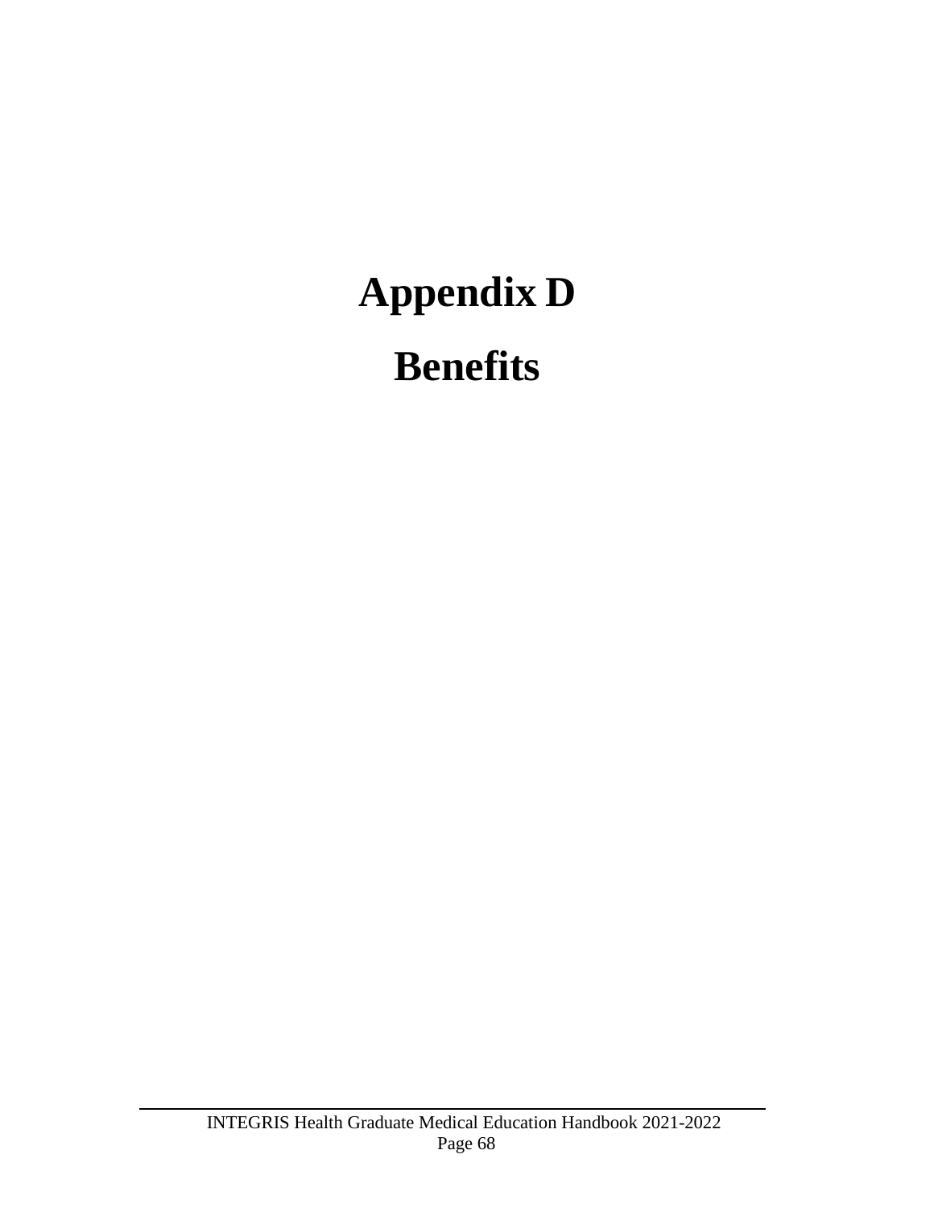# Appendix D

# Benefits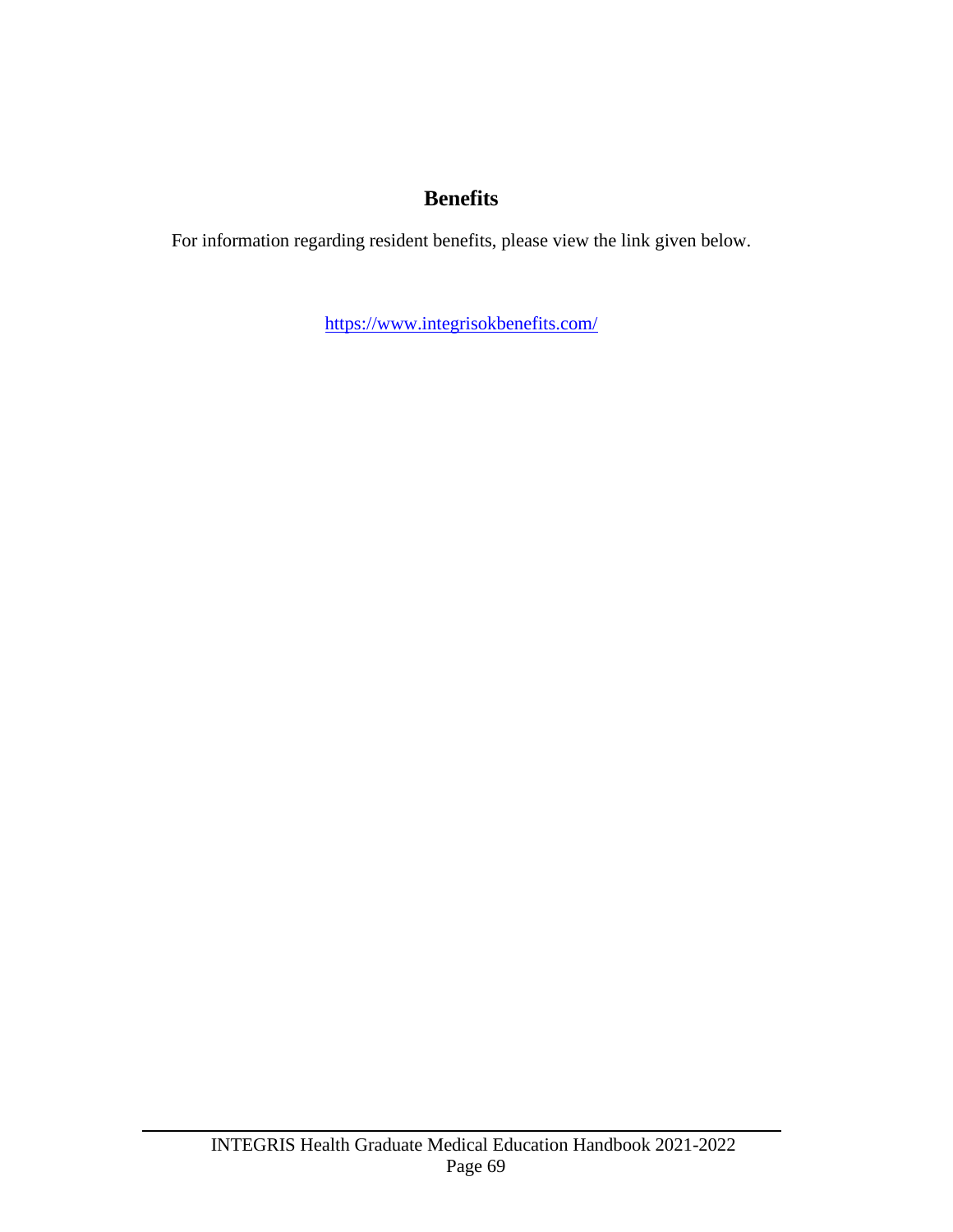# Benefits

For information regarding resident benefits, please view the link given below.

https://www.integrisokbenefits.com/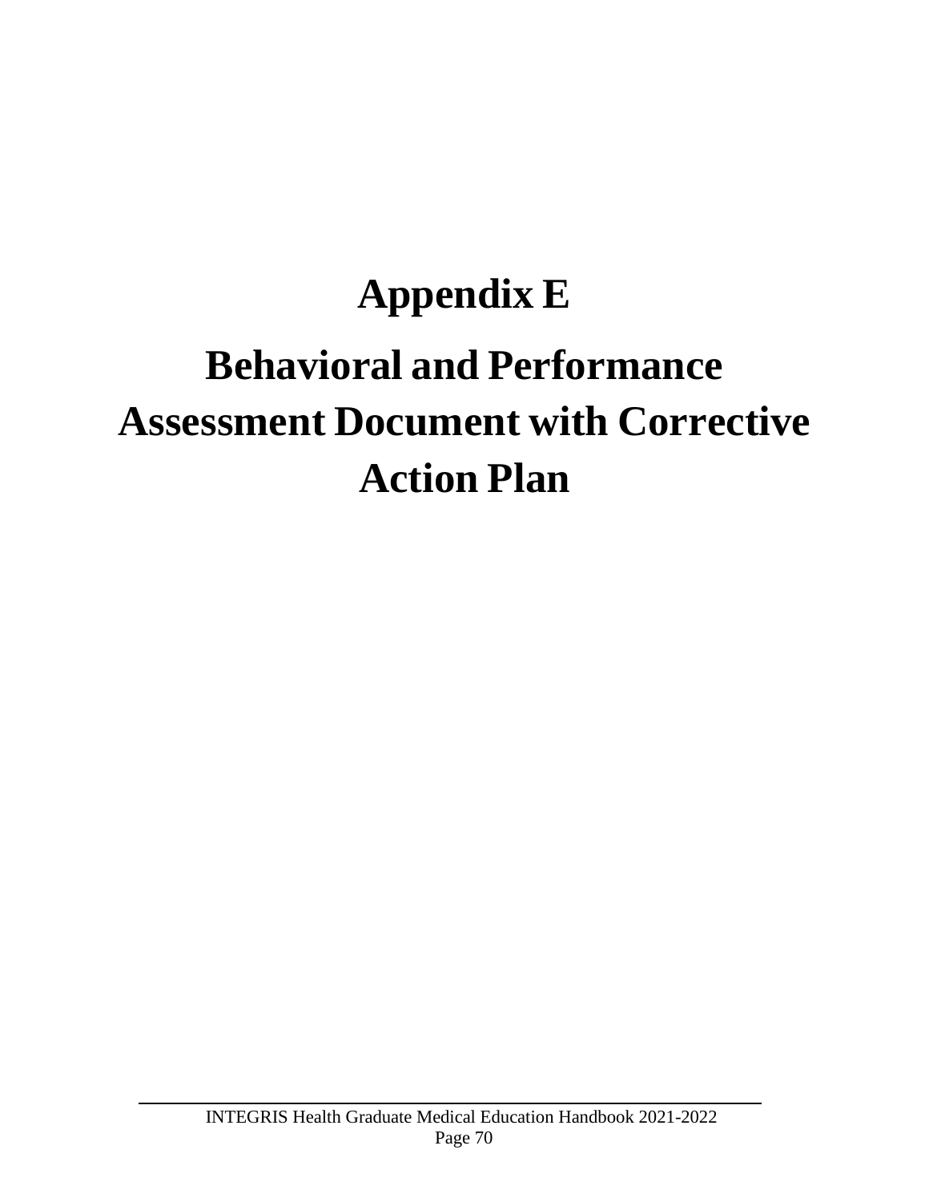# Appendix E

# Behavioral and Performance Assessment Document with Corrective Action Plan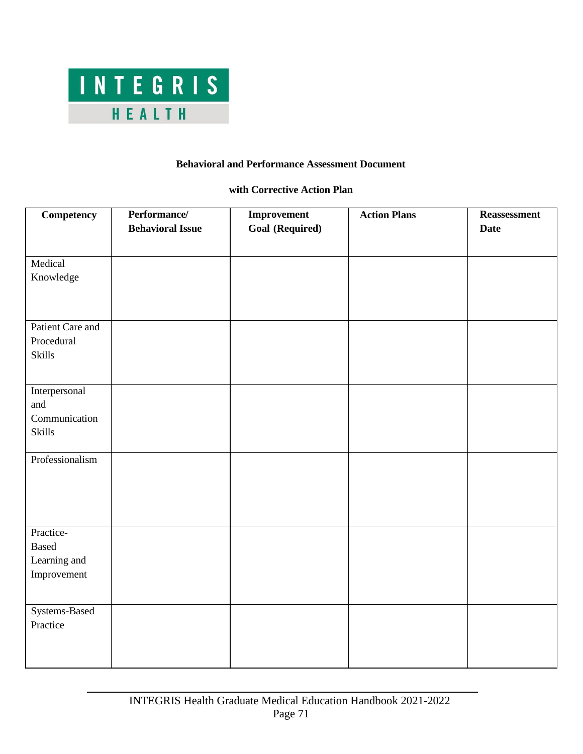INTEGRIS HEALTH

**Behavioral and Performance Assessment Document**

**with Corrective Action Plan**

| Competency | Performance/ Behavioral Issue | Improvement Goal (Required) | Action Plans | Reassessment Date |
|---|---|---|---|---|
| Medical Knowledge | | | | |
| Patient Care and Procedural Skills | | | | |
| Interpersonal and Communication Skills | | | | |
| Professionalism | | | | |
| Practice-Based Learning and Improvement | | | | |
| Systems-Based Practice | | | | |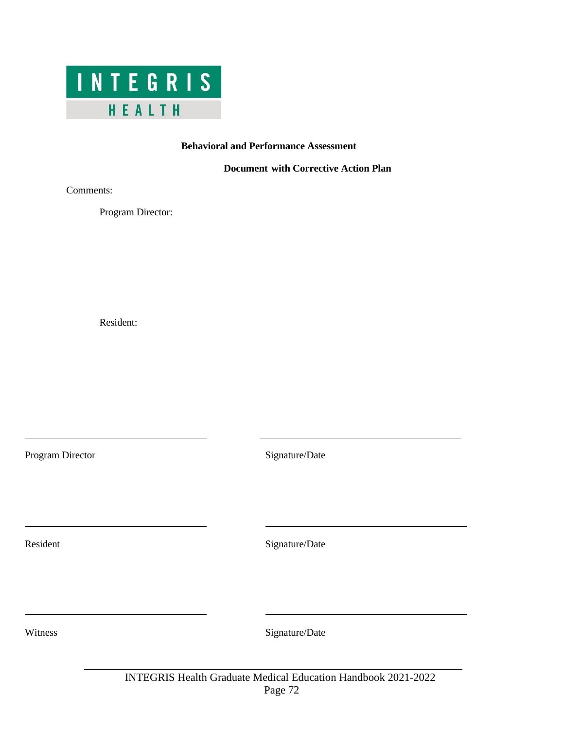INTEGRIS HEALTH

**Behavioral and Performance Assessment**

**Document with Corrective Action Plan**

Comments:

Program Director:

Resident:

| | |
|---|---|
| Program Director | Signature/Date |
| Resident | Signature/Date |
| Witness | Signature/Date |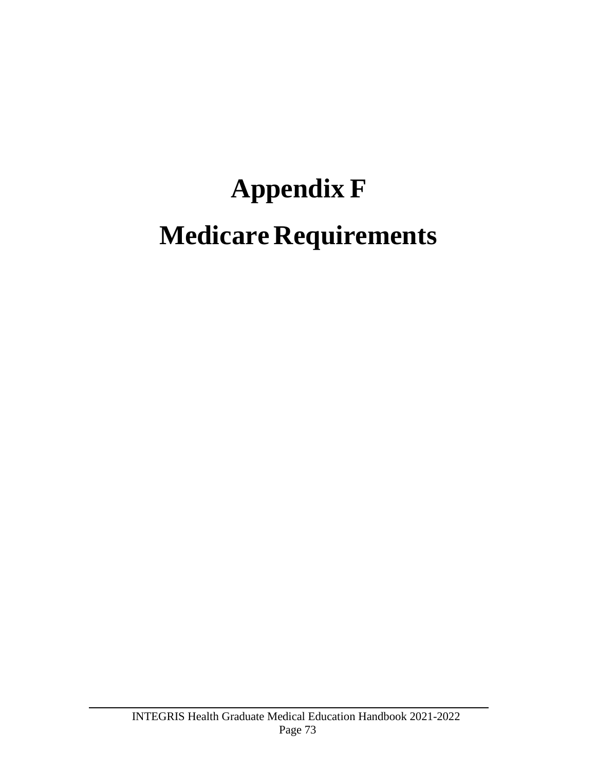# Appendix F

# Medicare Requirements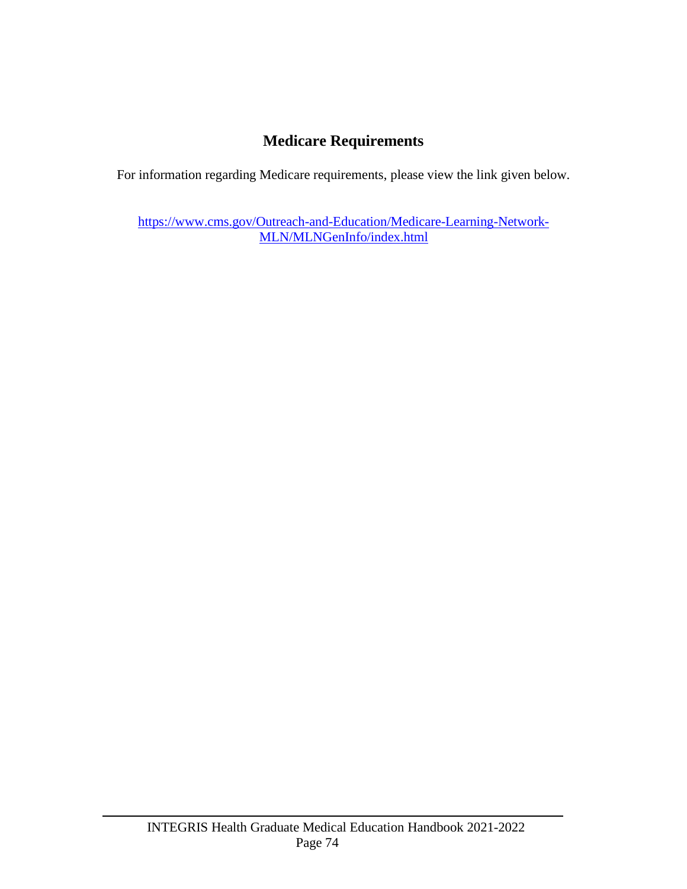# Medicare Requirements

For information regarding Medicare requirements, please view the link given below.

[https://www.cms.gov/Outreach-and-Education/Medicare-Learning-Network-MLN/MLNGenInfo/index.html](https://www.cms.gov/Outreach-and-Education/Medicare-Learning-Network-MLN/MLNGenInfo/index.html)